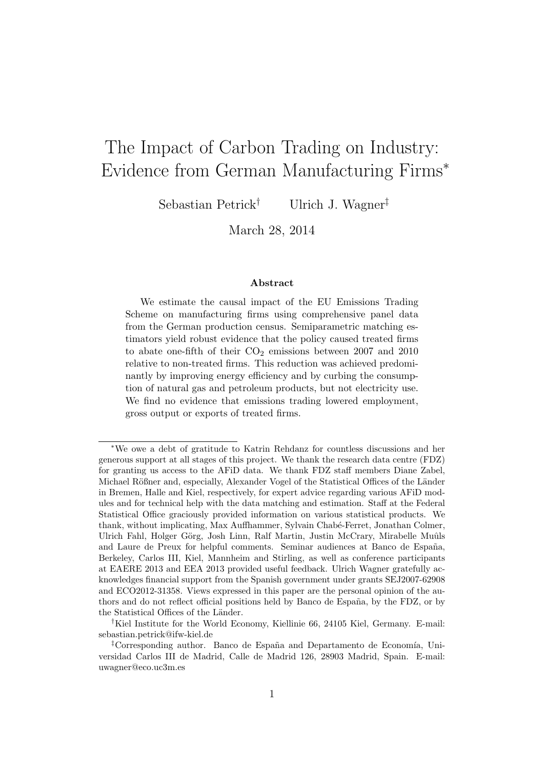# The Impact of Carbon Trading on Industry: Evidence from German Manufacturing Firms*

Sebastian Petrick[†] Ulrich J. Wagner[‡]

March 28, 2014

### Abstract

We estimate the causal impact of the EU Emissions Trading Scheme on manufacturing firms using comprehensive panel data from the German production census. Semiparametric matching estimators yield robust evidence that the policy caused treated firms to abate one-fifth of their $CO_2$ emissions between 2007 and 2010 relative to non-treated firms. This reduction was achieved predominantly by improving energy efficiency and by curbing the consumption of natural gas and petroleum products, but not electricity use. We find no evidence that emissions trading lowered employment, gross output or exports of treated firms.

---

*We owe a debt of gratitude to Katrin Rehdanz for countless discussions and her generous support at all stages of this project. We thank the research data centre (FDZ) for granting us access to the AFiD data. We thank FDZ staff members Diane Zabel, Michael Rößner and, especially, Alexander Vogel of the Statistical Offices of the Länder in Bremen, Halle and Kiel, respectively, for expert advice regarding various AFiD modules and for technical help with the data matching and estimation. Staff at the Federal Statistical Office graciously provided information on various statistical products. We thank, without implicating, Max Auffhammer, Sylvain Chabé-Ferret, Jonathan Colmer, Ulrich Fahl, Holger Görg, Josh Linn, Ralf Martin, Justin McCrary, Mirabelle Muûls and Laure de Preux for helpful comments. Seminar audiences at Banco de España, Berkeley, Carlos III, Kiel, Mannheim and Stirling, as well as conference participants at EAERE 2013 and EEA 2013 provided useful feedback. Ulrich Wagner gratefully acknowledges financial support from the Spanish government under grants SEJ2007-62908 and ECO2012-31358. Views expressed in this paper are the personal opinion of the authors and do not reflect official positions held by Banco de España, by the FDZ, or by the Statistical Offices of the Länder.

[†]Kiel Institute for the World Economy, Kiellinie 66, 24105 Kiel, Germany. E-mail: sebastian.petrick@ifw-kiel.de

[‡]Corresponding author. Banco de España and Departamento de Economía, Universidad Carlos III de Madrid, Calle de Madrid 126, 28903 Madrid, Spain. E-mail: uwagner@eco.uc3m.es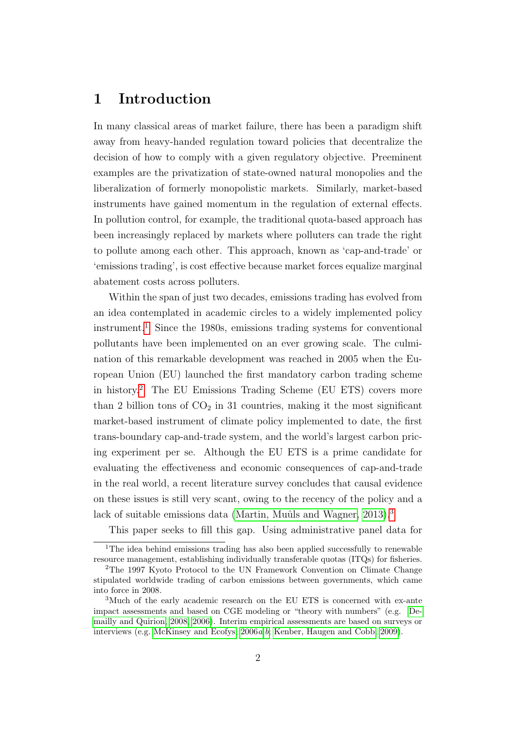# 1 Introduction

In many classical areas of market failure, there has been a paradigm shift away from heavy-handed regulation toward policies that decentralize the decision of how to comply with a given regulatory objective. Preeminent examples are the privatization of state-owned natural monopolies and the liberalization of formerly monopolistic markets. Similarly, market-based instruments have gained momentum in the regulation of external effects. In pollution control, for example, the traditional quota-based approach has been increasingly replaced by markets where polluters can trade the right to pollute among each other. This approach, known as 'cap-and-trade' or 'emissions trading', is cost effective because market forces equalize marginal abatement costs across polluters.

Within the span of just two decades, emissions trading has evolved from an idea contemplated in academic circles to a widely implemented policy instrument.[1] Since the 1980s, emissions trading systems for conventional pollutants have been implemented on an ever growing scale. The culmination of this remarkable development was reached in 2005 when the European Union (EU) launched the first mandatory carbon trading scheme in history.[2] The EU Emissions Trading Scheme (EU ETS) covers more than 2 billion tons of $CO_2$ in 31 countries, making it the most significant market-based instrument of climate policy implemented to date, the first trans-boundary cap-and-trade system, and the world's largest carbon pricing experiment per se. Although the EU ETS is a prime candidate for evaluating the effectiveness and economic consequences of cap-and-trade in the real world, a recent literature survey concludes that causal evidence on these issues is still very scant, owing to the recency of the policy and a lack of suitable emissions data (Martin, Muûls and Wagner, 2013).[3]

This paper seeks to fill this gap. Using administrative panel data for

[1] The idea behind emissions trading has also been applied successfully to renewable resource management, establishing individually transferable quotas (ITQs) for fisheries.

[2] The 1997 Kyoto Protocol to the UN Framework Convention on Climate Change stipulated worldwide trading of carbon emissions between governments, which came into force in 2008.

[3] Much of the early academic research on the EU ETS is concerned with ex-ante impact assessments and based on CGE modeling or "theory with numbers" (e.g. Demailly and Quirion, 2008, 2006). Interim empirical assessments are based on surveys or interviews (e.g. McKinsey and Ecofys, 2006*a*,*b*; Kenber, Haugen and Cobb, 2009).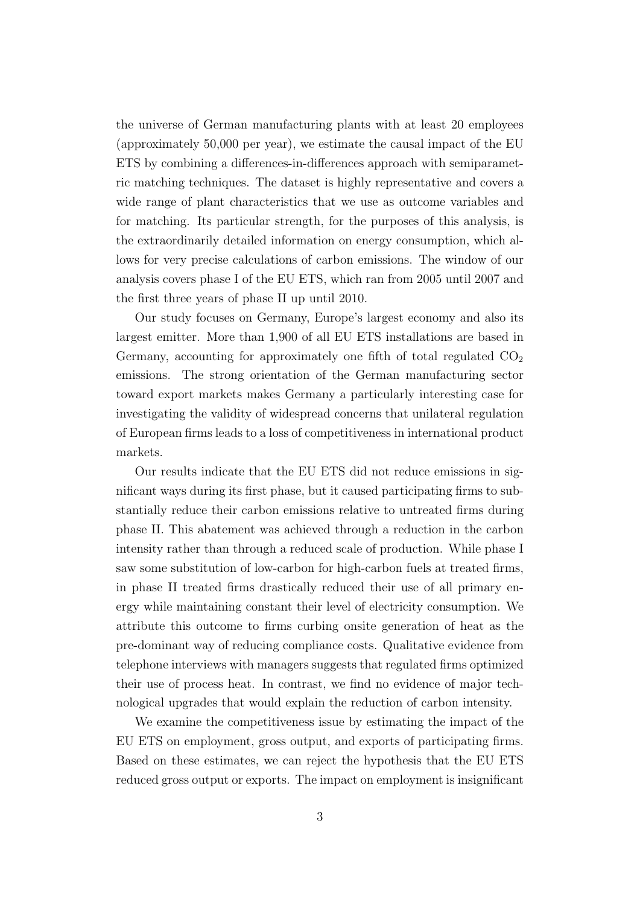the universe of German manufacturing plants with at least 20 employees (approximately 50,000 per year), we estimate the causal impact of the EU ETS by combining a differences-in-differences approach with semiparametric matching techniques. The dataset is highly representative and covers a wide range of plant characteristics that we use as outcome variables and for matching. Its particular strength, for the purposes of this analysis, is the extraordinarily detailed information on energy consumption, which allows for very precise calculations of carbon emissions. The window of our analysis covers phase I of the EU ETS, which ran from 2005 until 2007 and the first three years of phase II up until 2010.

Our study focuses on Germany, Europe's largest economy and also its largest emitter. More than 1,900 of all EU ETS installations are based in Germany, accounting for approximately one fifth of total regulated $CO_2$ emissions. The strong orientation of the German manufacturing sector toward export markets makes Germany a particularly interesting case for investigating the validity of widespread concerns that unilateral regulation of European firms leads to a loss of competitiveness in international product markets.

Our results indicate that the EU ETS did not reduce emissions in significant ways during its first phase, but it caused participating firms to substantially reduce their carbon emissions relative to untreated firms during phase II. This abatement was achieved through a reduction in the carbon intensity rather than through a reduced scale of production. While phase I saw some substitution of low-carbon for high-carbon fuels at treated firms, in phase II treated firms drastically reduced their use of all primary energy while maintaining constant their level of electricity consumption. We attribute this outcome to firms curbing onsite generation of heat as the pre-dominant way of reducing compliance costs. Qualitative evidence from telephone interviews with managers suggests that regulated firms optimized their use of process heat. In contrast, we find no evidence of major technological upgrades that would explain the reduction of carbon intensity.

We examine the competitiveness issue by estimating the impact of the EU ETS on employment, gross output, and exports of participating firms. Based on these estimates, we can reject the hypothesis that the EU ETS reduced gross output or exports. The impact on employment is insignificant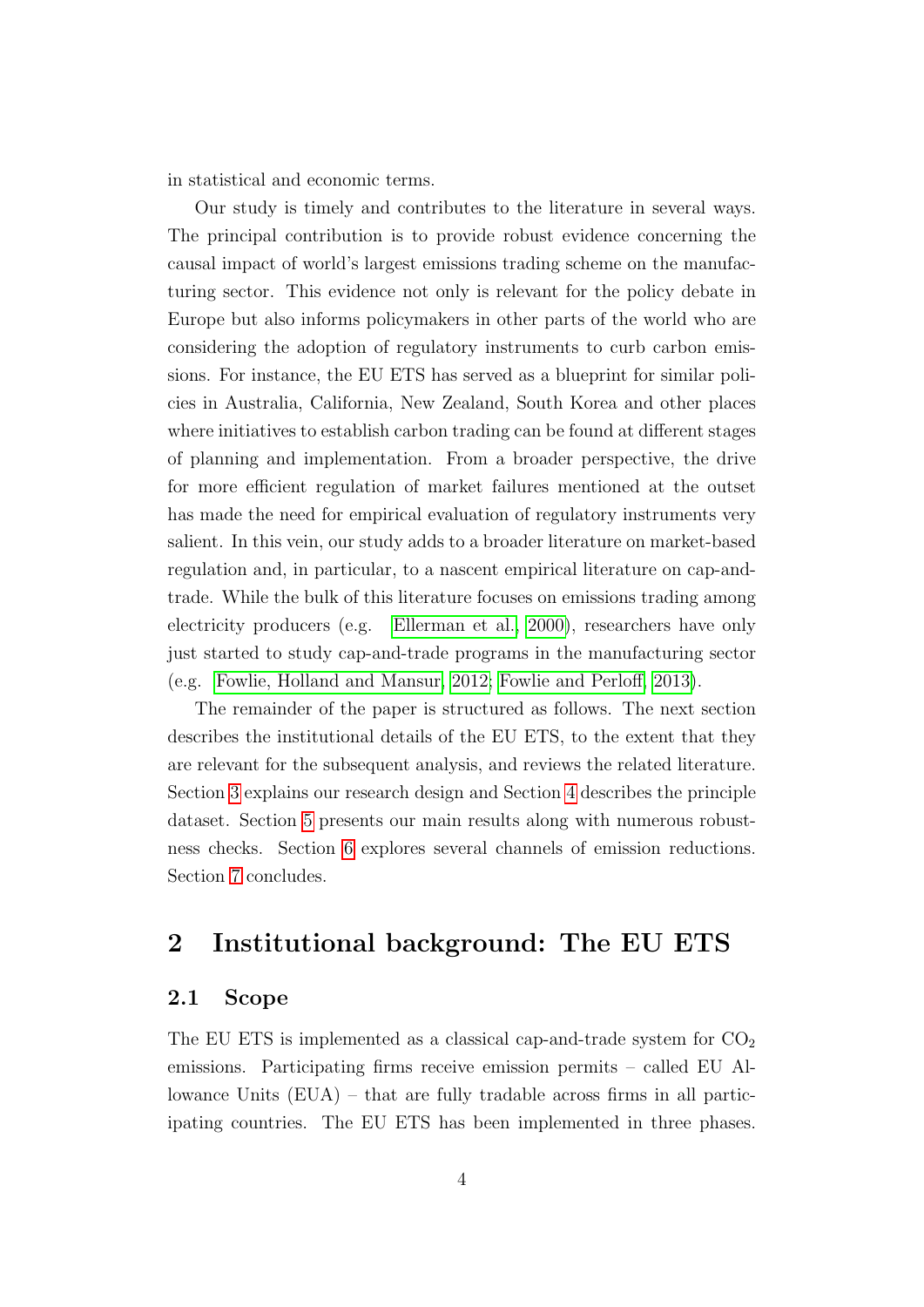in statistical and economic terms.

Our study is timely and contributes to the literature in several ways. The principal contribution is to provide robust evidence concerning the causal impact of world's largest emissions trading scheme on the manufacturing sector. This evidence not only is relevant for the policy debate in Europe but also informs policymakers in other parts of the world who are considering the adoption of regulatory instruments to curb carbon emissions. For instance, the EU ETS has served as a blueprint for similar policies in Australia, California, New Zealand, South Korea and other places where initiatives to establish carbon trading can be found at different stages of planning and implementation. From a broader perspective, the drive for more efficient regulation of market failures mentioned at the outset has made the need for empirical evaluation of regulatory instruments very salient. In this vein, our study adds to a broader literature on market-based regulation and, in particular, to a nascent empirical literature on cap-and-trade. While the bulk of this literature focuses on emissions trading among electricity producers (e.g. Ellerman et al., 2000), researchers have only just started to study cap-and-trade programs in the manufacturing sector (e.g. Fowlie, Holland and Mansur, 2012; Fowlie and Perloff, 2013).

The remainder of the paper is structured as follows. The next section describes the institutional details of the EU ETS, to the extent that they are relevant for the subsequent analysis, and reviews the related literature. Section 3 explains our research design and Section 4 describes the principle dataset. Section 5 presents our main results along with numerous robustness checks. Section 6 explores several channels of emission reductions. Section 7 concludes.

## 2 Institutional background: The EU ETS

### 2.1 Scope

The EU ETS is implemented as a classical cap-and-trade system for $CO_2$ emissions. Participating firms receive emission permits – called EU Allowance Units (EUA) – that are fully tradable across firms in all participating countries. The EU ETS has been implemented in three phases.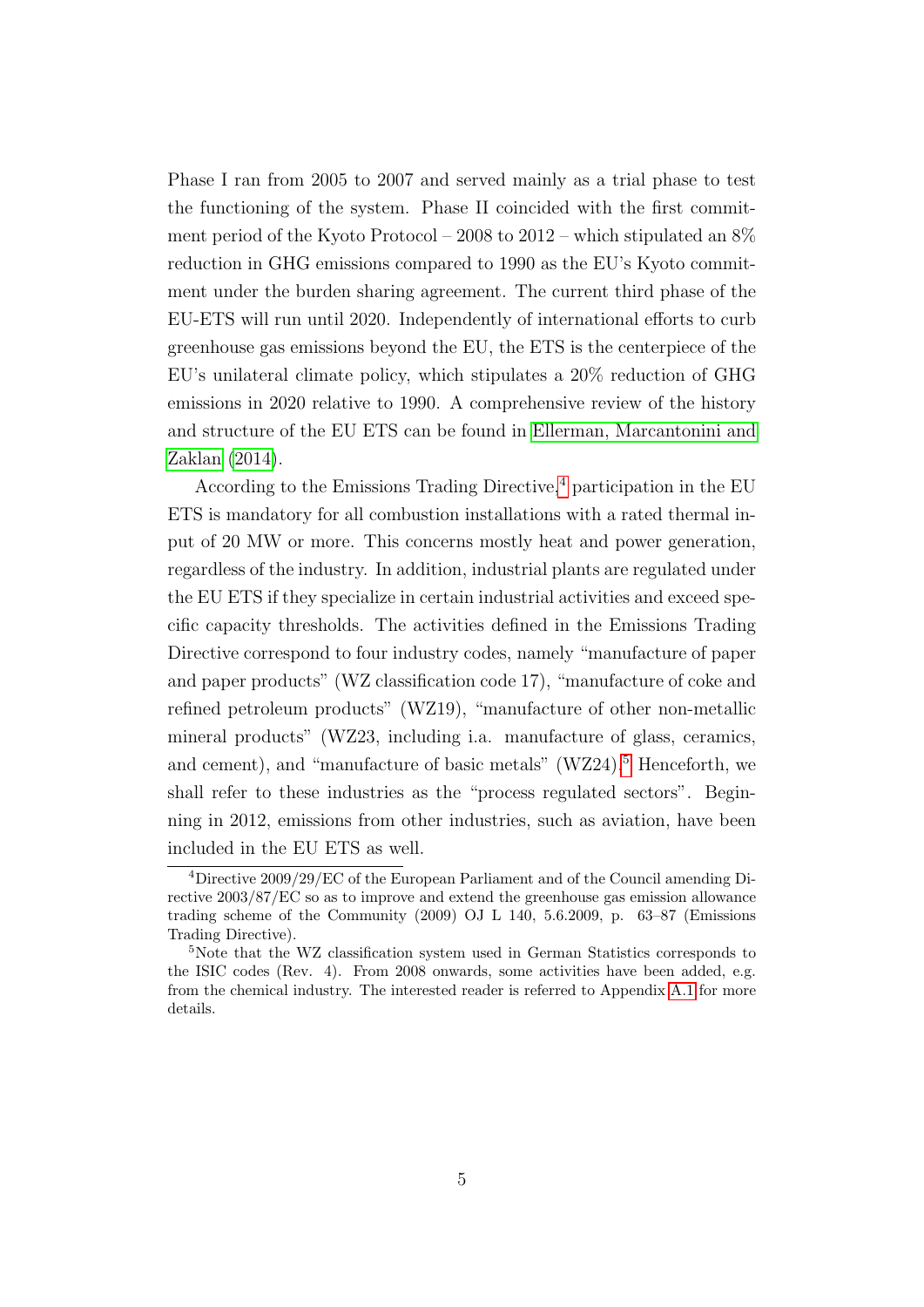Phase I ran from 2005 to 2007 and served mainly as a trial phase to test the functioning of the system. Phase II coincided with the first commitment period of the Kyoto Protocol – 2008 to 2012 – which stipulated an 8% reduction in GHG emissions compared to 1990 as the EU's Kyoto commitment under the burden sharing agreement. The current third phase of the EU-ETS will run until 2020. Independently of international efforts to curb greenhouse gas emissions beyond the EU, the ETS is the centerpiece of the EU's unilateral climate policy, which stipulates a 20% reduction of GHG emissions in 2020 relative to 1990. A comprehensive review of the history and structure of the EU ETS can be found in Ellerman, Marcantonini and Zaklan (2014).

According to the Emissions Trading Directive,[4] participation in the EU ETS is mandatory for all combustion installations with a rated thermal input of 20 MW or more. This concerns mostly heat and power generation, regardless of the industry. In addition, industrial plants are regulated under the EU ETS if they specialize in certain industrial activities and exceed specific capacity thresholds. The activities defined in the Emissions Trading Directive correspond to four industry codes, namely "manufacture of paper and paper products" (WZ classification code 17), "manufacture of coke and refined petroleum products" (WZ19), "manufacture of other non-metallic mineral products" (WZ23, including i.a. manufacture of glass, ceramics, and cement), and "manufacture of basic metals" (WZ24).[5] Henceforth, we shall refer to these industries as the "process regulated sectors". Beginning in 2012, emissions from other industries, such as aviation, have been included in the EU ETS as well.

[4] Directive 2009/29/EC of the European Parliament and of the Council amending Directive 2003/87/EC so as to improve and extend the greenhouse gas emission allowance trading scheme of the Community (2009) OJ L 140, 5.6.2009, p. 63–87 (Emissions Trading Directive).

[5] Note that the WZ classification system used in German Statistics corresponds to the ISIC codes (Rev. 4). From 2008 onwards, some activities have been added, e.g. from the chemical industry. The interested reader is referred to Appendix A.1 for more details.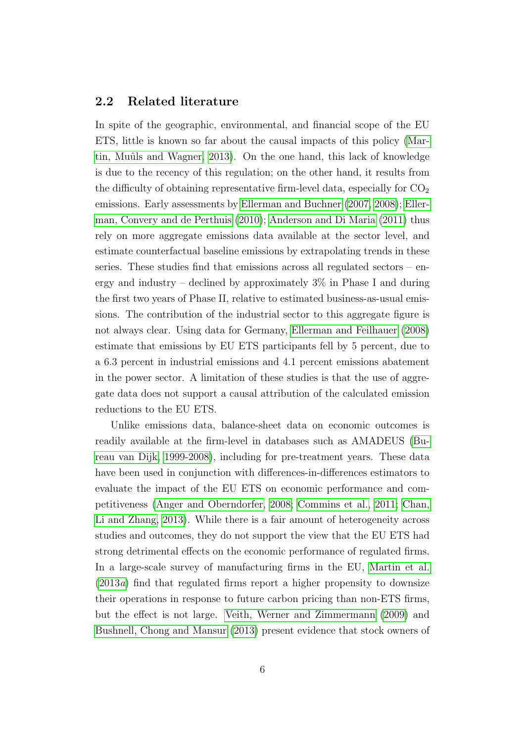## 2.2 Related literature

In spite of the geographic, environmental, and financial scope of the EU ETS, little is known so far about the causal impacts of this policy (Martin, Muûls and Wagner, 2013). On the one hand, this lack of knowledge is due to the recency of this regulation; on the other hand, it results from the difficulty of obtaining representative firm-level data, especially for $CO_2$ emissions. Early assessments by Ellerman and Buchner (2007, 2008); Ellerman, Convery and de Perthuis (2010); Anderson and Di Maria (2011) thus rely on more aggregate emissions data available at the sector level, and estimate counterfactual baseline emissions by extrapolating trends in these series. These studies find that emissions across all regulated sectors – energy and industry – declined by approximately 3% in Phase I and during the first two years of Phase II, relative to estimated business-as-usual emissions. The contribution of the industrial sector to this aggregate figure is not always clear. Using data for Germany, Ellerman and Feilhauer (2008) estimate that emissions by EU ETS participants fell by 5 percent, due to a 6.3 percent in industrial emissions and 4.1 percent emissions abatement in the power sector. A limitation of these studies is that the use of aggregate data does not support a causal attribution of the calculated emission reductions to the EU ETS.

Unlike emissions data, balance-sheet data on economic outcomes is readily available at the firm-level in databases such as AMADEUS (Bureau van Dijk, 1999-2008), including for pre-treatment years. These data have been used in conjunction with differences-in-differences estimators to evaluate the impact of the EU ETS on economic performance and competitiveness (Anger and Oberndorfer, 2008; Commins et al., 2011; Chan, Li and Zhang, 2013). While there is a fair amount of heterogeneity across studies and outcomes, they do not support the view that the EU ETS had strong detrimental effects on the economic performance of regulated firms. In a large-scale survey of manufacturing firms in the EU, Martin et al. (2013*a*) find that regulated firms report a higher propensity to downsize their operations in response to future carbon pricing than non-ETS firms, but the effect is not large. Veith, Werner and Zimmermann (2009) and Bushnell, Chong and Mansur (2013) present evidence that stock owners of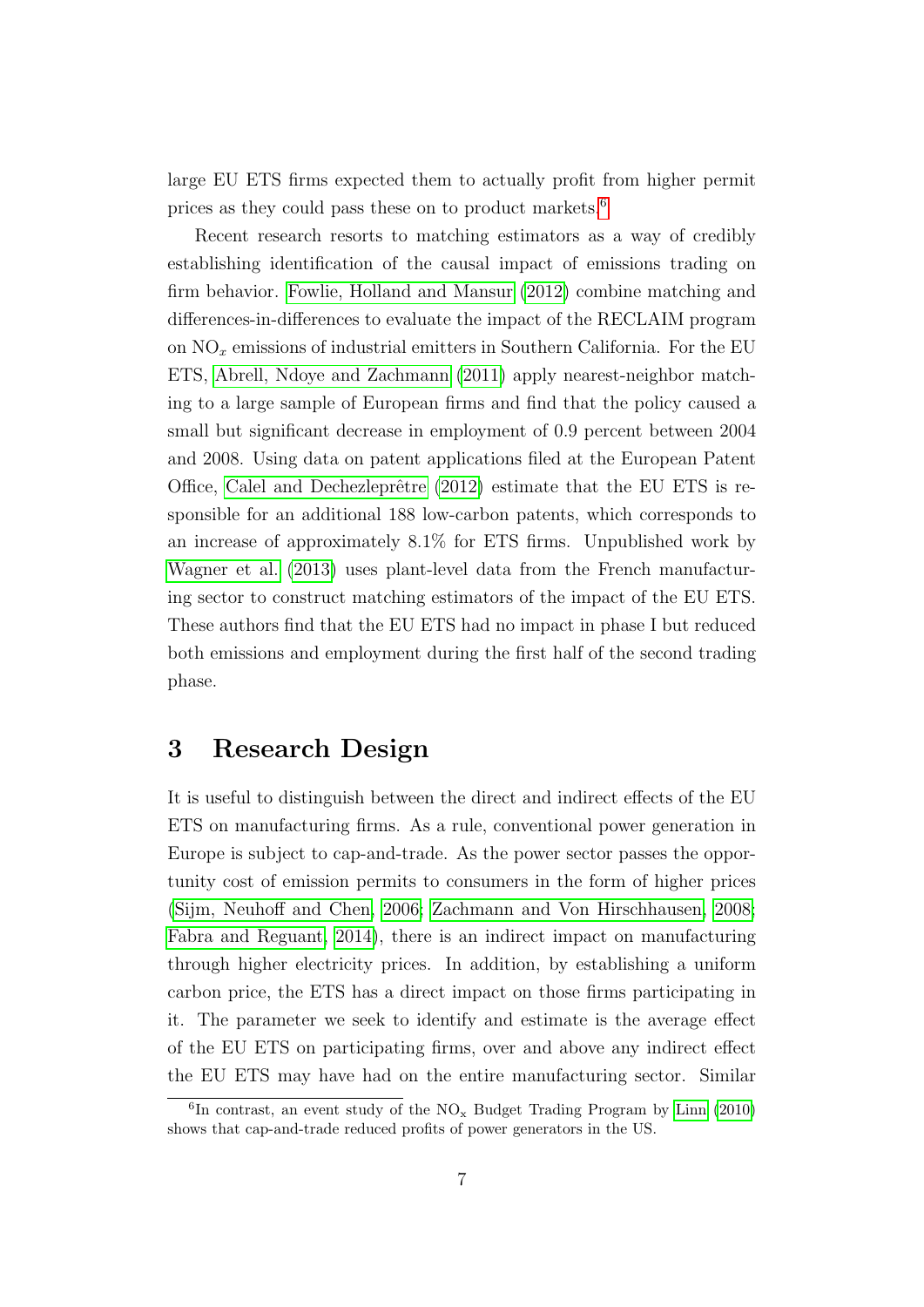large EU ETS firms expected them to actually profit from higher permit prices as they could pass these on to product markets.[6]

Recent research resorts to matching estimators as a way of credibly establishing identification of the causal impact of emissions trading on firm behavior. Fowlie, Holland and Mansur (2012) combine matching and differences-in-differences to evaluate the impact of the RECLAIM program on $NO_x$ emissions of industrial emitters in Southern California. For the EU ETS, Abrell, Ndoye and Zachmann (2011) apply nearest-neighbor matching to a large sample of European firms and find that the policy caused a small but significant decrease in employment of 0.9 percent between 2004 and 2008. Using data on patent applications filed at the European Patent Office, Calel and Dechezleprêtre (2012) estimate that the EU ETS is responsible for an additional 188 low-carbon patents, which corresponds to an increase of approximately 8.1% for ETS firms. Unpublished work by Wagner et al. (2013) uses plant-level data from the French manufacturing sector to construct matching estimators of the impact of the EU ETS. These authors find that the EU ETS had no impact in phase I but reduced both emissions and employment during the first half of the second trading phase.

## 3 Research Design

It is useful to distinguish between the direct and indirect effects of the EU ETS on manufacturing firms. As a rule, conventional power generation in Europe is subject to cap-and-trade. As the power sector passes the opportunity cost of emission permits to consumers in the form of higher prices (Sijm, Neuhoff and Chen, 2006; Zachmann and Von Hirschhausen, 2008; Fabra and Reguant, 2014), there is an indirect impact on manufacturing through higher electricity prices. In addition, by establishing a uniform carbon price, the ETS has a direct impact on those firms participating in it. The parameter we seek to identify and estimate is the average effect of the EU ETS on participating firms, over and above any indirect effect the EU ETS may have had on the entire manufacturing sector. Similar

[6] In contrast, an event study of the $NO_x$ Budget Trading Program by Linn (2010) shows that cap-and-trade reduced profits of power generators in the US.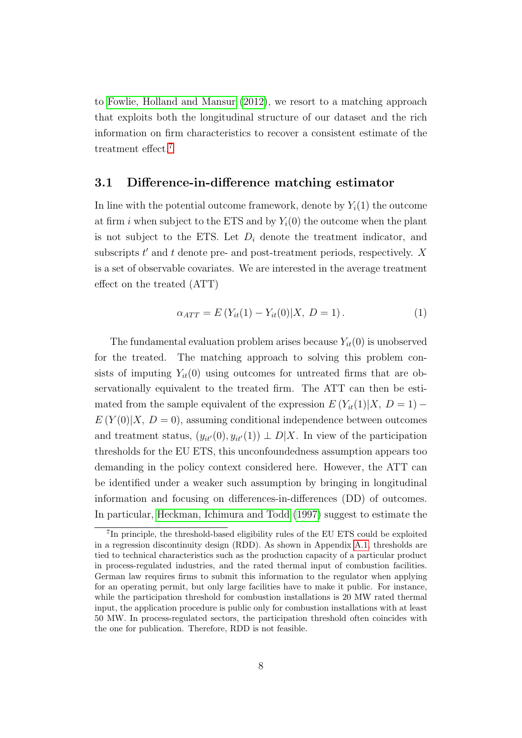to Fowlie, Holland and Mansur (2012), we resort to a matching approach that exploits both the longitudinal structure of our dataset and the rich information on firm characteristics to recover a consistent estimate of the treatment effect.[7]

### 3.1 Difference-in-difference matching estimator

In line with the potential outcome framework, denote by $Y_i(1)$ the outcome at firm $i$ when subject to the ETS and by $Y_i(0)$ the outcome when the plant is not subject to the ETS. Let $D_i$ denote the treatment indicator, and subscripts $t'$ and $t$ denote pre- and post-treatment periods, respectively. $X$ is a set of observable covariates. We are interested in the average treatment effect on the treated (ATT)

$$\alpha_{ATT} = E\left(Y_{it}(1) - Y_{it}(0)|X,\ D = 1\right). \tag{1}$$

The fundamental evaluation problem arises because $Y_{it}(0)$ is unobserved for the treated. The matching approach to solving this problem consists of imputing $Y_{it}(0)$ using outcomes for untreated firms that are observationally equivalent to the treated firm. The ATT can then be estimated from the sample equivalent of the expression $E\left(Y_{it}(1)|X,\ D = 1\right) - E\left(Y(0)|X,\ D = 0\right)$, assuming conditional independence between outcomes and treatment status, $(y_{it'}(0), y_{it'}(1)) \perp D|X$. In view of the participation thresholds for the EU ETS, this unconfoundedness assumption appears too demanding in the policy context considered here. However, the ATT can be identified under a weaker such assumption by bringing in longitudinal information and focusing on differences-in-differences (DD) of outcomes. In particular, Heckman, Ichimura and Todd (1997) suggest to estimate the

---

[7] In principle, the threshold-based eligibility rules of the EU ETS could be exploited in a regression discontinuity design (RDD). As shown in Appendix A.1, thresholds are tied to technical characteristics such as the production capacity of a particular product in process-regulated industries, and the rated thermal input of combustion facilities. German law requires firms to submit this information to the regulator when applying for an operating permit, but only large facilities have to make it public. For instance, while the participation threshold for combustion installations is 20 MW rated thermal input, the application procedure is public only for combustion installations with at least 50 MW. In process-regulated sectors, the participation threshold often coincides with the one for publication. Therefore, RDD is not feasible.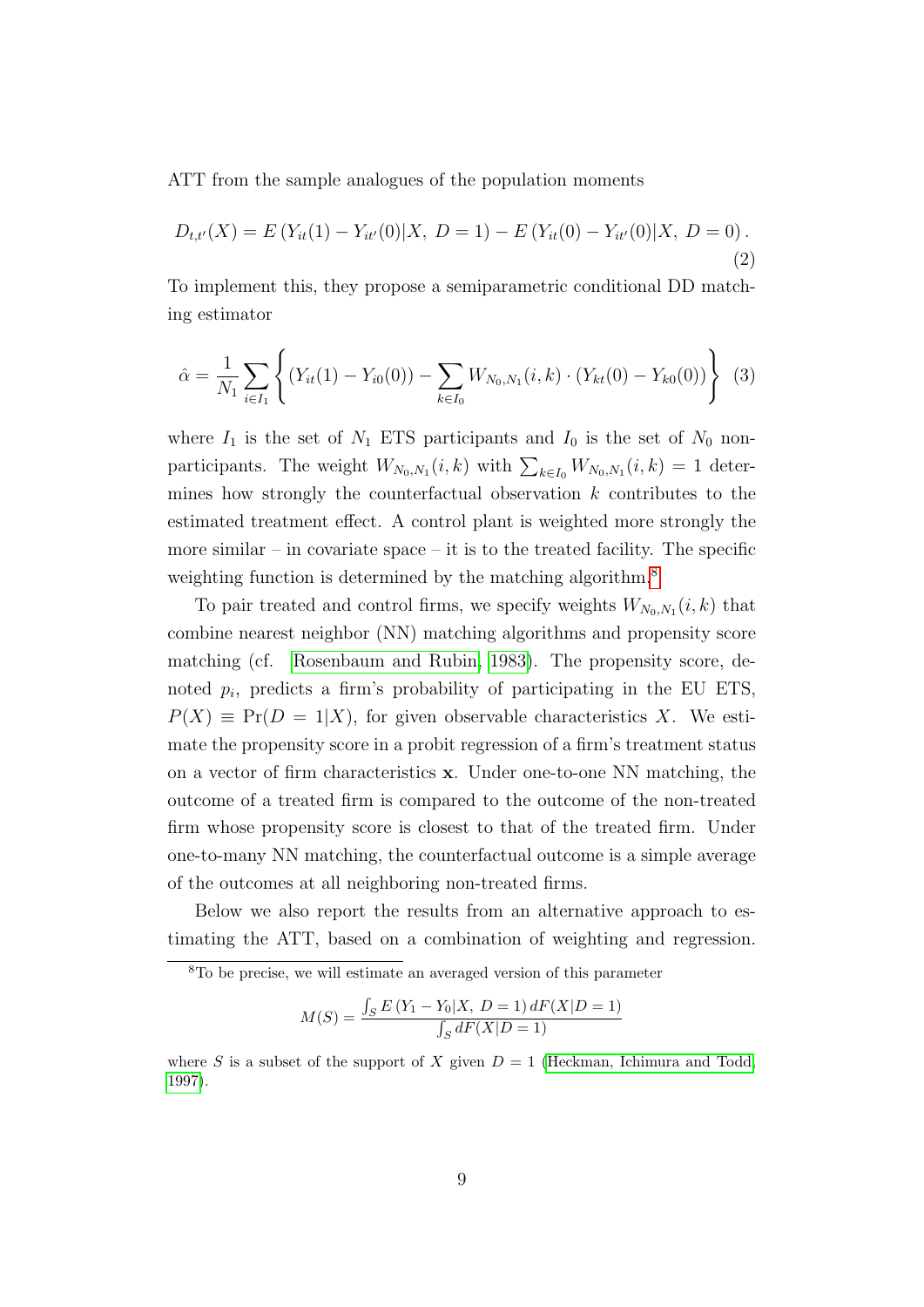ATT from the sample analogues of the population moments

$$D_{t,t'}(X) = E\left(Y_{it}(1) - Y_{it'}(0)|X,\ D=1\right) - E\left(Y_{it}(0) - Y_{it'}(0)|X,\ D=0\right). \tag{2}$$

To implement this, they propose a semiparametric conditional DD matching estimator

$$\hat{\alpha} = \frac{1}{N_1}\sum_{i \in I_1}\left\{(Y_{it}(1) - Y_{i0}(0)) - \sum_{k \in I_0} W_{N_0,N_1}(i,k) \cdot (Y_{kt}(0) - Y_{k0}(0))\right\} \tag{3}$$

where $I_1$ is the set of $N_1$ ETS participants and $I_0$ is the set of $N_0$ non-participants. The weight $W_{N_0,N_1}(i,k)$ with $\sum_{k \in I_0} W_{N_0,N_1}(i,k) = 1$ determines how strongly the counterfactual observation $k$ contributes to the estimated treatment effect. A control plant is weighted more strongly the more similar – in covariate space – it is to the treated facility. The specific weighting function is determined by the matching algorithm.[8]

To pair treated and control firms, we specify weights $W_{N_0,N_1}(i,k)$ that combine nearest neighbor (NN) matching algorithms and propensity score matching (cf. Rosenbaum and Rubin, 1983). The propensity score, denoted $p_i$, predicts a firm's probability of participating in the EU ETS, $P(X) \equiv \Pr(D = 1|X)$, for given observable characteristics $X$. We estimate the propensity score in a probit regression of a firm's treatment status on a vector of firm characteristics $\mathbf{x}$. Under one-to-one NN matching, the outcome of a treated firm is compared to the outcome of the non-treated firm whose propensity score is closest to that of the treated firm. Under one-to-many NN matching, the counterfactual outcome is a simple average of the outcomes at all neighboring non-treated firms.

Below we also report the results from an alternative approach to estimating the ATT, based on a combination of weighting and regression.

[8] To be precise, we will estimate an averaged version of this parameter

$$M(S) = \frac{\int_S E\left(Y_1 - Y_0|X,\ D=1\right) dF(X|D=1)}{\int_S dF(X|D=1)}$$

where $S$ is a subset of the support of $X$ given $D = 1$ (Heckman, Ichimura and Todd, 1997).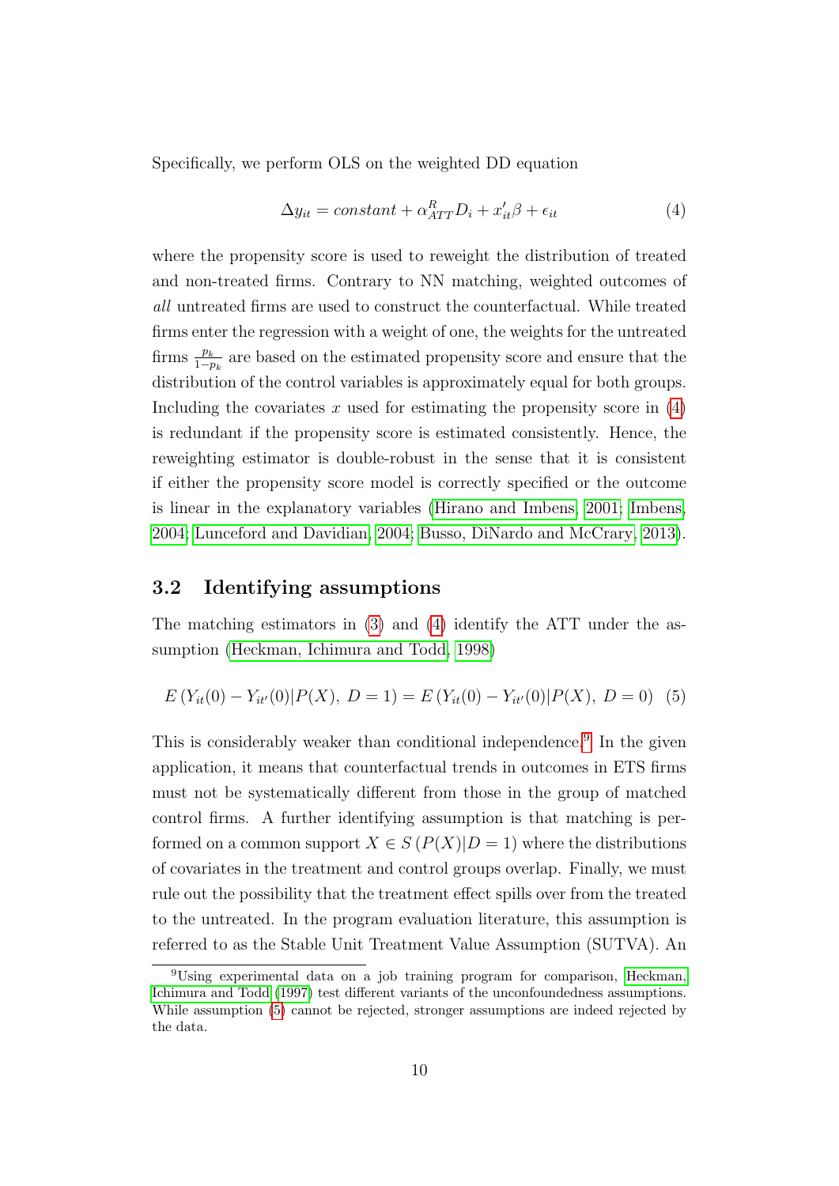Specifically, we perform OLS on the weighted DD equation

$$\Delta y_{it} = constant + \alpha^{R}_{ATT} D_i + x'_{it}\beta + \epsilon_{it} \tag{4}$$

where the propensity score is used to reweight the distribution of treated and non-treated firms. Contrary to NN matching, weighted outcomes of *all* untreated firms are used to construct the counterfactual. While treated firms enter the regression with a weight of one, the weights for the untreated firms $\frac{p_k}{1-p_k}$ are based on the estimated propensity score and ensure that the distribution of the control variables is approximately equal for both groups. Including the covariates $x$ used for estimating the propensity score in (4) is redundant if the propensity score is estimated consistently. Hence, the reweighting estimator is double-robust in the sense that it is consistent if either the propensity score model is correctly specified or the outcome is linear in the explanatory variables (Hirano and Imbens, 2001; Imbens, 2004; Lunceford and Davidian, 2004; Busso, DiNardo and McCrary, 2013).

## 3.2 Identifying assumptions

The matching estimators in (3) and (4) identify the ATT under the assumption (Heckman, Ichimura and Todd, 1998)

$$E\left(Y_{it}(0) - Y_{it'}(0)|P(X),\, D=1\right) = E\left(Y_{it}(0) - Y_{it'}(0)|P(X),\, D=0\right) \tag{5}$$

This is considerably weaker than conditional independence.[9] In the given application, it means that counterfactual trends in outcomes in ETS firms must not be systematically different from those in the group of matched control firms. A further identifying assumption is that matching is performed on a common support $X \in S\left(P(X)|D=1\right)$ where the distributions of covariates in the treatment and control groups overlap. Finally, we must rule out the possibility that the treatment effect spills over from the treated to the untreated. In the program evaluation literature, this assumption is referred to as the Stable Unit Treatment Value Assumption (SUTVA). An

[9] Using experimental data on a job training program for comparison, Heckman, Ichimura and Todd (1997) test different variants of the unconfoundedness assumptions. While assumption (5) cannot be rejected, stronger assumptions are indeed rejected by the data.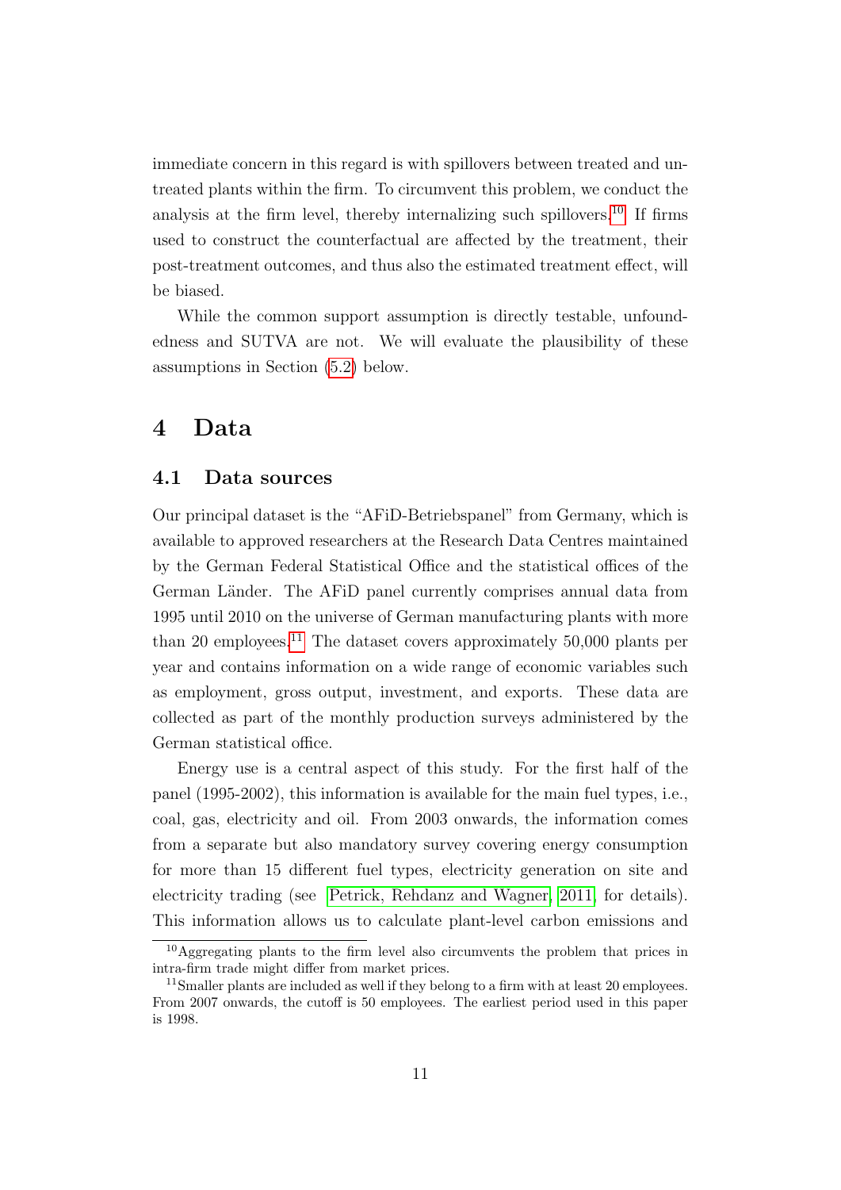immediate concern in this regard is with spillovers between treated and untreated plants within the firm. To circumvent this problem, we conduct the analysis at the firm level, thereby internalizing such spillovers.[10] If firms used to construct the counterfactual are affected by the treatment, their post-treatment outcomes, and thus also the estimated treatment effect, will be biased.

While the common support assumption is directly testable, unfoundedness and SUTVA are not. We will evaluate the plausibility of these assumptions in Section (5.2) below.

# 4 Data

## 4.1 Data sources

Our principal dataset is the "AFiD-Betriebspanel" from Germany, which is available to approved researchers at the Research Data Centres maintained by the German Federal Statistical Office and the statistical offices of the German Länder. The AFiD panel currently comprises annual data from 1995 until 2010 on the universe of German manufacturing plants with more than 20 employees.[11] The dataset covers approximately 50,000 plants per year and contains information on a wide range of economic variables such as employment, gross output, investment, and exports. These data are collected as part of the monthly production surveys administered by the German statistical office.

Energy use is a central aspect of this study. For the first half of the panel (1995-2002), this information is available for the main fuel types, i.e., coal, gas, electricity and oil. From 2003 onwards, the information comes from a separate but also mandatory survey covering energy consumption for more than 15 different fuel types, electricity generation on site and electricity trading (see Petrick, Rehdanz and Wagner, 2011 for details). This information allows us to calculate plant-level carbon emissions and

[10] Aggregating plants to the firm level also circumvents the problem that prices in intra-firm trade might differ from market prices.

[11] Smaller plants are included as well if they belong to a firm with at least 20 employees. From 2007 onwards, the cutoff is 50 employees. The earliest period used in this paper is 1998.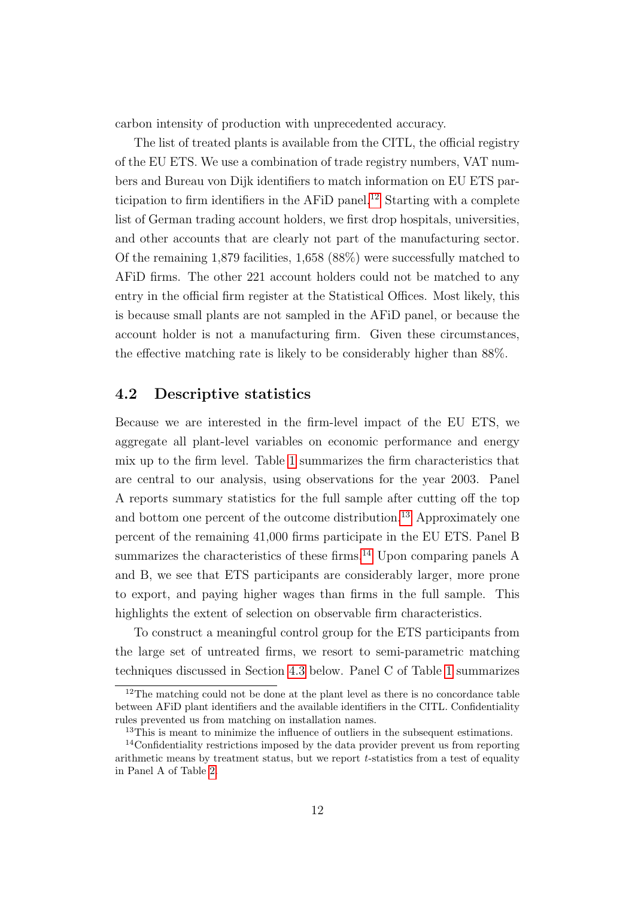carbon intensity of production with unprecedented accuracy.

The list of treated plants is available from the CITL, the official registry of the EU ETS. We use a combination of trade registry numbers, VAT numbers and Bureau von Dijk identifiers to match information on EU ETS participation to firm identifiers in the AFiD panel.[12] Starting with a complete list of German trading account holders, we first drop hospitals, universities, and other accounts that are clearly not part of the manufacturing sector. Of the remaining 1,879 facilities, 1,658 (88%) were successfully matched to AFiD firms. The other 221 account holders could not be matched to any entry in the official firm register at the Statistical Offices. Most likely, this is because small plants are not sampled in the AFiD panel, or because the account holder is not a manufacturing firm. Given these circumstances, the effective matching rate is likely to be considerably higher than 88%.

## 4.2 Descriptive statistics

Because we are interested in the firm-level impact of the EU ETS, we aggregate all plant-level variables on economic performance and energy mix up to the firm level. Table 1 summarizes the firm characteristics that are central to our analysis, using observations for the year 2003. Panel A reports summary statistics for the full sample after cutting off the top and bottom one percent of the outcome distribution.[13] Approximately one percent of the remaining 41,000 firms participate in the EU ETS. Panel B summarizes the characteristics of these firms.[14] Upon comparing panels A and B, we see that ETS participants are considerably larger, more prone to export, and paying higher wages than firms in the full sample. This highlights the extent of selection on observable firm characteristics.

To construct a meaningful control group for the ETS participants from the large set of untreated firms, we resort to semi-parametric matching techniques discussed in Section 4.3 below. Panel C of Table 1 summarizes

[12] The matching could not be done at the plant level as there is no concordance table between AFiD plant identifiers and the available identifiers in the CITL. Confidentiality rules prevented us from matching on installation names.

[13] This is meant to minimize the influence of outliers in the subsequent estimations.

[14] Confidentiality restrictions imposed by the data provider prevent us from reporting arithmetic means by treatment status, but we report $t$-statistics from a test of equality in Panel A of Table 2.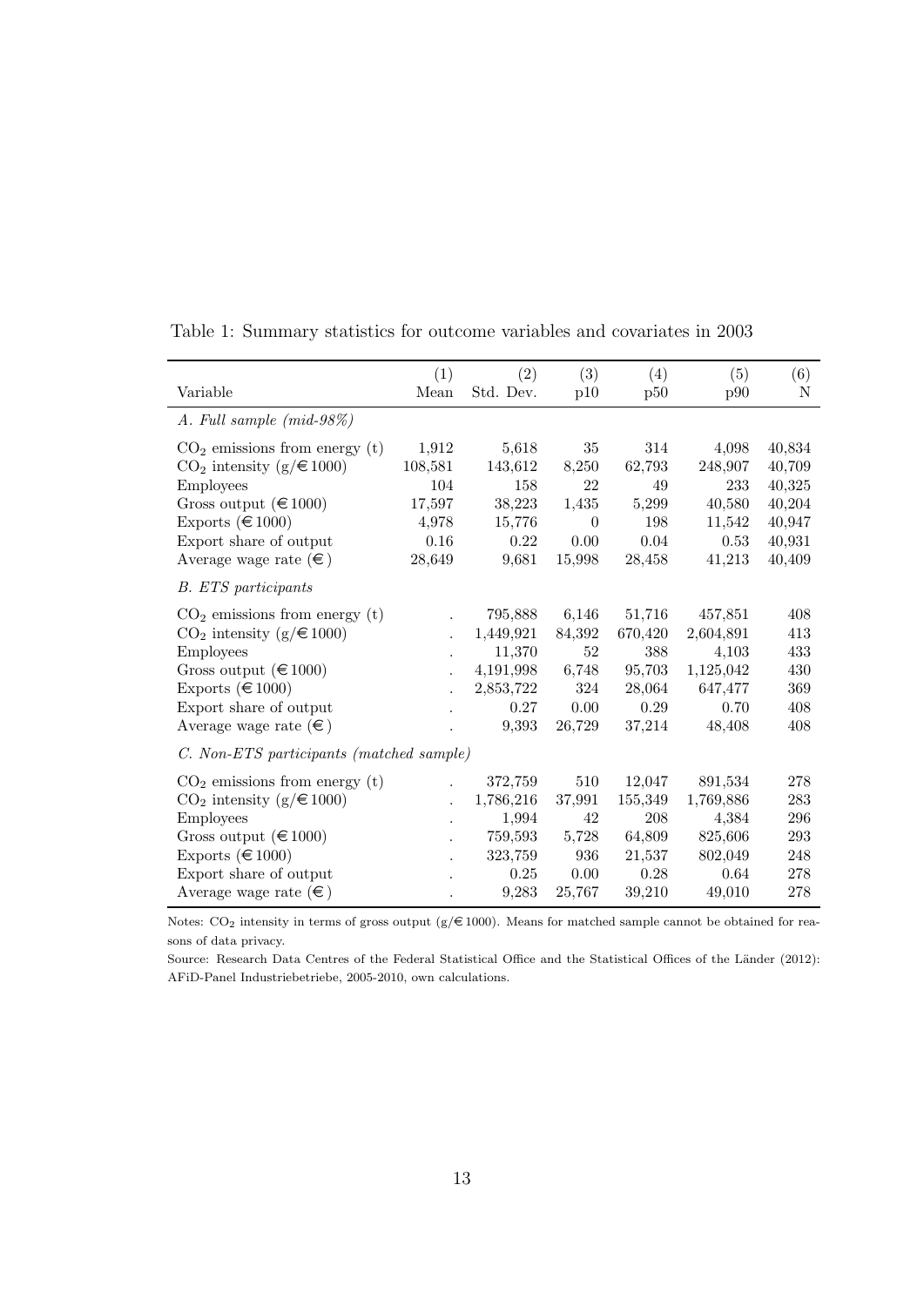Table 1: Summary statistics for outcome variables and covariates in 2003

| Variable | (1) Mean | (2) Std. Dev. | (3) p10 | (4) p50 | (5) p90 | (6) N |
|---|---|---|---|---|---|---|
| *A. Full sample (mid-98%)* | | | | | | |
| $CO_2$ emissions from energy (t) | 1,912 | 5,618 | 35 | 314 | 4,098 | 40,834 |
| $CO_2$ intensity (g/€1000) | 108,581 | 143,612 | 8,250 | 62,793 | 248,907 | 40,709 |
| Employees | 104 | 158 | 22 | 49 | 233 | 40,325 |
| Gross output (€1000) | 17,597 | 38,223 | 1,435 | 5,299 | 40,580 | 40,204 |
| Exports (€1000) | 4,978 | 15,776 | 0 | 198 | 11,542 | 40,947 |
| Export share of output | 0.16 | 0.22 | 0.00 | 0.04 | 0.53 | 40,931 |
| Average wage rate (€) | 28,649 | 9,681 | 15,998 | 28,458 | 41,213 | 40,409 |
| *B. ETS participants* | | | | | | |
| $CO_2$ emissions from energy (t) | . | 795,888 | 6,146 | 51,716 | 457,851 | 408 |
| $CO_2$ intensity (g/€1000) | . | 1,449,921 | 84,392 | 670,420 | 2,604,891 | 413 |
| Employees | . | 11,370 | 52 | 388 | 4,103 | 433 |
| Gross output (€1000) | . | 4,191,998 | 6,748 | 95,703 | 1,125,042 | 430 |
| Exports (€1000) | . | 2,853,722 | 324 | 28,064 | 647,477 | 369 |
| Export share of output | . | 0.27 | 0.00 | 0.29 | 0.70 | 408 |
| Average wage rate (€) | . | 9,393 | 26,729 | 37,214 | 48,408 | 408 |
| *C. Non-ETS participants (matched sample)* | | | | | | |
| $CO_2$ emissions from energy (t) | . | 372,759 | 510 | 12,047 | 891,534 | 278 |
| $CO_2$ intensity (g/€1000) | . | 1,786,216 | 37,991 | 155,349 | 1,769,886 | 283 |
| Employees | . | 1,994 | 42 | 208 | 4,384 | 296 |
| Gross output (€1000) | . | 759,593 | 5,728 | 64,809 | 825,606 | 293 |
| Exports (€1000) | . | 323,759 | 936 | 21,537 | 802,049 | 248 |
| Export share of output | . | 0.25 | 0.00 | 0.28 | 0.64 | 278 |
| Average wage rate (€) | . | 9,283 | 25,767 | 39,210 | 49,010 | 278 |

Notes: $CO_2$ intensity in terms of gross output (g/€1000). Means for matched sample cannot be obtained for reasons of data privacy.

Source: Research Data Centres of the Federal Statistical Office and the Statistical Offices of the Länder (2012): AFiD-Panel Industriebetriebe, 2005-2010, own calculations.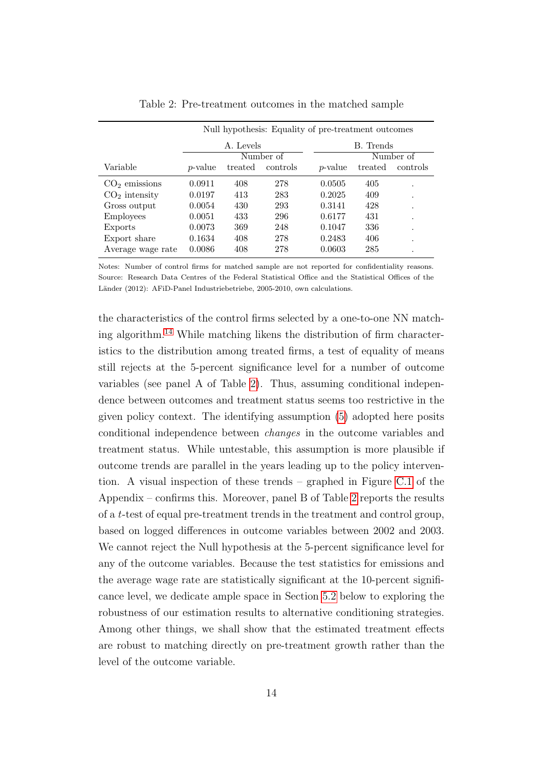Table 2: Pre-treatment outcomes in the matched sample

| | Null hypothesis: Equality of pre-treatment outcomes | | | | | |
|---|---|---|---|---|---|---|
| | A. Levels | | | B. Trends | | |
| | | Number of | | | Number of | |
| Variable | $p$-value | treated | controls | $p$-value | treated | controls |
| $CO_2$ emissions | 0.0911 | 408 | 278 | 0.0505 | 405 | . |
| $CO_2$ intensity | 0.0197 | 413 | 283 | 0.2025 | 409 | . |
| Gross output | 0.0054 | 430 | 293 | 0.3141 | 428 | . |
| Employees | 0.0051 | 433 | 296 | 0.6177 | 431 | . |
| Exports | 0.0073 | 369 | 248 | 0.1047 | 336 | . |
| Export share | 0.1634 | 408 | 278 | 0.2483 | 406 | . |
| Average wage rate | 0.0086 | 408 | 278 | 0.0603 | 285 | . |

Notes: Number of control firms for matched sample are not reported for confidentiality reasons. Source: Research Data Centres of the Federal Statistical Office and the Statistical Offices of the Länder (2012): AFiD-Panel Industriebetriebe, 2005-2010, own calculations.

the characteristics of the control firms selected by a one-to-one NN matching algorithm.[14] While matching likens the distribution of firm characteristics to the distribution among treated firms, a test of equality of means still rejects at the 5-percent significance level for a number of outcome variables (see panel A of Table 2). Thus, assuming conditional independence between outcomes and treatment status seems too restrictive in the given policy context. The identifying assumption (5) adopted here posits conditional independence between *changes* in the outcome variables and treatment status. While untestable, this assumption is more plausible if outcome trends are parallel in the years leading up to the policy intervention. A visual inspection of these trends – graphed in Figure C.1 of the Appendix – confirms this. Moreover, panel B of Table 2 reports the results of a $t$-test of equal pre-treatment trends in the treatment and control group, based on logged differences in outcome variables between 2002 and 2003. We cannot reject the Null hypothesis at the 5-percent significance level for any of the outcome variables. Because the test statistics for emissions and the average wage rate are statistically significant at the 10-percent significance level, we dedicate ample space in Section 5.2 below to exploring the robustness of our estimation results to alternative conditioning strategies. Among other things, we shall show that the estimated treatment effects are robust to matching directly on pre-treatment growth rather than the level of the outcome variable.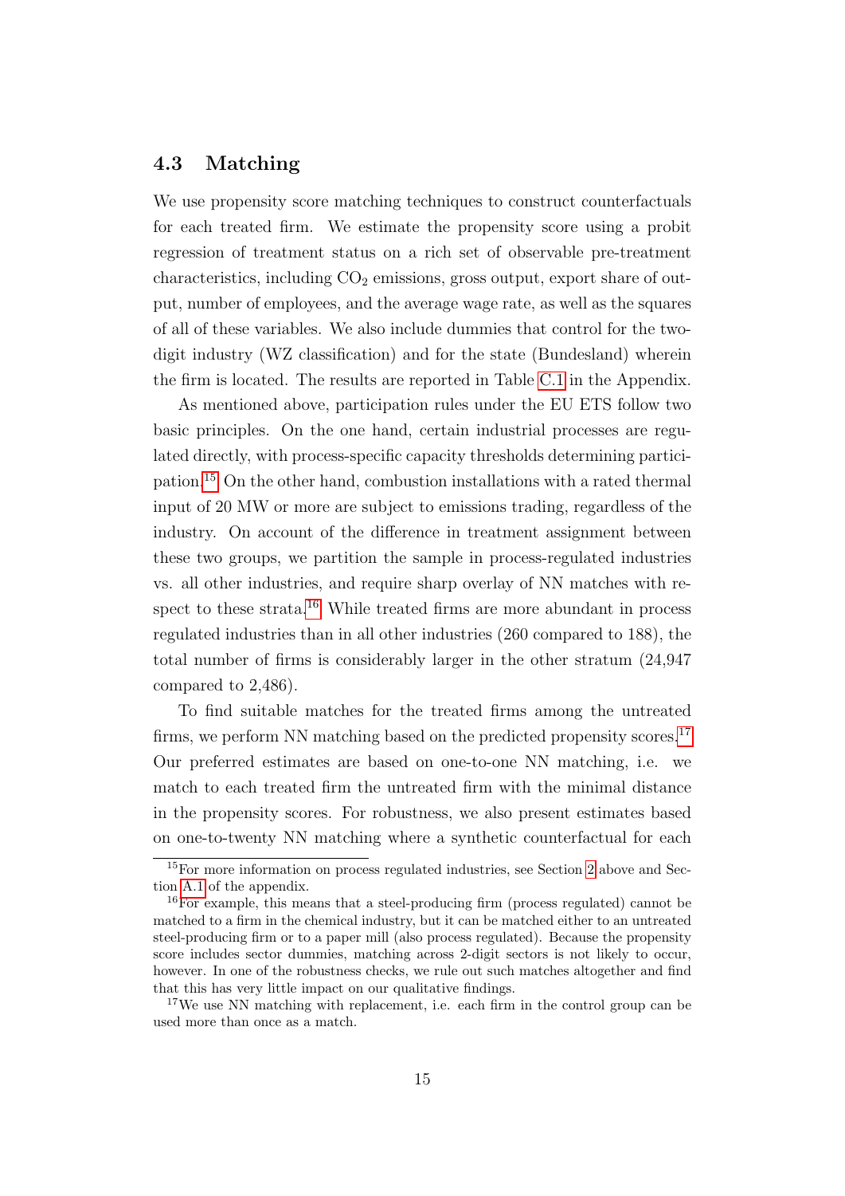## 4.3 Matching

We use propensity score matching techniques to construct counterfactuals for each treated firm. We estimate the propensity score using a probit regression of treatment status on a rich set of observable pre-treatment characteristics, including $CO_2$ emissions, gross output, export share of output, number of employees, and the average wage rate, as well as the squares of all of these variables. We also include dummies that control for the two-digit industry (WZ classification) and for the state (Bundesland) wherein the firm is located. The results are reported in Table C.1 in the Appendix.

As mentioned above, participation rules under the EU ETS follow two basic principles. On the one hand, certain industrial processes are regulated directly, with process-specific capacity thresholds determining participation.[15] On the other hand, combustion installations with a rated thermal input of 20 MW or more are subject to emissions trading, regardless of the industry. On account of the difference in treatment assignment between these two groups, we partition the sample in process-regulated industries vs. all other industries, and require sharp overlay of NN matches with respect to these strata.[16] While treated firms are more abundant in process regulated industries than in all other industries (260 compared to 188), the total number of firms is considerably larger in the other stratum (24,947 compared to 2,486).

To find suitable matches for the treated firms among the untreated firms, we perform NN matching based on the predicted propensity scores.[17] Our preferred estimates are based on one-to-one NN matching, i.e. we match to each treated firm the untreated firm with the minimal distance in the propensity scores. For robustness, we also present estimates based on one-to-twenty NN matching where a synthetic counterfactual for each

[15] For more information on process regulated industries, see Section 2 above and Section A.1 of the appendix.

[16] For example, this means that a steel-producing firm (process regulated) cannot be matched to a firm in the chemical industry, but it can be matched either to an untreated steel-producing firm or to a paper mill (also process regulated). Because the propensity score includes sector dummies, matching across 2-digit sectors is not likely to occur, however. In one of the robustness checks, we rule out such matches altogether and find that this has very little impact on our qualitative findings.

[17] We use NN matching with replacement, i.e. each firm in the control group can be used more than once as a match.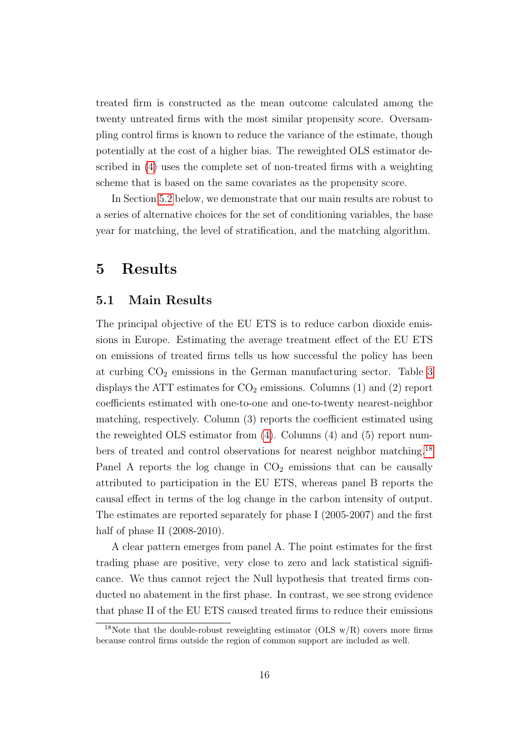treated firm is constructed as the mean outcome calculated among the twenty untreated firms with the most similar propensity score. Oversampling control firms is known to reduce the variance of the estimate, though potentially at the cost of a higher bias. The reweighted OLS estimator described in (4) uses the complete set of non-treated firms with a weighting scheme that is based on the same covariates as the propensity score.

In Section 5.2 below, we demonstrate that our main results are robust to a series of alternative choices for the set of conditioning variables, the base year for matching, the level of stratification, and the matching algorithm.

# 5 Results

## 5.1 Main Results

The principal objective of the EU ETS is to reduce carbon dioxide emissions in Europe. Estimating the average treatment effect of the EU ETS on emissions of treated firms tells us how successful the policy has been at curbing $CO_2$ emissions in the German manufacturing sector. Table 3 displays the ATT estimates for $CO_2$ emissions. Columns (1) and (2) report coefficients estimated with one-to-one and one-to-twenty nearest-neighbor matching, respectively. Column (3) reports the coefficient estimated using the reweighted OLS estimator from (4). Columns (4) and (5) report numbers of treated and control observations for nearest neighbor matching.[18] Panel A reports the log change in $CO_2$ emissions that can be causally attributed to participation in the EU ETS, whereas panel B reports the causal effect in terms of the log change in the carbon intensity of output. The estimates are reported separately for phase I (2005-2007) and the first half of phase II (2008-2010).

A clear pattern emerges from panel A. The point estimates for the first trading phase are positive, very close to zero and lack statistical significance. We thus cannot reject the Null hypothesis that treated firms conducted no abatement in the first phase. In contrast, we see strong evidence that phase II of the EU ETS caused treated firms to reduce their emissions

[18] Note that the double-robust reweighting estimator (OLS w/R) covers more firms because control firms outside the region of common support are included as well.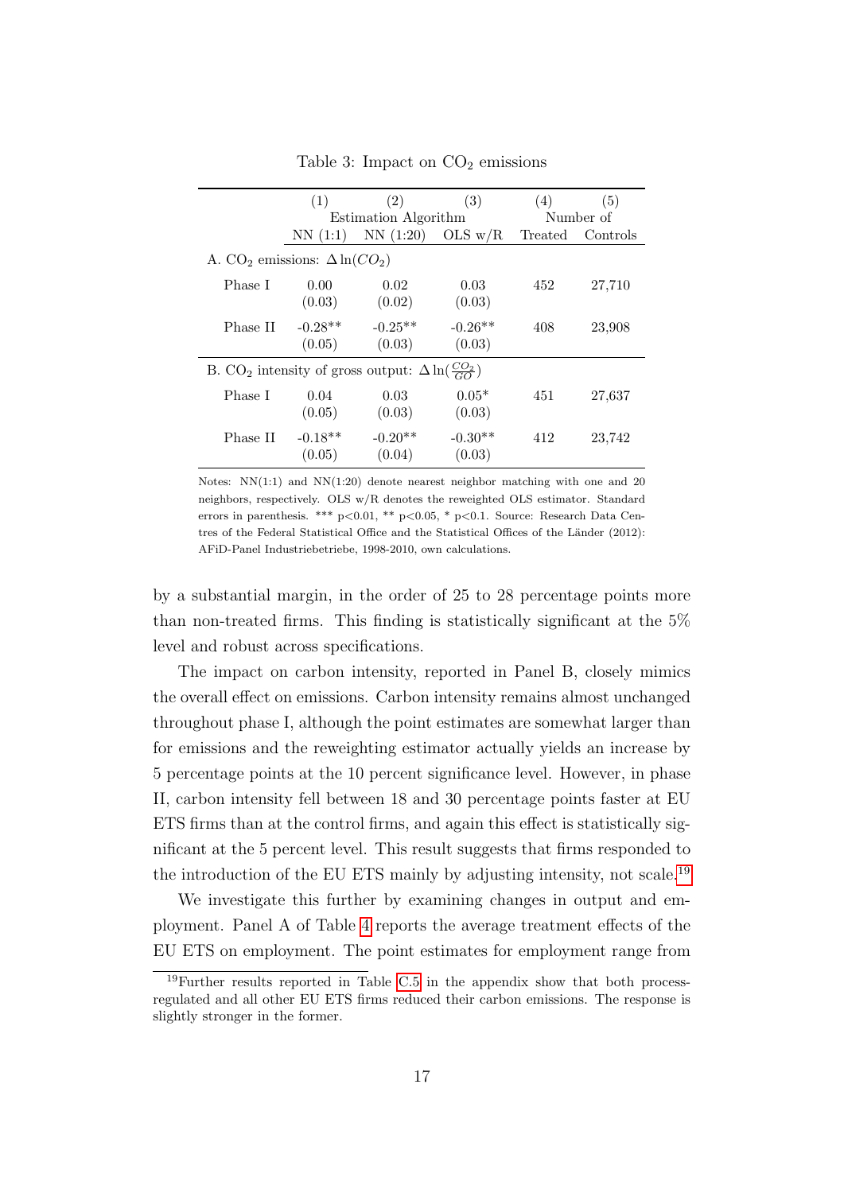Table 3: Impact on $CO_2$ emissions

| | (1) | (2) | (3) | (4) | (5) |
|---|---|---|---|---|---|
| | Estimation Algorithm | | | Number of | |
| | NN (1:1) | NN (1:20) | OLS w/R | Treated | Controls |
| A. $CO_2$ emissions: $\Delta \ln(CO_2)$ | | | | | |
| Phase I | 0.00 | 0.02 | 0.03 | 452 | 27,710 |
| | (0.03) | (0.02) | (0.03) | | |
| Phase II | -0.28** | -0.25** | -0.26** | 408 | 23,908 |
| | (0.05) | (0.03) | (0.03) | | |
| B. $CO_2$ intensity of gross output: $\Delta \ln(\frac{CO_2}{GO})$ | | | | | |
| Phase I | 0.04 | 0.03 | 0.05* | 451 | 27,637 |
| | (0.05) | (0.03) | (0.03) | | |
| Phase II | -0.18** | -0.20** | -0.30** | 412 | 23,742 |
| | (0.05) | (0.04) | (0.03) | | |

Notes: NN(1:1) and NN(1:20) denote nearest neighbor matching with one and 20 neighbors, respectively. OLS w/R denotes the reweighted OLS estimator. Standard errors in parenthesis. *** p<0.01, ** p<0.05, * p<0.1. Source: Research Data Centres of the Federal Statistical Office and the Statistical Offices of the Länder (2012): AFiD-Panel Industriebetriebe, 1998-2010, own calculations.

by a substantial margin, in the order of 25 to 28 percentage points more than non-treated firms. This finding is statistically significant at the 5% level and robust across specifications.

The impact on carbon intensity, reported in Panel B, closely mimics the overall effect on emissions. Carbon intensity remains almost unchanged throughout phase I, although the point estimates are somewhat larger than for emissions and the reweighting estimator actually yields an increase by 5 percentage points at the 10 percent significance level. However, in phase II, carbon intensity fell between 18 and 30 percentage points faster at EU ETS firms than at the control firms, and again this effect is statistically significant at the 5 percent level. This result suggests that firms responded to the introduction of the EU ETS mainly by adjusting intensity, not scale.[19]

We investigate this further by examining changes in output and employment. Panel A of Table 4 reports the average treatment effects of the EU ETS on employment. The point estimates for employment range from

[19] Further results reported in Table C.5 in the appendix show that both process-regulated and all other EU ETS firms reduced their carbon emissions. The response is slightly stronger in the former.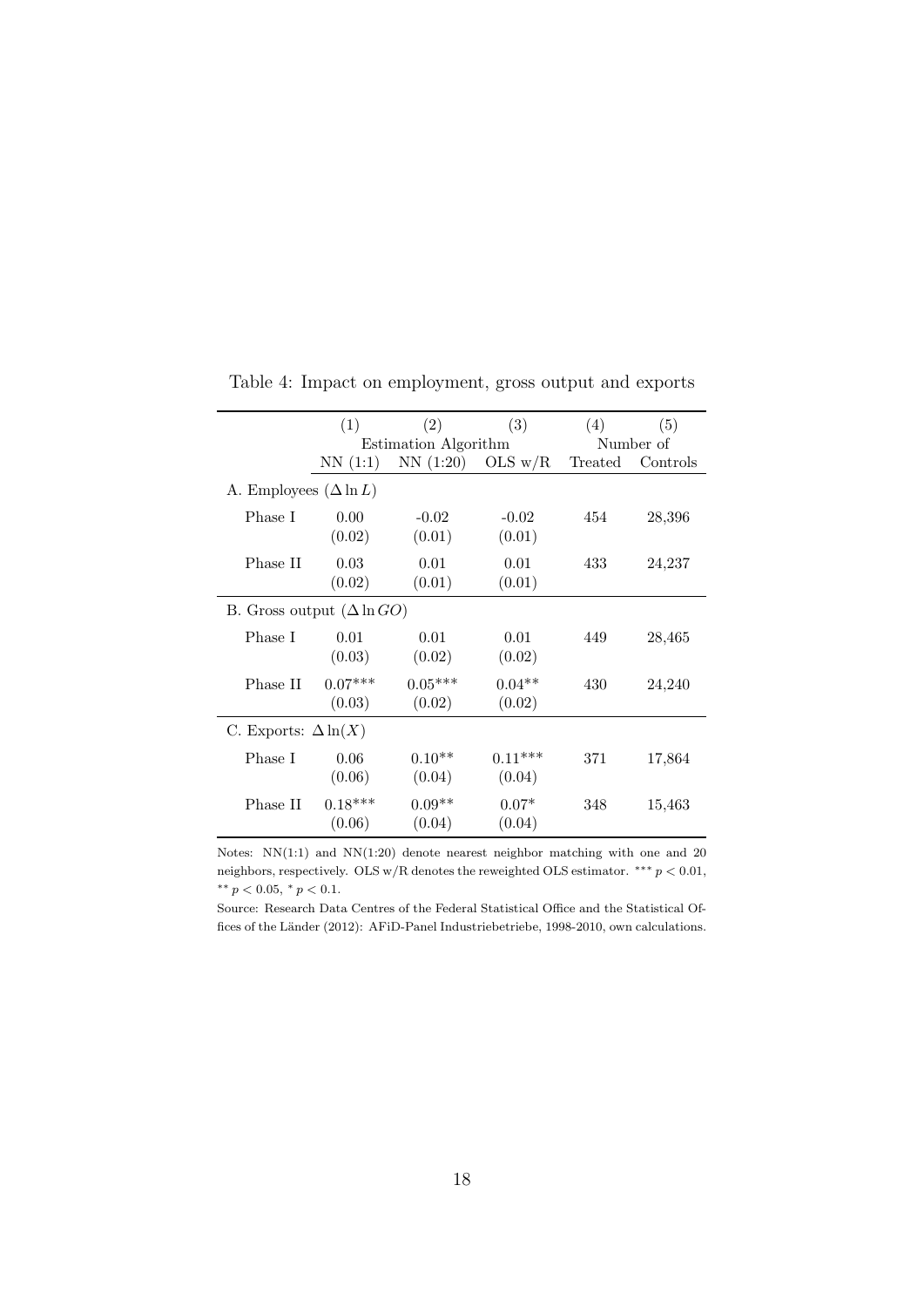Table 4: Impact on employment, gross output and exports

| | (1) | (2) | (3) | (4) | (5) |
|---|---|---|---|---|---|
| | Estimation Algorithm | | | Number of | |
| | NN (1:1) | NN (1:20) | OLS w/R | Treated | Controls |
| A. Employees ($\Delta \ln L$) | | | | | |
| Phase I | 0.00 | -0.02 | -0.02 | 454 | 28,396 |
| | (0.02) | (0.01) | (0.01) | | |
| Phase II | 0.03 | 0.01 | 0.01 | 433 | 24,237 |
| | (0.02) | (0.01) | (0.01) | | |
| B. Gross output ($\Delta \ln GO$) | | | | | |
| Phase I | 0.01 | 0.01 | 0.01 | 449 | 28,465 |
| | (0.03) | (0.02) | (0.02) | | |
| Phase II | 0.07*** | 0.05*** | 0.04** | 430 | 24,240 |
| | (0.03) | (0.02) | (0.02) | | |
| C. Exports: $\Delta \ln(X)$ | | | | | |
| Phase I | 0.06 | 0.10** | 0.11*** | 371 | 17,864 |
| | (0.06) | (0.04) | (0.04) | | |
| Phase II | 0.18*** | 0.09** | 0.07* | 348 | 15,463 |
| | (0.06) | (0.04) | (0.04) | | |

Notes: NN(1:1) and NN(1:20) denote nearest neighbor matching with one and 20 neighbors, respectively. OLS w/R denotes the reweighted OLS estimator. *** $p < 0.01$, ** $p < 0.05$, * $p < 0.1$.

Source: Research Data Centres of the Federal Statistical Office and the Statistical Offices of the Länder (2012): AFiD-Panel Industriebetriebe, 1998-2010, own calculations.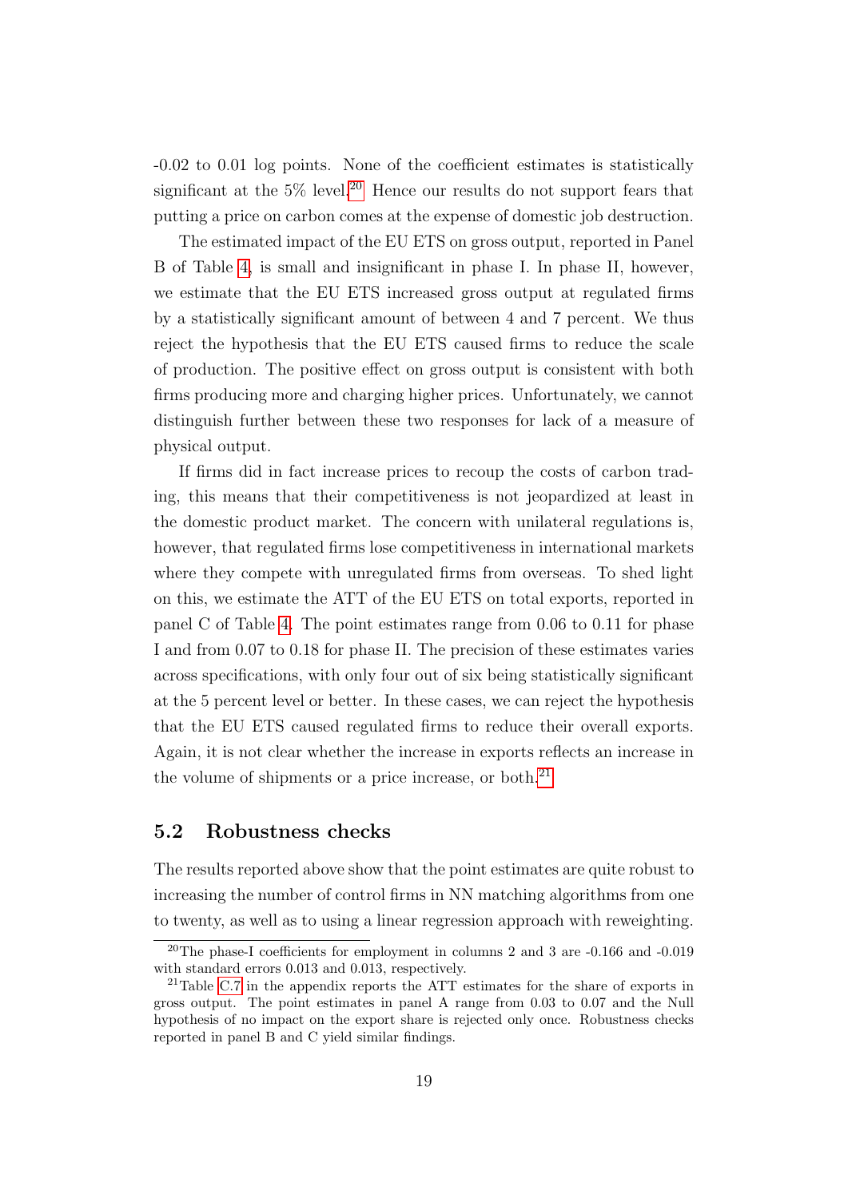-0.02 to 0.01 log points. None of the coefficient estimates is statistically significant at the 5% level.[20] Hence our results do not support fears that putting a price on carbon comes at the expense of domestic job destruction.

The estimated impact of the EU ETS on gross output, reported in Panel B of Table 4, is small and insignificant in phase I. In phase II, however, we estimate that the EU ETS increased gross output at regulated firms by a statistically significant amount of between 4 and 7 percent. We thus reject the hypothesis that the EU ETS caused firms to reduce the scale of production. The positive effect on gross output is consistent with both firms producing more and charging higher prices. Unfortunately, we cannot distinguish further between these two responses for lack of a measure of physical output.

If firms did in fact increase prices to recoup the costs of carbon trading, this means that their competitiveness is not jeopardized at least in the domestic product market. The concern with unilateral regulations is, however, that regulated firms lose competitiveness in international markets where they compete with unregulated firms from overseas. To shed light on this, we estimate the ATT of the EU ETS on total exports, reported in panel C of Table 4. The point estimates range from 0.06 to 0.11 for phase I and from 0.07 to 0.18 for phase II. The precision of these estimates varies across specifications, with only four out of six being statistically significant at the 5 percent level or better. In these cases, we can reject the hypothesis that the EU ETS caused regulated firms to reduce their overall exports. Again, it is not clear whether the increase in exports reflects an increase in the volume of shipments or a price increase, or both.[21]

## 5.2 Robustness checks

The results reported above show that the point estimates are quite robust to increasing the number of control firms in NN matching algorithms from one to twenty, as well as to using a linear regression approach with reweighting.

---

[20] The phase-I coefficients for employment in columns 2 and 3 are -0.166 and -0.019 with standard errors 0.013 and 0.013, respectively.

[21] Table C.7 in the appendix reports the ATT estimates for the share of exports in gross output. The point estimates in panel A range from 0.03 to 0.07 and the Null hypothesis of no impact on the export share is rejected only once. Robustness checks reported in panel B and C yield similar findings.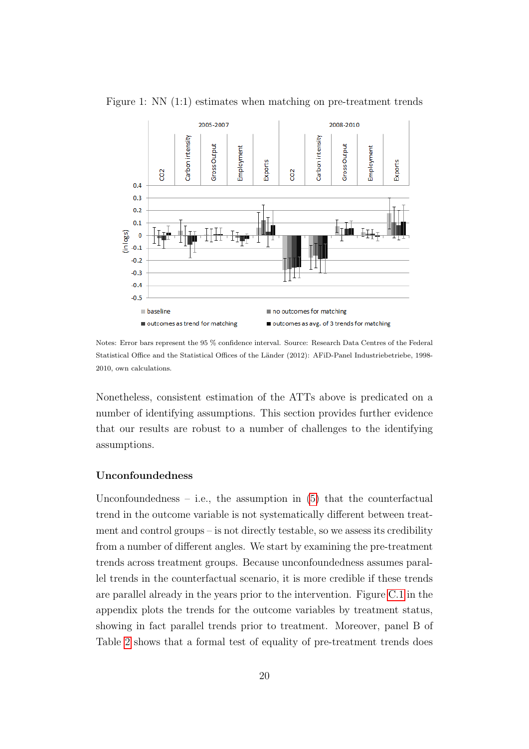Figure 1: NN (1:1) estimates when matching on pre-treatment trends

Notes: Error bars represent the 95 % confidence interval. Source: Research Data Centres of the Federal Statistical Office and the Statistical Offices of the Länder (2012): AFiD-Panel Industriebetriebe, 1998-2010, own calculations.

Nonetheless, consistent estimation of the ATTs above is predicated on a number of identifying assumptions. This section provides further evidence that our results are robust to a number of challenges to the identifying assumptions.

### Unconfoundedness

Unconfoundedness – i.e., the assumption in (5) that the counterfactual trend in the outcome variable is not systematically different between treatment and control groups – is not directly testable, so we assess its credibility from a number of different angles. We start by examining the pre-treatment trends across treatment groups. Because unconfoundedness assumes parallel trends in the counterfactual scenario, it is more credible if these trends are parallel already in the years prior to the intervention. Figure C.1 in the appendix plots the trends for the outcome variables by treatment status, showing in fact parallel trends prior to treatment. Moreover, panel B of Table 2 shows that a formal test of equality of pre-treatment trends does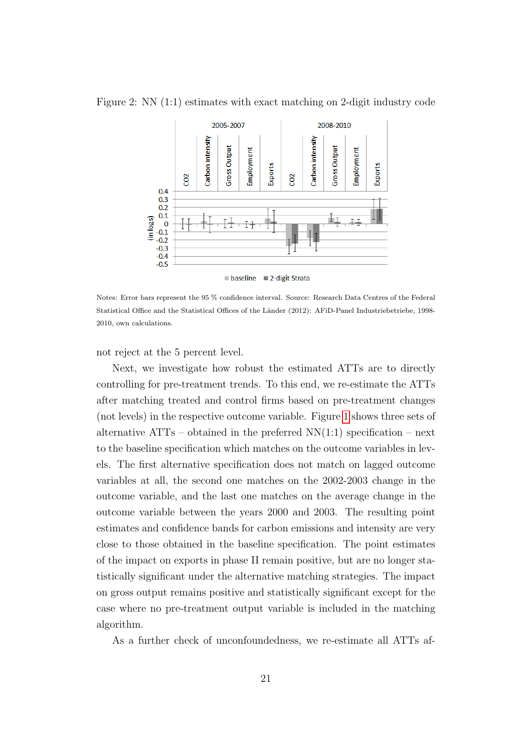Figure 2: NN (1:1) estimates with exact matching on 2-digit industry code

Notes: Error bars represent the 95 % confidence interval. Source: Research Data Centres of the Federal Statistical Office and the Statistical Offices of the Länder (2012): AFiD-Panel Industriebetriebe, 1998-2010, own calculations.

not reject at the 5 percent level.

Next, we investigate how robust the estimated ATTs are to directly controlling for pre-treatment trends. To this end, we re-estimate the ATTs after matching treated and control firms based on pre-treatment changes (not levels) in the respective outcome variable. Figure 1 shows three sets of alternative ATTs – obtained in the preferred NN(1:1) specification – next to the baseline specification which matches on the outcome variables in levels. The first alternative specification does not match on lagged outcome variables at all, the second one matches on the 2002-2003 change in the outcome variable, and the last one matches on the average change in the outcome variable between the years 2000 and 2003. The resulting point estimates and confidence bands for carbon emissions and intensity are very close to those obtained in the baseline specification. The point estimates of the impact on exports in phase II remain positive, but are no longer statistically significant under the alternative matching strategies. The impact on gross output remains positive and statistically significant except for the case where no pre-treatment output variable is included in the matching algorithm.

As a further check of unconfoundedness, we re-estimate all ATTs af-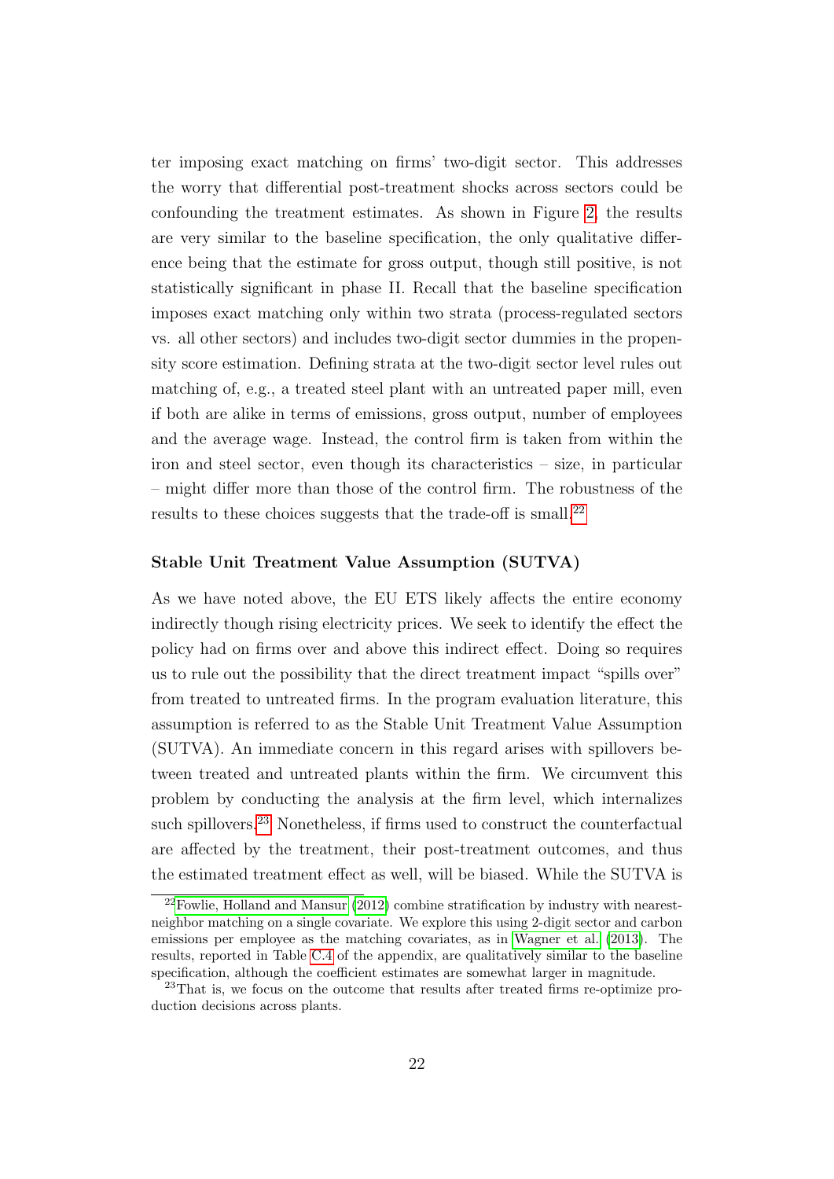ter imposing exact matching on firms' two-digit sector. This addresses the worry that differential post-treatment shocks across sectors could be confounding the treatment estimates. As shown in Figure 2, the results are very similar to the baseline specification, the only qualitative difference being that the estimate for gross output, though still positive, is not statistically significant in phase II. Recall that the baseline specification imposes exact matching only within two strata (process-regulated sectors vs. all other sectors) and includes two-digit sector dummies in the propensity score estimation. Defining strata at the two-digit sector level rules out matching of, e.g., a treated steel plant with an untreated paper mill, even if both are alike in terms of emissions, gross output, number of employees and the average wage. Instead, the control firm is taken from within the iron and steel sector, even though its characteristics – size, in particular – might differ more than those of the control firm. The robustness of the results to these choices suggests that the trade-off is small.[22]

### Stable Unit Treatment Value Assumption (SUTVA)

As we have noted above, the EU ETS likely affects the entire economy indirectly though rising electricity prices. We seek to identify the effect the policy had on firms over and above this indirect effect. Doing so requires us to rule out the possibility that the direct treatment impact "spills over" from treated to untreated firms. In the program evaluation literature, this assumption is referred to as the Stable Unit Treatment Value Assumption (SUTVA). An immediate concern in this regard arises with spillovers between treated and untreated plants within the firm. We circumvent this problem by conducting the analysis at the firm level, which internalizes such spillovers.[23] Nonetheless, if firms used to construct the counterfactual are affected by the treatment, their post-treatment outcomes, and thus the estimated treatment effect as well, will be biased. While the SUTVA is

[22] Fowlie, Holland and Mansur (2012) combine stratification by industry with nearest-neighbor matching on a single covariate. We explore this using 2-digit sector and carbon emissions per employee as the matching covariates, as in Wagner et al. (2013). The results, reported in Table C.4 of the appendix, are qualitatively similar to the baseline specification, although the coefficient estimates are somewhat larger in magnitude.

[23] That is, we focus on the outcome that results after treated firms re-optimize production decisions across plants.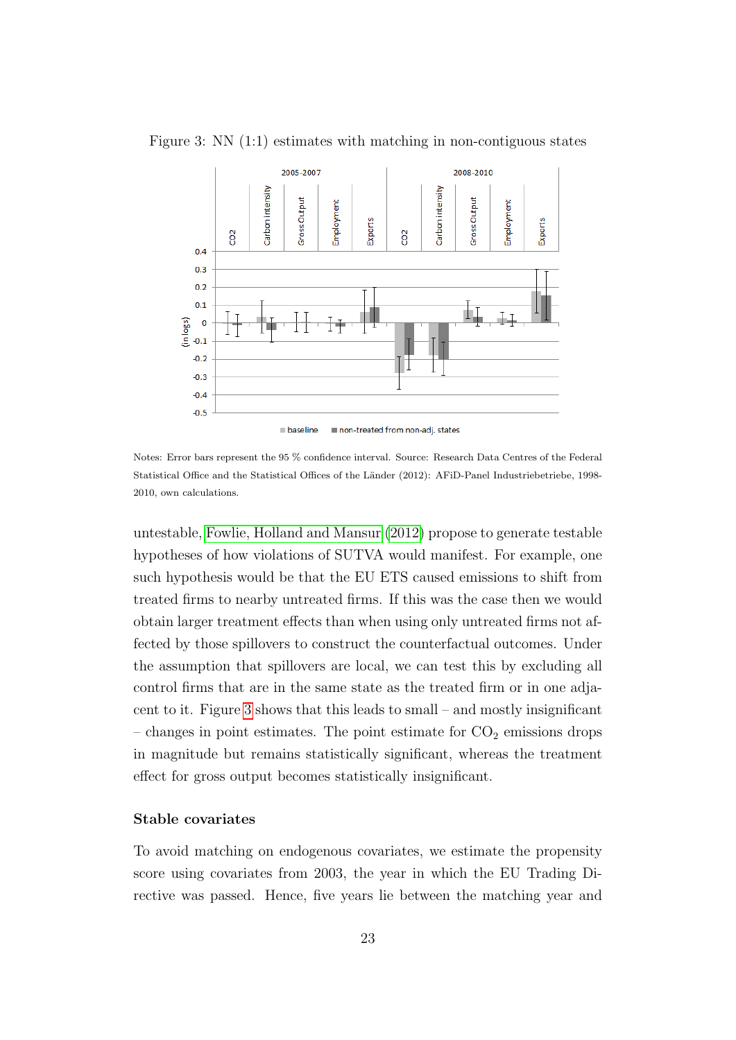Figure 3: NN (1:1) estimates with matching in non-contiguous states

Notes: Error bars represent the 95 % confidence interval. Source: Research Data Centres of the Federal Statistical Office and the Statistical Offices of the Länder (2012): AFiD-Panel Industriebetriebe, 1998-2010, own calculations.

untestable, Fowlie, Holland and Mansur (2012) propose to generate testable hypotheses of how violations of SUTVA would manifest. For example, one such hypothesis would be that the EU ETS caused emissions to shift from treated firms to nearby untreated firms. If this was the case then we would obtain larger treatment effects than when using only untreated firms not affected by those spillovers to construct the counterfactual outcomes. Under the assumption that spillovers are local, we can test this by excluding all control firms that are in the same state as the treated firm or in one adjacent to it. Figure 3 shows that this leads to small – and mostly insignificant – changes in point estimates. The point estimate for $CO_2$ emissions drops in magnitude but remains statistically significant, whereas the treatment effect for gross output becomes statistically insignificant.

### Stable covariates

To avoid matching on endogenous covariates, we estimate the propensity score using covariates from 2003, the year in which the EU Trading Directive was passed. Hence, five years lie between the matching year and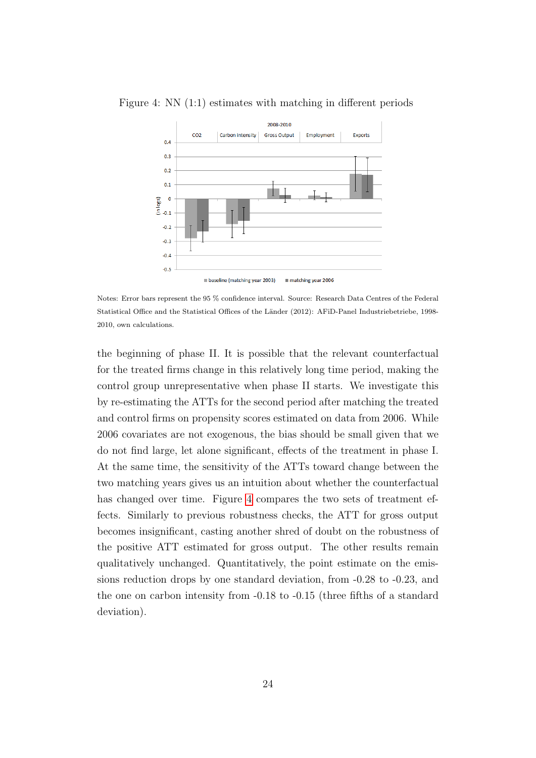Figure 4: NN (1:1) estimates with matching in different periods

Notes: Error bars represent the 95 % confidence interval. Source: Research Data Centres of the Federal Statistical Office and the Statistical Offices of the Länder (2012): AFiD-Panel Industriebetriebe, 1998-2010, own calculations.

the beginning of phase II. It is possible that the relevant counterfactual for the treated firms change in this relatively long time period, making the control group unrepresentative when phase II starts. We investigate this by re-estimating the ATTs for the second period after matching the treated and control firms on propensity scores estimated on data from 2006. While 2006 covariates are not exogenous, the bias should be small given that we do not find large, let alone significant, effects of the treatment in phase I. At the same time, the sensitivity of the ATTs toward change between the two matching years gives us an intuition about whether the counterfactual has changed over time. Figure 4 compares the two sets of treatment effects. Similarly to previous robustness checks, the ATT for gross output becomes insignificant, casting another shred of doubt on the robustness of the positive ATT estimated for gross output. The other results remain qualitatively unchanged. Quantitatively, the point estimate on the emissions reduction drops by one standard deviation, from -0.28 to -0.23, and the one on carbon intensity from -0.18 to -0.15 (three fifths of a standard deviation).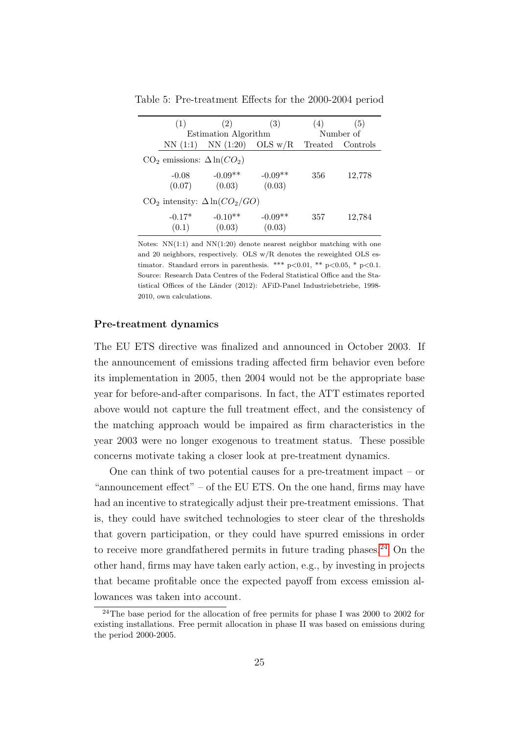Table 5: Pre-treatment Effects for the 2000-2004 period

| (1) | (2) | (3) | (4) | (5) |
|---|---|---|---|---|
| Estimation Algorithm | | | Number of | |
| NN (1:1) | NN (1:20) | OLS w/R | Treated | Controls |
| $CO_2$ emissions: $\Delta \ln(CO_2)$ | | | | |
| -0.08 | -0.09** | -0.09** | 356 | 12,778 |
| (0.07) | (0.03) | (0.03) | | |
| $CO_2$ intensity: $\Delta \ln(CO_2/GO)$ | | | | |
| -0.17* | -0.10** | -0.09** | 357 | 12,784 |
| (0.1) | (0.03) | (0.03) | | |

Notes: NN(1:1) and NN(1:20) denote nearest neighbor matching with one and 20 neighbors, respectively. OLS w/R denotes the reweighted OLS estimator. Standard errors in parenthesis. *** p<0.01, ** p<0.05, * p<0.1. Source: Research Data Centres of the Federal Statistical Office and the Statistical Offices of the Länder (2012): AFiD-Panel Industriebetriebe, 1998-2010, own calculations.

### Pre-treatment dynamics

The EU ETS directive was finalized and announced in October 2003. If the announcement of emissions trading affected firm behavior even before its implementation in 2005, then 2004 would not be the appropriate base year for before-and-after comparisons. In fact, the ATT estimates reported above would not capture the full treatment effect, and the consistency of the matching approach would be impaired as firm characteristics in the year 2003 were no longer exogenous to treatment status. These possible concerns motivate taking a closer look at pre-treatment dynamics.

One can think of two potential causes for a pre-treatment impact – or "announcement effect" – of the EU ETS. On the one hand, firms may have had an incentive to strategically adjust their pre-treatment emissions. That is, they could have switched technologies to steer clear of the thresholds that govern participation, or they could have spurred emissions in order to receive more grandfathered permits in future trading phases.[24] On the other hand, firms may have taken early action, e.g., by investing in projects that became profitable once the expected payoff from excess emission allowances was taken into account.

[24] The base period for the allocation of free permits for phase I was 2000 to 2002 for existing installations. Free permit allocation in phase II was based on emissions during the period 2000-2005.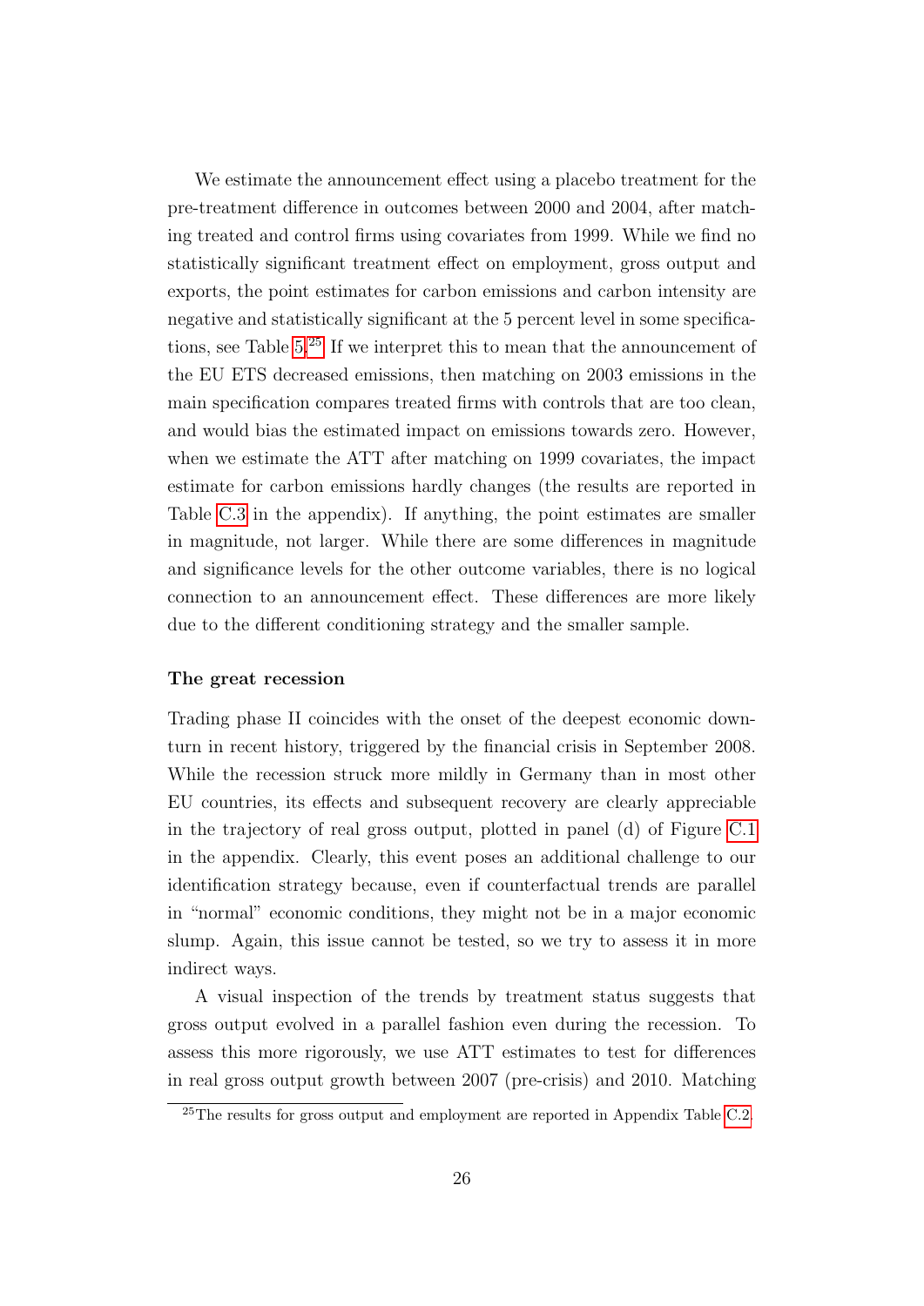We estimate the announcement effect using a placebo treatment for the pre-treatment difference in outcomes between 2000 and 2004, after matching treated and control firms using covariates from 1999. While we find no statistically significant treatment effect on employment, gross output and exports, the point estimates for carbon emissions and carbon intensity are negative and statistically significant at the 5 percent level in some specifications, see Table 5.[25] If we interpret this to mean that the announcement of the EU ETS decreased emissions, then matching on 2003 emissions in the main specification compares treated firms with controls that are too clean, and would bias the estimated impact on emissions towards zero. However, when we estimate the ATT after matching on 1999 covariates, the impact estimate for carbon emissions hardly changes (the results are reported in Table C.3 in the appendix). If anything, the point estimates are smaller in magnitude, not larger. While there are some differences in magnitude and significance levels for the other outcome variables, there is no logical connection to an announcement effect. These differences are more likely due to the different conditioning strategy and the smaller sample.

**The great recession**

Trading phase II coincides with the onset of the deepest economic downturn in recent history, triggered by the financial crisis in September 2008. While the recession struck more mildly in Germany than in most other EU countries, its effects and subsequent recovery are clearly appreciable in the trajectory of real gross output, plotted in panel (d) of Figure C.1 in the appendix. Clearly, this event poses an additional challenge to our identification strategy because, even if counterfactual trends are parallel in "normal" economic conditions, they might not be in a major economic slump. Again, this issue cannot be tested, so we try to assess it in more indirect ways.

A visual inspection of the trends by treatment status suggests that gross output evolved in a parallel fashion even during the recession. To assess this more rigorously, we use ATT estimates to test for differences in real gross output growth between 2007 (pre-crisis) and 2010. Matching

[25] The results for gross output and employment are reported in Appendix Table C.2.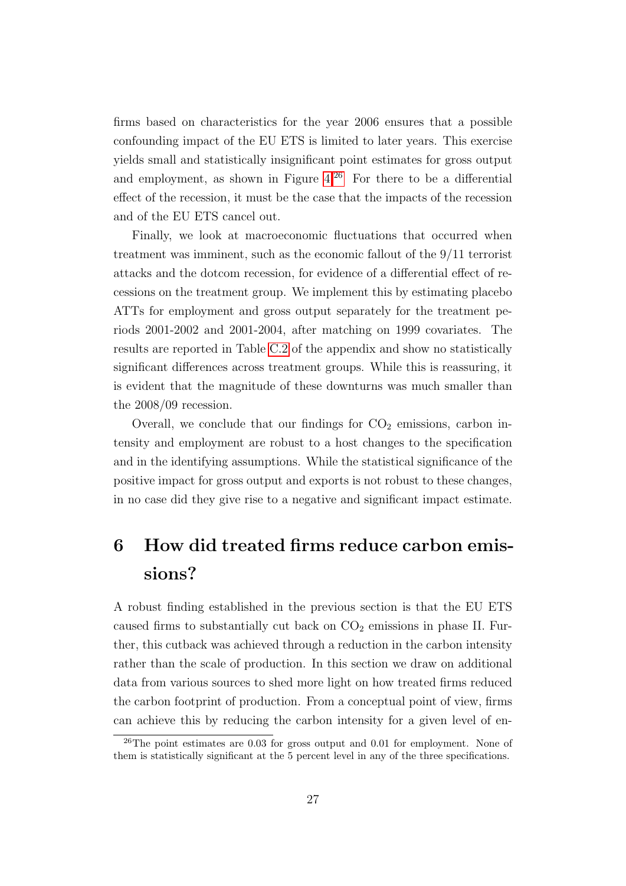firms based on characteristics for the year 2006 ensures that a possible confounding impact of the EU ETS is limited to later years. This exercise yields small and statistically insignificant point estimates for gross output and employment, as shown in Figure 4.[26] For there to be a differential effect of the recession, it must be the case that the impacts of the recession and of the EU ETS cancel out.

Finally, we look at macroeconomic fluctuations that occurred when treatment was imminent, such as the economic fallout of the 9/11 terrorist attacks and the dotcom recession, for evidence of a differential effect of recessions on the treatment group. We implement this by estimating placebo ATTs for employment and gross output separately for the treatment periods 2001-2002 and 2001-2004, after matching on 1999 covariates. The results are reported in Table C.2 of the appendix and show no statistically significant differences across treatment groups. While this is reassuring, it is evident that the magnitude of these downturns was much smaller than the 2008/09 recession.

Overall, we conclude that our findings for $CO_2$ emissions, carbon intensity and employment are robust to a host changes to the specification and in the identifying assumptions. While the statistical significance of the positive impact for gross output and exports is not robust to these changes, in no case did they give rise to a negative and significant impact estimate.

# 6 How did treated firms reduce carbon emissions?

A robust finding established in the previous section is that the EU ETS caused firms to substantially cut back on $CO_2$ emissions in phase II. Further, this cutback was achieved through a reduction in the carbon intensity rather than the scale of production. In this section we draw on additional data from various sources to shed more light on how treated firms reduced the carbon footprint of production. From a conceptual point of view, firms can achieve this by reducing the carbon intensity for a given level of en-

[26] The point estimates are 0.03 for gross output and 0.01 for employment. None of them is statistically significant at the 5 percent level in any of the three specifications.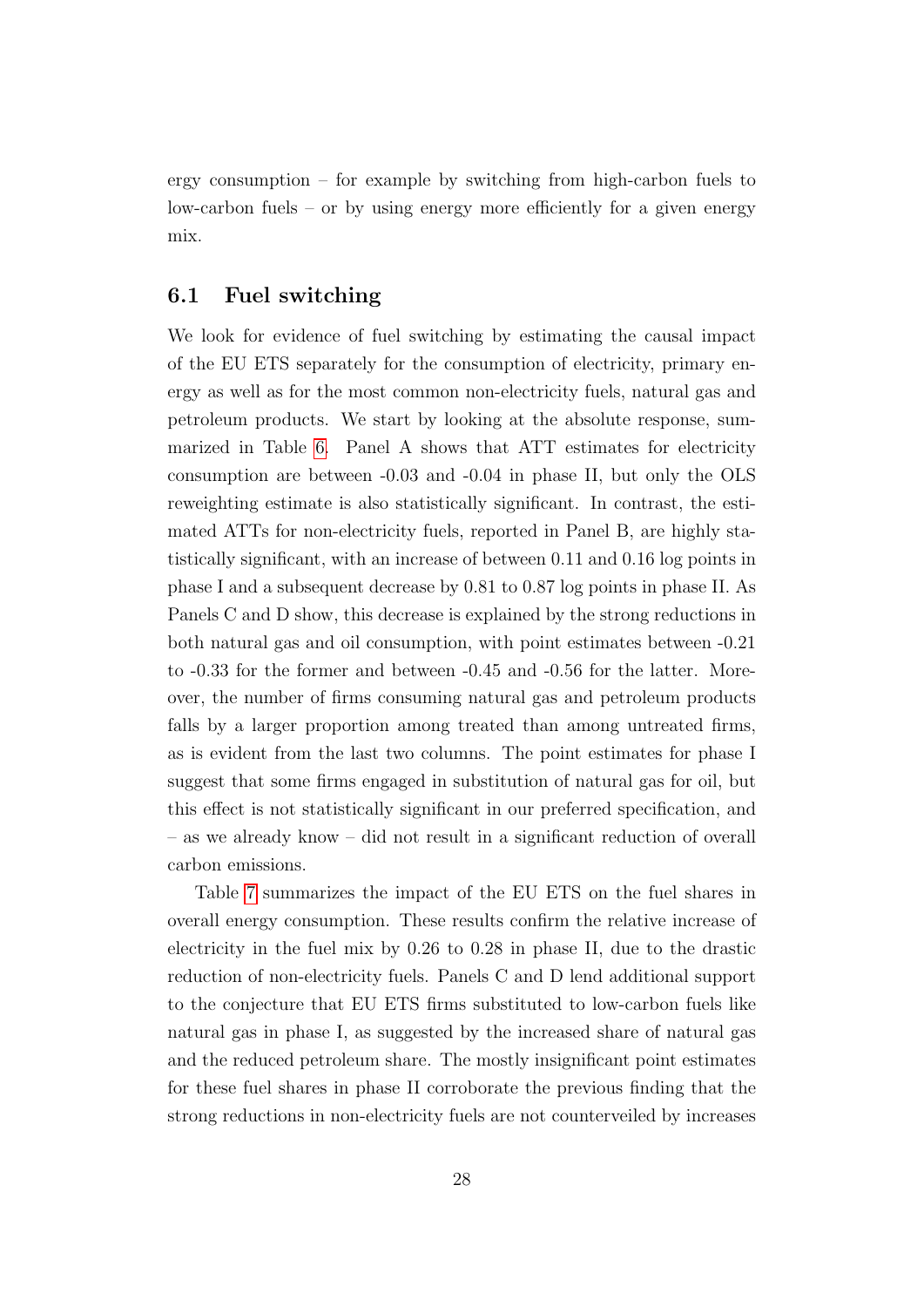ergy consumption – for example by switching from high-carbon fuels to low-carbon fuels – or by using energy more efficiently for a given energy mix.

### 6.1 Fuel switching

We look for evidence of fuel switching by estimating the causal impact of the EU ETS separately for the consumption of electricity, primary energy as well as for the most common non-electricity fuels, natural gas and petroleum products. We start by looking at the absolute response, summarized in Table 6. Panel A shows that ATT estimates for electricity consumption are between -0.03 and -0.04 in phase II, but only the OLS reweighting estimate is also statistically significant. In contrast, the estimated ATTs for non-electricity fuels, reported in Panel B, are highly statistically significant, with an increase of between 0.11 and 0.16 log points in phase I and a subsequent decrease by 0.81 to 0.87 log points in phase II. As Panels C and D show, this decrease is explained by the strong reductions in both natural gas and oil consumption, with point estimates between -0.21 to -0.33 for the former and between -0.45 and -0.56 for the latter. Moreover, the number of firms consuming natural gas and petroleum products falls by a larger proportion among treated than among untreated firms, as is evident from the last two columns. The point estimates for phase I suggest that some firms engaged in substitution of natural gas for oil, but this effect is not statistically significant in our preferred specification, and – as we already know – did not result in a significant reduction of overall carbon emissions.

Table 7 summarizes the impact of the EU ETS on the fuel shares in overall energy consumption. These results confirm the relative increase of electricity in the fuel mix by 0.26 to 0.28 in phase II, due to the drastic reduction of non-electricity fuels. Panels C and D lend additional support to the conjecture that EU ETS firms substituted to low-carbon fuels like natural gas in phase I, as suggested by the increased share of natural gas and the reduced petroleum share. The mostly insignificant point estimates for these fuel shares in phase II corroborate the previous finding that the strong reductions in non-electricity fuels are not counterveiled by increases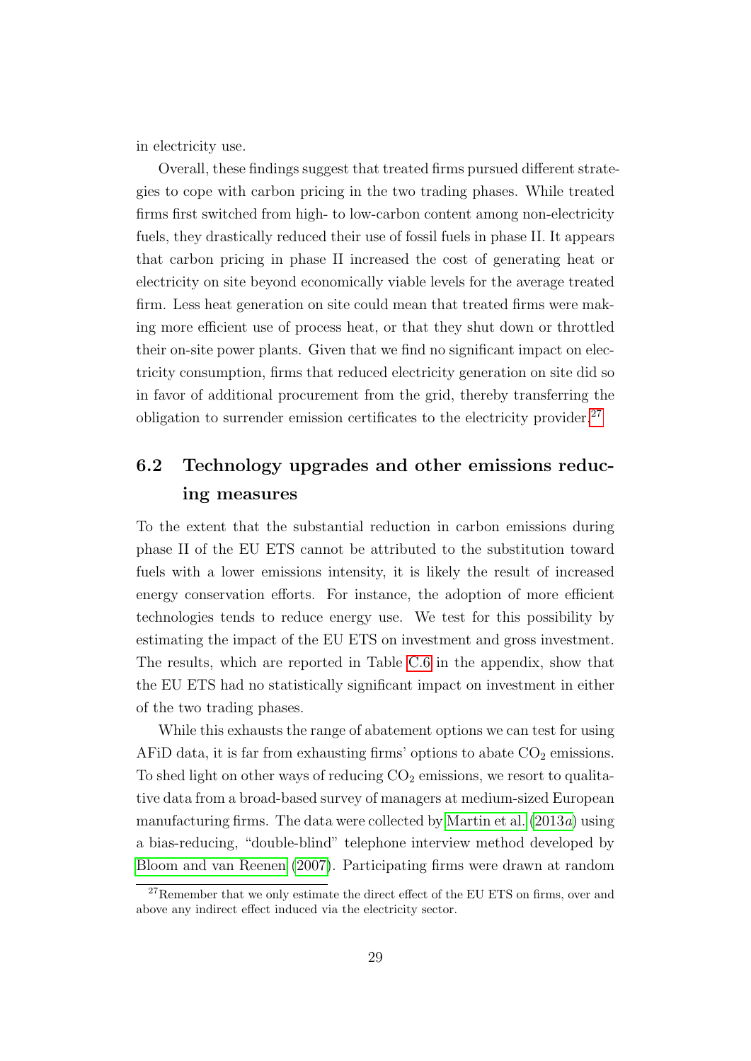in electricity use.

Overall, these findings suggest that treated firms pursued different strategies to cope with carbon pricing in the two trading phases. While treated firms first switched from high- to low-carbon content among non-electricity fuels, they drastically reduced their use of fossil fuels in phase II. It appears that carbon pricing in phase II increased the cost of generating heat or electricity on site beyond economically viable levels for the average treated firm. Less heat generation on site could mean that treated firms were making more efficient use of process heat, or that they shut down or throttled their on-site power plants. Given that we find no significant impact on electricity consumption, firms that reduced electricity generation on site did so in favor of additional procurement from the grid, thereby transferring the obligation to surrender emission certificates to the electricity provider.[27]

## 6.2 Technology upgrades and other emissions reducing measures

To the extent that the substantial reduction in carbon emissions during phase II of the EU ETS cannot be attributed to the substitution toward fuels with a lower emissions intensity, it is likely the result of increased energy conservation efforts. For instance, the adoption of more efficient technologies tends to reduce energy use. We test for this possibility by estimating the impact of the EU ETS on investment and gross investment. The results, which are reported in Table C.6 in the appendix, show that the EU ETS had no statistically significant impact on investment in either of the two trading phases.

While this exhausts the range of abatement options we can test for using AFiD data, it is far from exhausting firms' options to abate $CO_2$ emissions. To shed light on other ways of reducing $CO_2$ emissions, we resort to qualitative data from a broad-based survey of managers at medium-sized European manufacturing firms. The data were collected by Martin et al. (2013*a*) using a bias-reducing, "double-blind" telephone interview method developed by Bloom and van Reenen (2007). Participating firms were drawn at random

[27] Remember that we only estimate the direct effect of the EU ETS on firms, over and above any indirect effect induced via the electricity sector.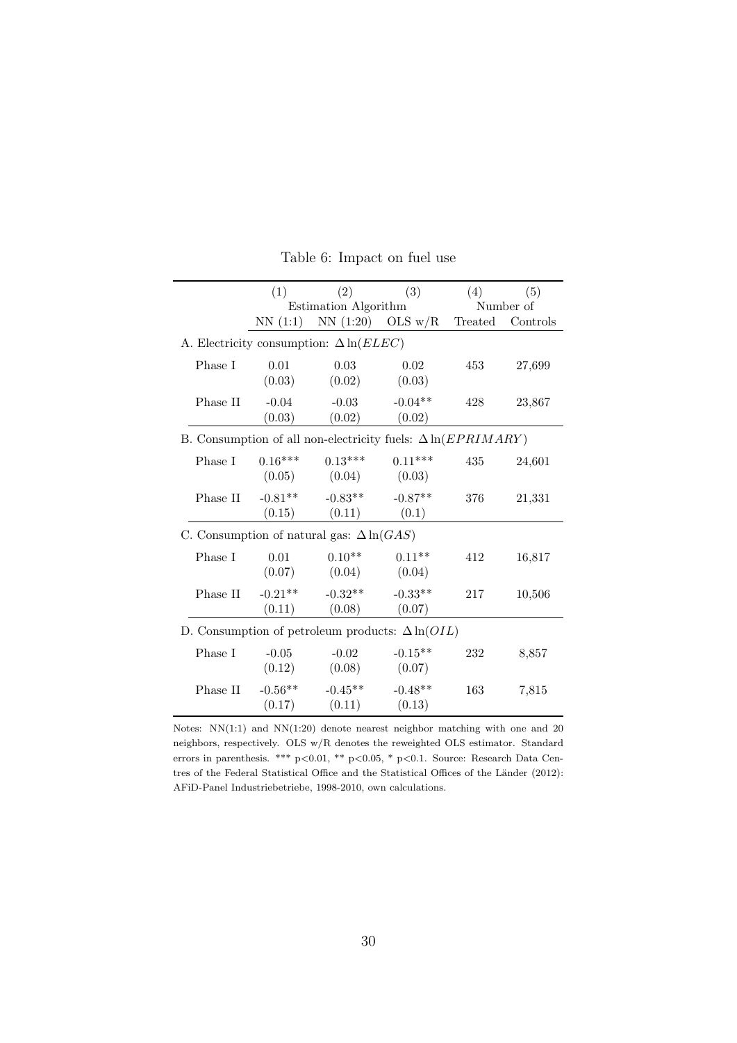Table 6: Impact on fuel use

| | (1) | (2) | (3) | (4) | (5) |
|---|---|---|---|---|---|
| | Estimation Algorithm | | | Number of | |
| | NN (1:1) | NN (1:20) | OLS w/R | Treated | Controls |
| A. Electricity consumption: $\Delta \ln(ELEC)$ | | | | | |
| Phase I | 0.01 | 0.03 | 0.02 | 453 | 27,699 |
| | (0.03) | (0.02) | (0.03) | | |
| Phase II | -0.04 | -0.03 | -0.04** | 428 | 23,867 |
| | (0.03) | (0.02) | (0.02) | | |
| B. Consumption of all non-electricity fuels: $\Delta \ln(EPRIMARY)$ | | | | | |
| Phase I | 0.16*** | 0.13*** | 0.11*** | 435 | 24,601 |
| | (0.05) | (0.04) | (0.03) | | |
| Phase II | -0.81** | -0.83** | -0.87** | 376 | 21,331 |
| | (0.15) | (0.11) | (0.1) | | |
| C. Consumption of natural gas: $\Delta \ln(GAS)$ | | | | | |
| Phase I | 0.01 | 0.10** | 0.11** | 412 | 16,817 |
| | (0.07) | (0.04) | (0.04) | | |
| Phase II | -0.21** | -0.32** | -0.33** | 217 | 10,506 |
| | (0.11) | (0.08) | (0.07) | | |
| D. Consumption of petroleum products: $\Delta \ln(OIL)$ | | | | | |
| Phase I | -0.05 | -0.02 | -0.15** | 232 | 8,857 |
| | (0.12) | (0.08) | (0.07) | | |
| Phase II | -0.56** | -0.45** | -0.48** | 163 | 7,815 |
| | (0.17) | (0.11) | (0.13) | | |

Notes: NN(1:1) and NN(1:20) denote nearest neighbor matching with one and 20 neighbors, respectively. OLS w/R denotes the reweighted OLS estimator. Standard errors in parenthesis. *** p<0.01, ** p<0.05, * p<0.1. Source: Research Data Centres of the Federal Statistical Office and the Statistical Offices of the Länder (2012): AFiD-Panel Industriebetriebe, 1998-2010, own calculations.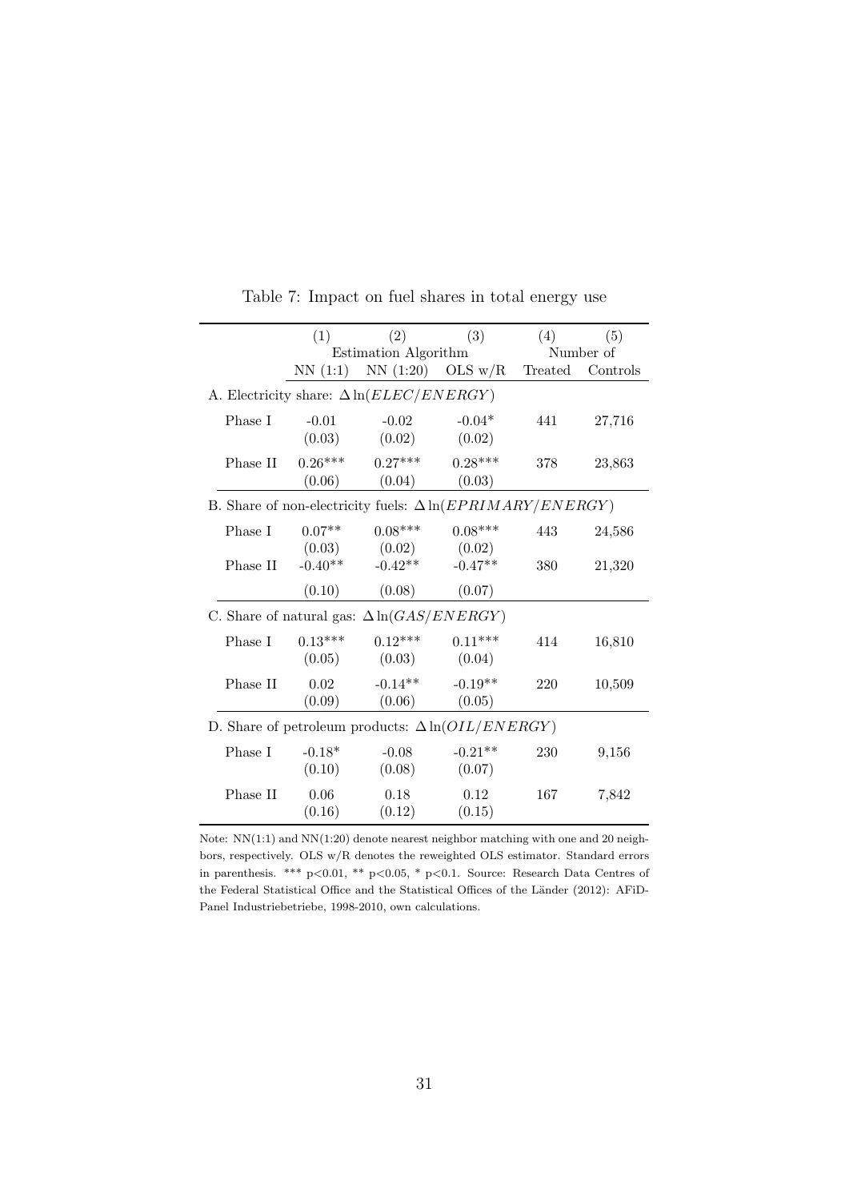Table 7: Impact on fuel shares in total energy use

| | (1) | (2) | (3) | (4) | (5) |
|---|---|---|---|---|---|
| | Estimation Algorithm | | | Number of | |
| | NN (1:1) | NN (1:20) | OLS w/R | Treated | Controls |
| A. Electricity share: $\Delta \ln(ELEC/ENERGY)$ | | | | | |
| Phase I | -0.01 | -0.02 | -0.04* | 441 | 27,716 |
| | (0.03) | (0.02) | (0.02) | | |
| Phase II | 0.26*** | 0.27*** | 0.28*** | 378 | 23,863 |
| | (0.06) | (0.04) | (0.03) | | |
| B. Share of non-electricity fuels: $\Delta \ln(EPRIMARY/ENERGY)$ | | | | | |
| Phase I | 0.07** | 0.08*** | 0.08*** | 443 | 24,586 |
| | (0.03) | (0.02) | (0.02) | | |
| Phase II | -0.40** | -0.42** | -0.47** | 380 | 21,320 |
| | (0.10) | (0.08) | (0.07) | | |
| C. Share of natural gas: $\Delta \ln(GAS/ENERGY)$ | | | | | |
| Phase I | 0.13*** | 0.12*** | 0.11*** | 414 | 16,810 |
| | (0.05) | (0.03) | (0.04) | | |
| Phase II | 0.02 | -0.14** | -0.19** | 220 | 10,509 |
| | (0.09) | (0.06) | (0.05) | | |
| D. Share of petroleum products: $\Delta \ln(OIL/ENERGY)$ | | | | | |
| Phase I | -0.18* | -0.08 | -0.21** | 230 | 9,156 |
| | (0.10) | (0.08) | (0.07) | | |
| Phase II | 0.06 | 0.18 | 0.12 | 167 | 7,842 |
| | (0.16) | (0.12) | (0.15) | | |

Note: NN(1:1) and NN(1:20) denote nearest neighbor matching with one and 20 neighbors, respectively. OLS w/R denotes the reweighted OLS estimator. Standard errors in parenthesis. *** p<0.01, ** p<0.05, * p<0.1. Source: Research Data Centres of the Federal Statistical Office and the Statistical Offices of the Länder (2012): AFiD-Panel Industriebetriebe, 1998-2010, own calculations.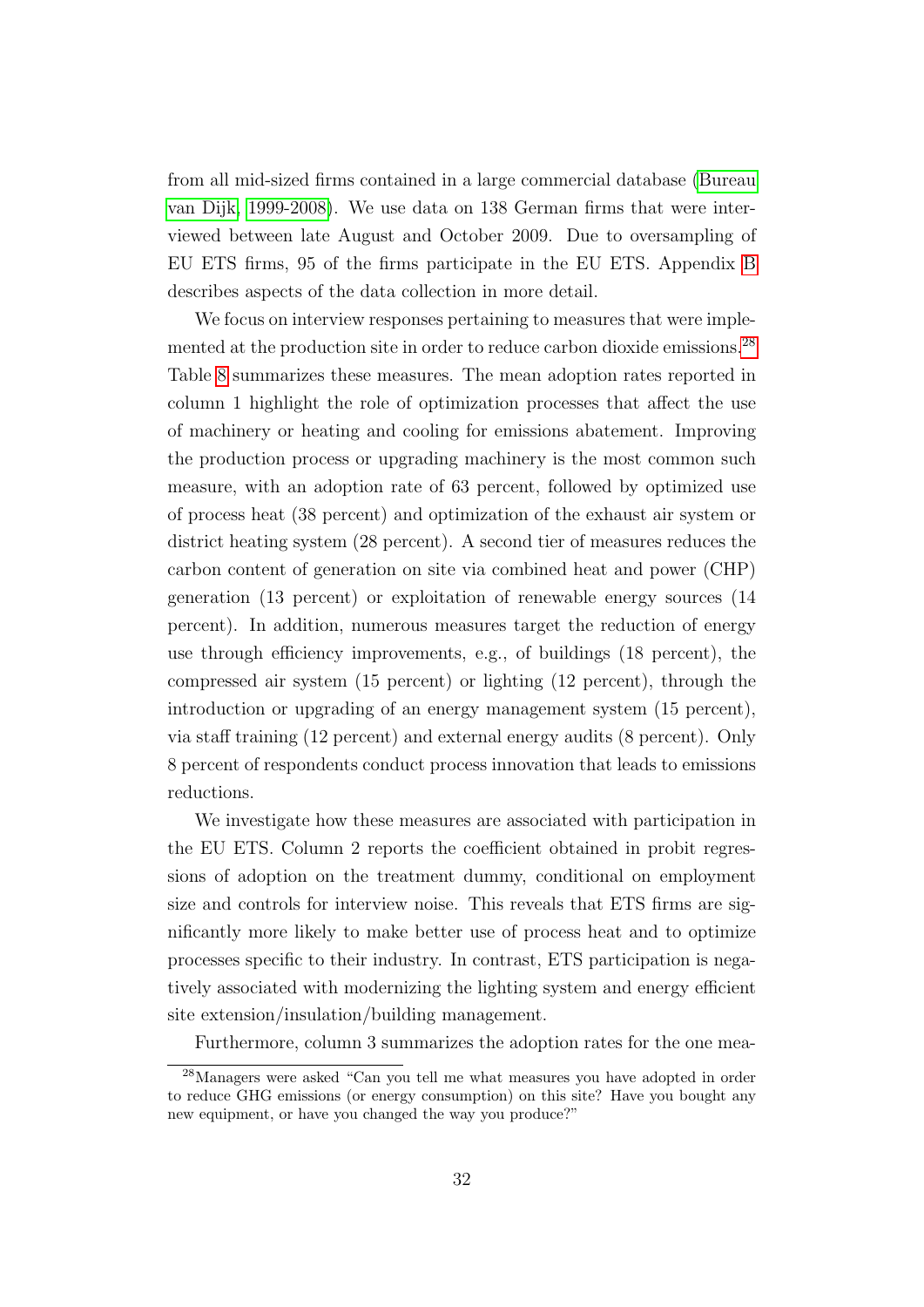from all mid-sized firms contained in a large commercial database (Bureau van Dijk, 1999-2008). We use data on 138 German firms that were interviewed between late August and October 2009. Due to oversampling of EU ETS firms, 95 of the firms participate in the EU ETS. Appendix B describes aspects of the data collection in more detail.

We focus on interview responses pertaining to measures that were implemented at the production site in order to reduce carbon dioxide emissions.[28] Table 8 summarizes these measures. The mean adoption rates reported in column 1 highlight the role of optimization processes that affect the use of machinery or heating and cooling for emissions abatement. Improving the production process or upgrading machinery is the most common such measure, with an adoption rate of 63 percent, followed by optimized use of process heat (38 percent) and optimization of the exhaust air system or district heating system (28 percent). A second tier of measures reduces the carbon content of generation on site via combined heat and power (CHP) generation (13 percent) or exploitation of renewable energy sources (14 percent). In addition, numerous measures target the reduction of energy use through efficiency improvements, e.g., of buildings (18 percent), the compressed air system (15 percent) or lighting (12 percent), through the introduction or upgrading of an energy management system (15 percent), via staff training (12 percent) and external energy audits (8 percent). Only 8 percent of respondents conduct process innovation that leads to emissions reductions.

We investigate how these measures are associated with participation in the EU ETS. Column 2 reports the coefficient obtained in probit regressions of adoption on the treatment dummy, conditional on employment size and controls for interview noise. This reveals that ETS firms are significantly more likely to make better use of process heat and to optimize processes specific to their industry. In contrast, ETS participation is negatively associated with modernizing the lighting system and energy efficient site extension/insulation/building management.

Furthermore, column 3 summarizes the adoption rates for the one mea-

[28] Managers were asked "Can you tell me what measures you have adopted in order to reduce GHG emissions (or energy consumption) on this site? Have you bought any new equipment, or have you changed the way you produce?"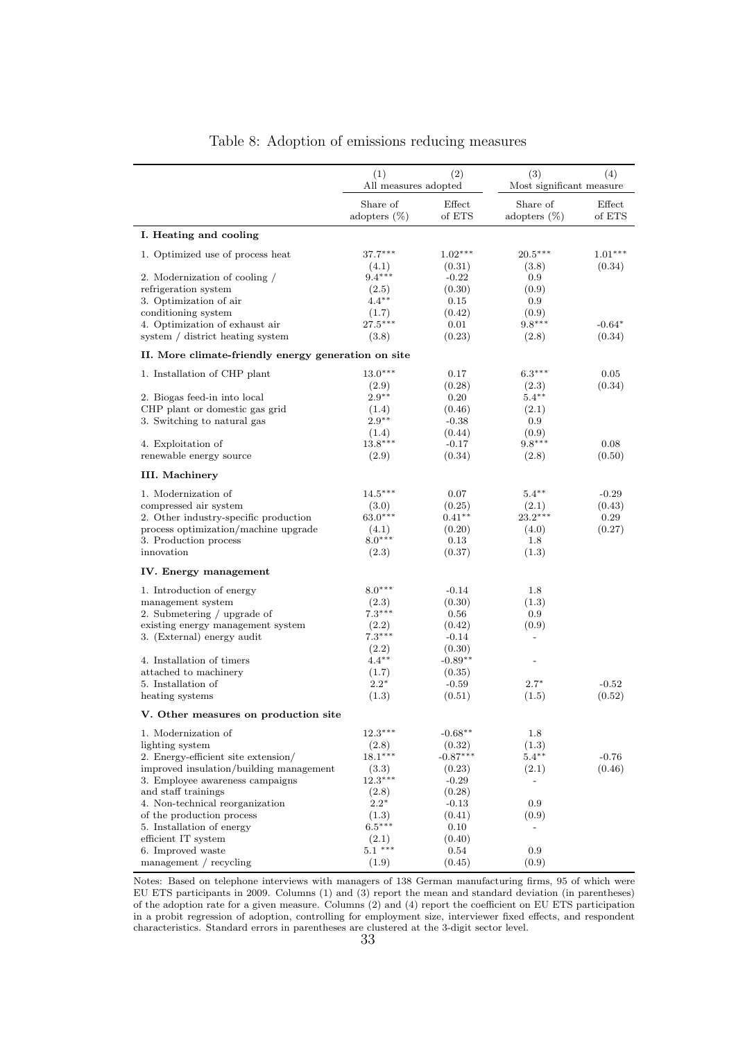Table 8: Adoption of emissions reducing measures

| | (1) | (2) | (3) | (4) |
|---|---|---|---|---|
| | All measures adopted | | Most significant measure | |
| | Share of adopters (%) | Effect of ETS | Share of adopters (%) | Effect of ETS |
| **I. Heating and cooling** | | | | |
| 1. Optimized use of process heat | 37.7*** | 1.02*** | 20.5*** | 1.01*** |
| | (4.1) | (0.31) | (3.8) | (0.34) |
| 2. Modernization of cooling / refrigeration system | 9.4*** | -0.22 | 0.9 | |
| | (2.5) | (0.30) | (0.9) | |
| 3. Optimization of air conditioning system | 4.4** | 0.15 | 0.9 | |
| | (1.7) | (0.42) | (0.9) | |
| 4. Optimization of exhaust air system / district heating system | 27.5*** | 0.01 | 9.8*** | -0.64* |
| | (3.8) | (0.23) | (2.8) | (0.34) |
| **II. More climate-friendly energy generation on site** | | | | |
| 1. Installation of CHP plant | 13.0*** | 0.17 | 6.3*** | 0.05 |
| | (2.9) | (0.28) | (2.3) | (0.34) |
| 2. Biogas feed-in into local CHP plant or domestic gas grid | 2.9** | 0.20 | 5.4** | |
| | (1.4) | (0.46) | (2.1) | |
| 3. Switching to natural gas | 2.9** | -0.38 | 0.9 | |
| | (1.4) | (0.44) | (0.9) | |
| 4. Exploitation of renewable energy source | 13.8*** | -0.17 | 9.8*** | 0.08 |
| | (2.9) | (0.34) | (2.8) | (0.50) |
| **III. Machinery** | | | | |
| 1. Modernization of compressed air system | 14.5*** | 0.07 | 5.4** | -0.29 |
| | (3.0) | (0.25) | (2.1) | (0.43) |
| 2. Other industry-specific production process optimization/machine upgrade | 63.0*** | 0.41** | 23.2*** | 0.29 |
| | (4.1) | (0.20) | (4.0) | (0.27) |
| 3. Production process innovation | 8.0*** | 0.13 | 1.8 | |
| | (2.3) | (0.37) | (1.3) | |
| **IV. Energy management** | | | | |
| 1. Introduction of energy management system | 8.0*** | -0.14 | 1.8 | |
| | (2.3) | (0.30) | (1.3) | |
| 2. Submetering / upgrade of existing energy management system | 7.3*** | 0.56 | 0.9 | |
| | (2.2) | (0.42) | (0.9) | |
| 3. (External) energy audit | 7.3*** | -0.14 | - | |
| | (2.2) | (0.30) | | |
| 4. Installation of timers attached to machinery | 4.4** | -0.89** | - | |
| | (1.7) | (0.35) | | |
| 5. Installation of heating systems | 2.2* | -0.59 | 2.7* | -0.52 |
| | (1.3) | (0.51) | (1.5) | (0.52) |
| **V. Other measures on production site** | | | | |
| 1. Modernization of lighting system | 12.3*** | -0.68** | 1.8 | |
| | (2.8) | (0.32) | (1.3) | |
| 2. Energy-efficient site extension/ improved insulation/building management | 18.1*** | -0.87*** | 5.4** | -0.76 |
| | (3.3) | (0.23) | (2.1) | (0.46) |
| 3. Employee awareness campaigns and staff trainings | 12.3*** | -0.29 | - | |
| | (2.8) | (0.28) | | |
| 4. Non-technical reorganization of the production process | 2.2* | -0.13 | 0.9 | |
| | (1.3) | (0.41) | (0.9) | |
| 5. Installation of energy efficient IT system | 6.5*** | 0.10 | - | |
| | (2.1) | (0.40) | | |
| 6. Improved waste management / recycling | 5.1 *** | 0.54 | 0.9 | |
| | (1.9) | (0.45) | (0.9) | |

Notes: Based on telephone interviews with managers of 138 German manufacturing firms, 95 of which were EU ETS participants in 2009. Columns (1) and (3) report the mean and standard deviation (in parentheses) of the adoption rate for a given measure. Columns (2) and (4) report the coefficient on EU ETS participation in a probit regression of adoption, controlling for employment size, interviewer fixed effects, and respondent characteristics. Standard errors in parentheses are clustered at the 3-digit sector level.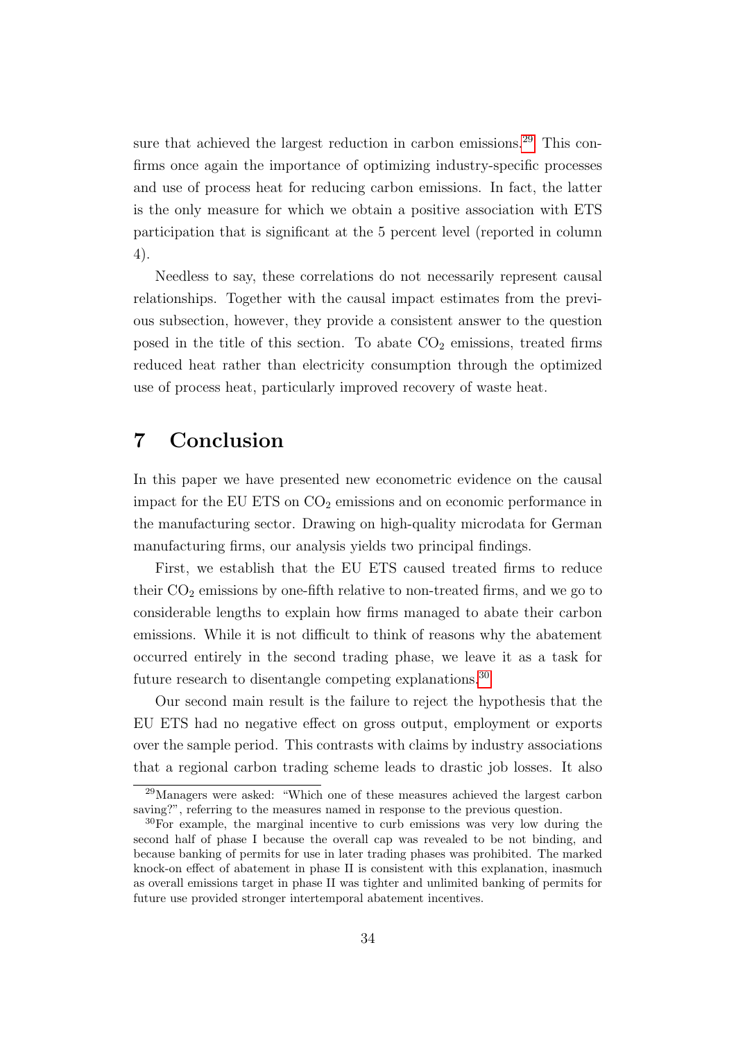sure that achieved the largest reduction in carbon emissions.[29] This confirms once again the importance of optimizing industry-specific processes and use of process heat for reducing carbon emissions. In fact, the latter is the only measure for which we obtain a positive association with ETS participation that is significant at the 5 percent level (reported in column 4).

Needless to say, these correlations do not necessarily represent causal relationships. Together with the causal impact estimates from the previous subsection, however, they provide a consistent answer to the question posed in the title of this section. To abate $CO_2$ emissions, treated firms reduced heat rather than electricity consumption through the optimized use of process heat, particularly improved recovery of waste heat.

# 7 Conclusion

In this paper we have presented new econometric evidence on the causal impact for the EU ETS on $CO_2$ emissions and on economic performance in the manufacturing sector. Drawing on high-quality microdata for German manufacturing firms, our analysis yields two principal findings.

First, we establish that the EU ETS caused treated firms to reduce their $CO_2$ emissions by one-fifth relative to non-treated firms, and we go to considerable lengths to explain how firms managed to abate their carbon emissions. While it is not difficult to think of reasons why the abatement occurred entirely in the second trading phase, we leave it as a task for future research to disentangle competing explanations.[30]

Our second main result is the failure to reject the hypothesis that the EU ETS had no negative effect on gross output, employment or exports over the sample period. This contrasts with claims by industry associations that a regional carbon trading scheme leads to drastic job losses. It also

[29] Managers were asked: "Which one of these measures achieved the largest carbon saving?", referring to the measures named in response to the previous question.

[30] For example, the marginal incentive to curb emissions was very low during the second half of phase I because the overall cap was revealed to be not binding, and because banking of permits for use in later trading phases was prohibited. The marked knock-on effect of abatement in phase II is consistent with this explanation, inasmuch as overall emissions target in phase II was tighter and unlimited banking of permits for future use provided stronger intertemporal abatement incentives.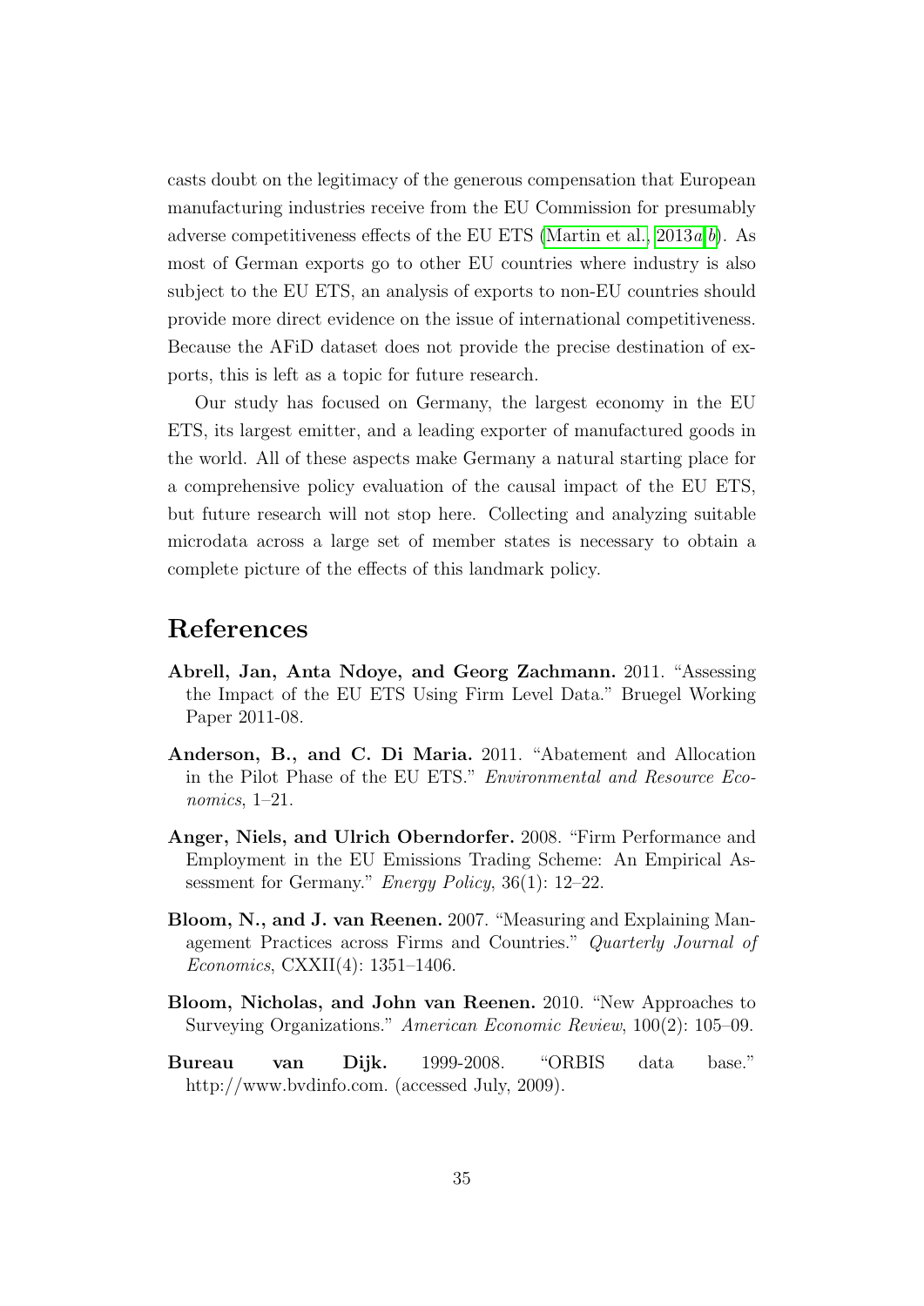casts doubt on the legitimacy of the generous compensation that European manufacturing industries receive from the EU Commission for presumably adverse competitiveness effects of the EU ETS (Martin et al., 2013*a*;*b*). As most of German exports go to other EU countries where industry is also subject to the EU ETS, an analysis of exports to non-EU countries should provide more direct evidence on the issue of international competitiveness. Because the AFiD dataset does not provide the precise destination of exports, this is left as a topic for future research.

Our study has focused on Germany, the largest economy in the EU ETS, its largest emitter, and a leading exporter of manufactured goods in the world. All of these aspects make Germany a natural starting place for a comprehensive policy evaluation of the causal impact of the EU ETS, but future research will not stop here. Collecting and analyzing suitable microdata across a large set of member states is necessary to obtain a complete picture of the effects of this landmark policy.

# References

**Abrell, Jan, Anta Ndoye, and Georg Zachmann.** 2011. "Assessing the Impact of the EU ETS Using Firm Level Data." Bruegel Working Paper 2011-08.

**Anderson, B., and C. Di Maria.** 2011. "Abatement and Allocation in the Pilot Phase of the EU ETS." *Environmental and Resource Economics*, 1–21.

**Anger, Niels, and Ulrich Oberndorfer.** 2008. "Firm Performance and Employment in the EU Emissions Trading Scheme: An Empirical Assessment for Germany." *Energy Policy*, 36(1): 12–22.

**Bloom, N., and J. van Reenen.** 2007. "Measuring and Explaining Management Practices across Firms and Countries." *Quarterly Journal of Economics*, CXXII(4): 1351–1406.

**Bloom, Nicholas, and John van Reenen.** 2010. "New Approaches to Surveying Organizations." *American Economic Review*, 100(2): 105–09.

**Bureau van Dijk.** 1999-2008. "ORBIS data base." http://www.bvdinfo.com. (accessed July, 2009).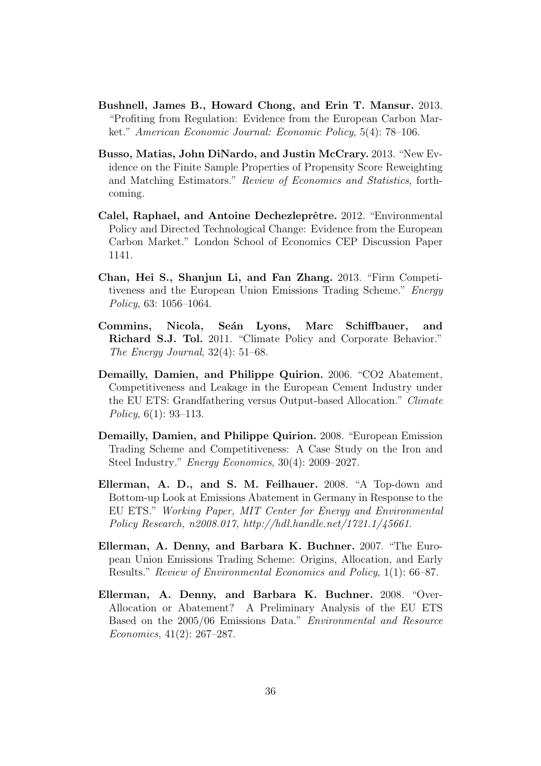**Bushnell, James B., Howard Chong, and Erin T. Mansur.** 2013. "Profiting from Regulation: Evidence from the European Carbon Market." *American Economic Journal: Economic Policy*, 5(4): 78–106.

**Busso, Matias, John DiNardo, and Justin McCrary.** 2013. "New Evidence on the Finite Sample Properties of Propensity Score Reweighting and Matching Estimators." *Review of Economics and Statistics*, forthcoming.

**Calel, Raphael, and Antoine Dechezleprêtre.** 2012. "Environmental Policy and Directed Technological Change: Evidence from the European Carbon Market." London School of Economics CEP Discussion Paper 1141.

**Chan, Hei S., Shanjun Li, and Fan Zhang.** 2013. "Firm Competitiveness and the European Union Emissions Trading Scheme." *Energy Policy*, 63: 1056–1064.

**Commins, Nicola, Seán Lyons, Marc Schiffbauer, and Richard S.J. Tol.** 2011. "Climate Policy and Corporate Behavior." *The Energy Journal*, 32(4): 51–68.

**Demailly, Damien, and Philippe Quirion.** 2006. "CO2 Abatement, Competitiveness and Leakage in the European Cement Industry under the EU ETS: Grandfathering versus Output-based Allocation." *Climate Policy*, 6(1): 93–113.

**Demailly, Damien, and Philippe Quirion.** 2008. "European Emission Trading Scheme and Competitiveness: A Case Study on the Iron and Steel Industry." *Energy Economics*, 30(4): 2009–2027.

**Ellerman, A. D., and S. M. Feilhauer.** 2008. "A Top-down and Bottom-up Look at Emissions Abatement in Germany in Response to the EU ETS." *Working Paper, MIT Center for Energy and Environmental Policy Research, n2008.017, http://hdl.handle.net/1721.1/45661.*

**Ellerman, A. Denny, and Barbara K. Buchner.** 2007. "The European Union Emissions Trading Scheme: Origins, Allocation, and Early Results." *Review of Environmental Economics and Policy*, 1(1): 66–87.

**Ellerman, A. Denny, and Barbara K. Buchner.** 2008. "Over-Allocation or Abatement? A Preliminary Analysis of the EU ETS Based on the 2005/06 Emissions Data." *Environmental and Resource Economics*, 41(2): 267–287.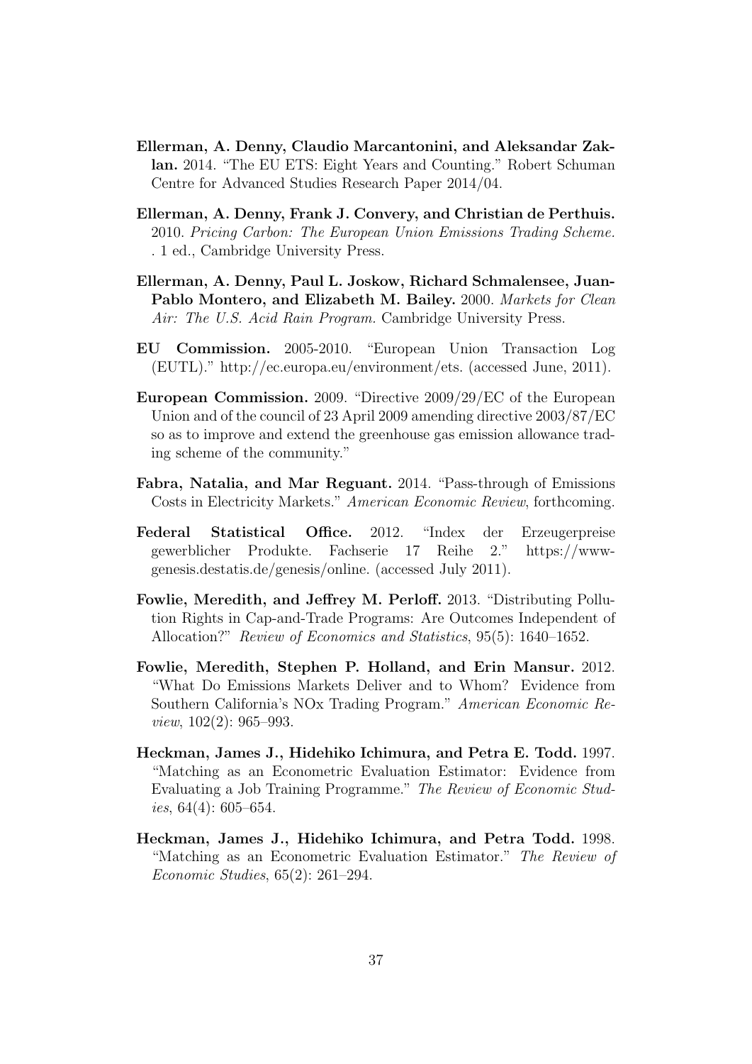**Ellerman, A. Denny, Claudio Marcantonini, and Aleksandar Zaklan.** 2014. "The EU ETS: Eight Years and Counting." Robert Schuman Centre for Advanced Studies Research Paper 2014/04.

**Ellerman, A. Denny, Frank J. Convery, and Christian de Perthuis.** 2010. *Pricing Carbon: The European Union Emissions Trading Scheme.* . 1 ed., Cambridge University Press.

**Ellerman, A. Denny, Paul L. Joskow, Richard Schmalensee, Juan-Pablo Montero, and Elizabeth M. Bailey.** 2000. *Markets for Clean Air: The U.S. Acid Rain Program.* Cambridge University Press.

**EU Commission.** 2005-2010. "European Union Transaction Log (EUTL)." http://ec.europa.eu/environment/ets. (accessed June, 2011).

**European Commission.** 2009. "Directive 2009/29/EC of the European Union and of the council of 23 April 2009 amending directive 2003/87/EC so as to improve and extend the greenhouse gas emission allowance trading scheme of the community."

**Fabra, Natalia, and Mar Reguant.** 2014. "Pass-through of Emissions Costs in Electricity Markets." *American Economic Review*, forthcoming.

**Federal Statistical Office.** 2012. "Index der Erzeugerpreise gewerblicher Produkte. Fachserie 17 Reihe 2." https://www-genesis.destatis.de/genesis/online. (accessed July 2011).

**Fowlie, Meredith, and Jeffrey M. Perloff.** 2013. "Distributing Pollution Rights in Cap-and-Trade Programs: Are Outcomes Independent of Allocation?" *Review of Economics and Statistics*, 95(5): 1640–1652.

**Fowlie, Meredith, Stephen P. Holland, and Erin Mansur.** 2012. "What Do Emissions Markets Deliver and to Whom? Evidence from Southern California's NOx Trading Program." *American Economic Review*, 102(2): 965–993.

**Heckman, James J., Hidehiko Ichimura, and Petra E. Todd.** 1997. "Matching as an Econometric Evaluation Estimator: Evidence from Evaluating a Job Training Programme." *The Review of Economic Studies*, 64(4): 605–654.

**Heckman, James J., Hidehiko Ichimura, and Petra Todd.** 1998. "Matching as an Econometric Evaluation Estimator." *The Review of Economic Studies*, 65(2): 261–294.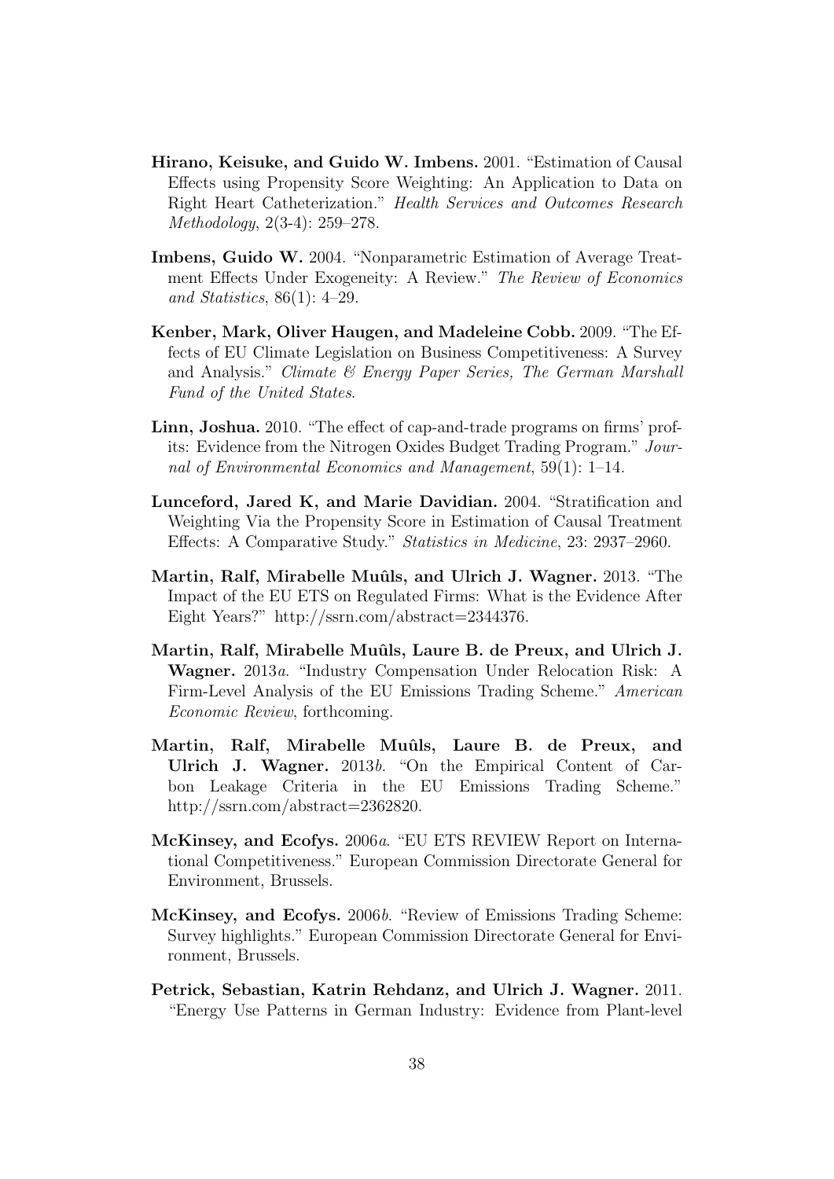**Hirano, Keisuke, and Guido W. Imbens.** 2001. "Estimation of Causal Effects using Propensity Score Weighting: An Application to Data on Right Heart Catheterization." *Health Services and Outcomes Research Methodology*, 2(3-4): 259–278.

**Imbens, Guido W.** 2004. "Nonparametric Estimation of Average Treatment Effects Under Exogeneity: A Review." *The Review of Economics and Statistics*, 86(1): 4–29.

**Kenber, Mark, Oliver Haugen, and Madeleine Cobb.** 2009. "The Effects of EU Climate Legislation on Business Competitiveness: A Survey and Analysis." *Climate & Energy Paper Series, The German Marshall Fund of the United States*.

**Linn, Joshua.** 2010. "The effect of cap-and-trade programs on firms' profits: Evidence from the Nitrogen Oxides Budget Trading Program." *Journal of Environmental Economics and Management*, 59(1): 1–14.

**Lunceford, Jared K, and Marie Davidian.** 2004. "Stratification and Weighting Via the Propensity Score in Estimation of Causal Treatment Effects: A Comparative Study." *Statistics in Medicine*, 23: 2937–2960.

**Martin, Ralf, Mirabelle Muûls, and Ulrich J. Wagner.** 2013. "The Impact of the EU ETS on Regulated Firms: What is the Evidence After Eight Years?" http://ssrn.com/abstract=2344376.

**Martin, Ralf, Mirabelle Muûls, Laure B. de Preux, and Ulrich J. Wagner.** 2013*a*. "Industry Compensation Under Relocation Risk: A Firm-Level Analysis of the EU Emissions Trading Scheme." *American Economic Review*, forthcoming.

**Martin, Ralf, Mirabelle Muûls, Laure B. de Preux, and Ulrich J. Wagner.** 2013*b*. "On the Empirical Content of Carbon Leakage Criteria in the EU Emissions Trading Scheme." http://ssrn.com/abstract=2362820.

**McKinsey, and Ecofys.** 2006*a*. "EU ETS REVIEW Report on International Competitiveness." European Commission Directorate General for Environment, Brussels.

**McKinsey, and Ecofys.** 2006*b*. "Review of Emissions Trading Scheme: Survey highlights." European Commission Directorate General for Environment, Brussels.

**Petrick, Sebastian, Katrin Rehdanz, and Ulrich J. Wagner.** 2011. "Energy Use Patterns in German Industry: Evidence from Plant-level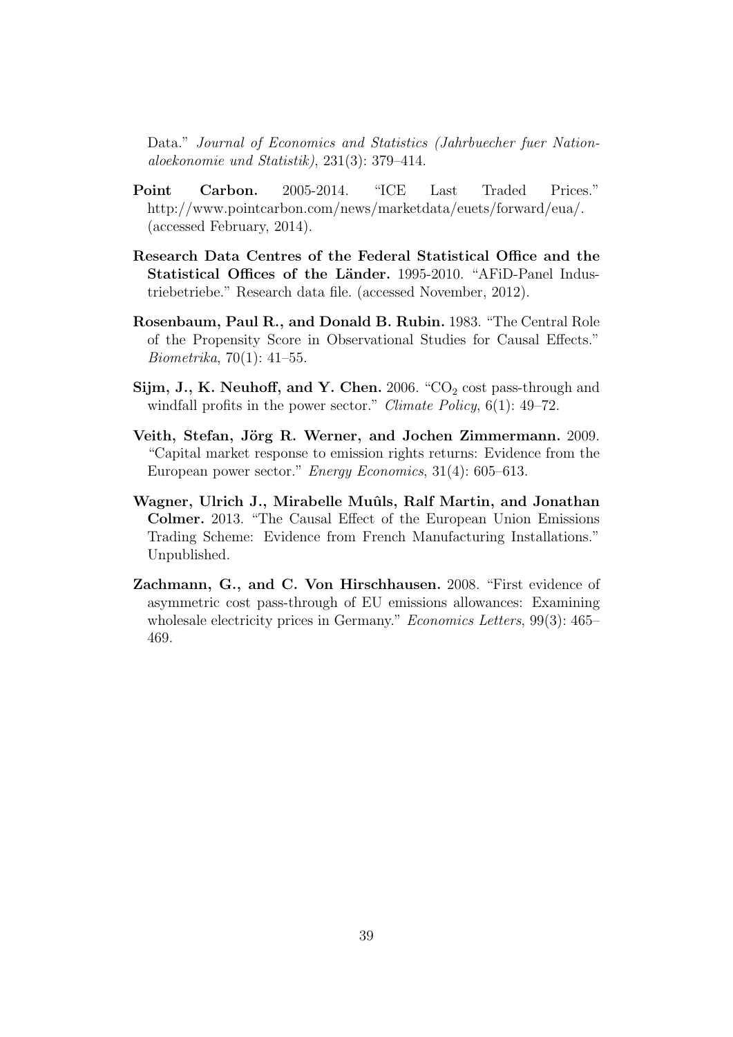Data." *Journal of Economics and Statistics (Jahrbuecher fuer Nationaloekonomie und Statistik)*, 231(3): 379–414.

**Point Carbon.** 2005-2014. "ICE Last Traded Prices." http://www.pointcarbon.com/news/marketdata/euets/forward/eua/. (accessed February, 2014).

**Research Data Centres of the Federal Statistical Office and the Statistical Offices of the Länder.** 1995-2010. "AFiD-Panel Industriebetriebe." Research data file. (accessed November, 2012).

**Rosenbaum, Paul R., and Donald B. Rubin.** 1983. "The Central Role of the Propensity Score in Observational Studies for Causal Effects." *Biometrika*, 70(1): 41–55.

**Sijm, J., K. Neuhoff, and Y. Chen.** 2006. "$CO_2$ cost pass-through and windfall profits in the power sector." *Climate Policy*, 6(1): 49–72.

**Veith, Stefan, Jörg R. Werner, and Jochen Zimmermann.** 2009. "Capital market response to emission rights returns: Evidence from the European power sector." *Energy Economics*, 31(4): 605–613.

**Wagner, Ulrich J., Mirabelle Muûls, Ralf Martin, and Jonathan Colmer.** 2013. "The Causal Effect of the European Union Emissions Trading Scheme: Evidence from French Manufacturing Installations." Unpublished.

**Zachmann, G., and C. Von Hirschhausen.** 2008. "First evidence of asymmetric cost pass-through of EU emissions allowances: Examining wholesale electricity prices in Germany." *Economics Letters*, 99(3): 465–469.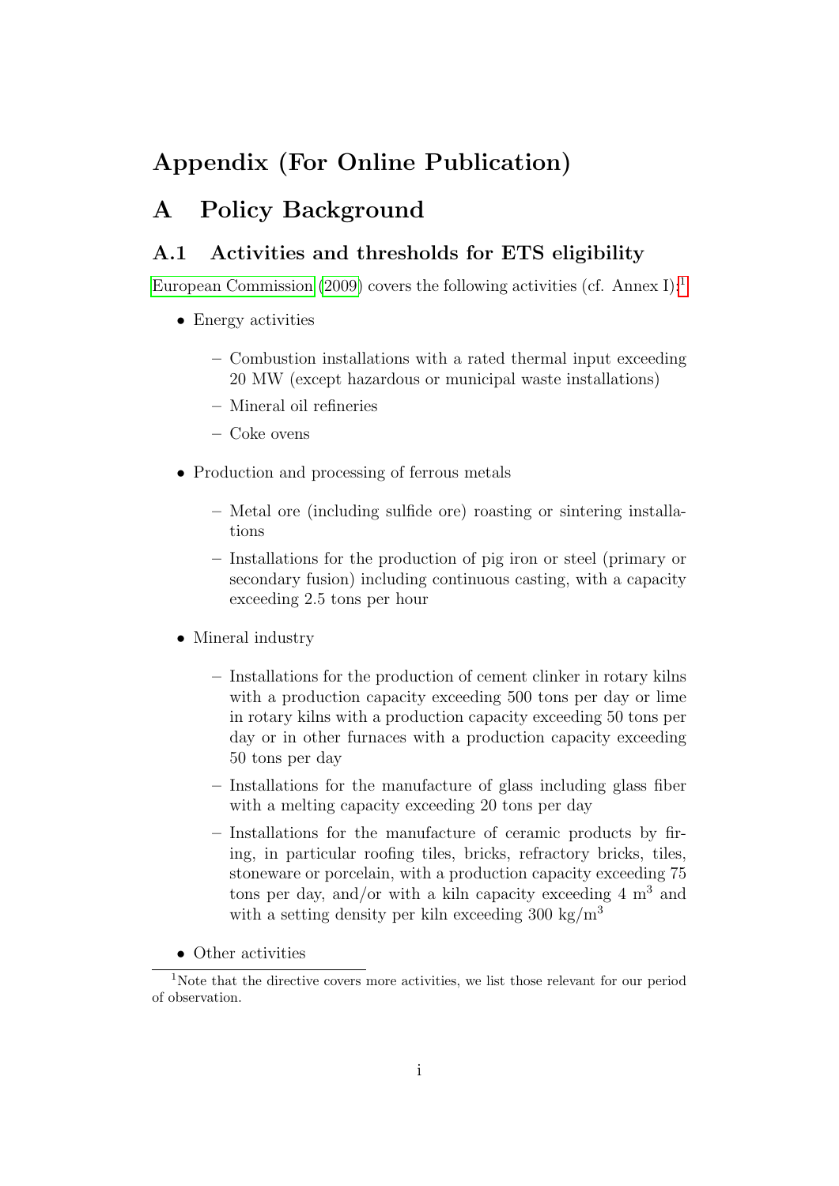# Appendix (For Online Publication)

# A Policy Background

## A.1 Activities and thresholds for ETS eligibility

European Commission (2009) covers the following activities (cf. Annex I):[1]

- Energy activities
  - Combustion installations with a rated thermal input exceeding 20 MW (except hazardous or municipal waste installations)
  - Mineral oil refineries
  - Coke ovens
- Production and processing of ferrous metals
  - Metal ore (including sulfide ore) roasting or sintering installations
  - Installations for the production of pig iron or steel (primary or secondary fusion) including continuous casting, with a capacity exceeding 2.5 tons per hour
- Mineral industry
  - Installations for the production of cement clinker in rotary kilns with a production capacity exceeding 500 tons per day or lime in rotary kilns with a production capacity exceeding 50 tons per day or in other furnaces with a production capacity exceeding 50 tons per day
  - Installations for the manufacture of glass including glass fiber with a melting capacity exceeding 20 tons per day
  - Installations for the manufacture of ceramic products by firing, in particular roofing tiles, bricks, refractory bricks, tiles, stoneware or porcelain, with a production capacity exceeding 75 tons per day, and/or with a kiln capacity exceeding 4 $m^3$ and with a setting density per kiln exceeding 300 $kg/m^3$
- Other activities

[1] Note that the directive covers more activities, we list those relevant for our period of observation.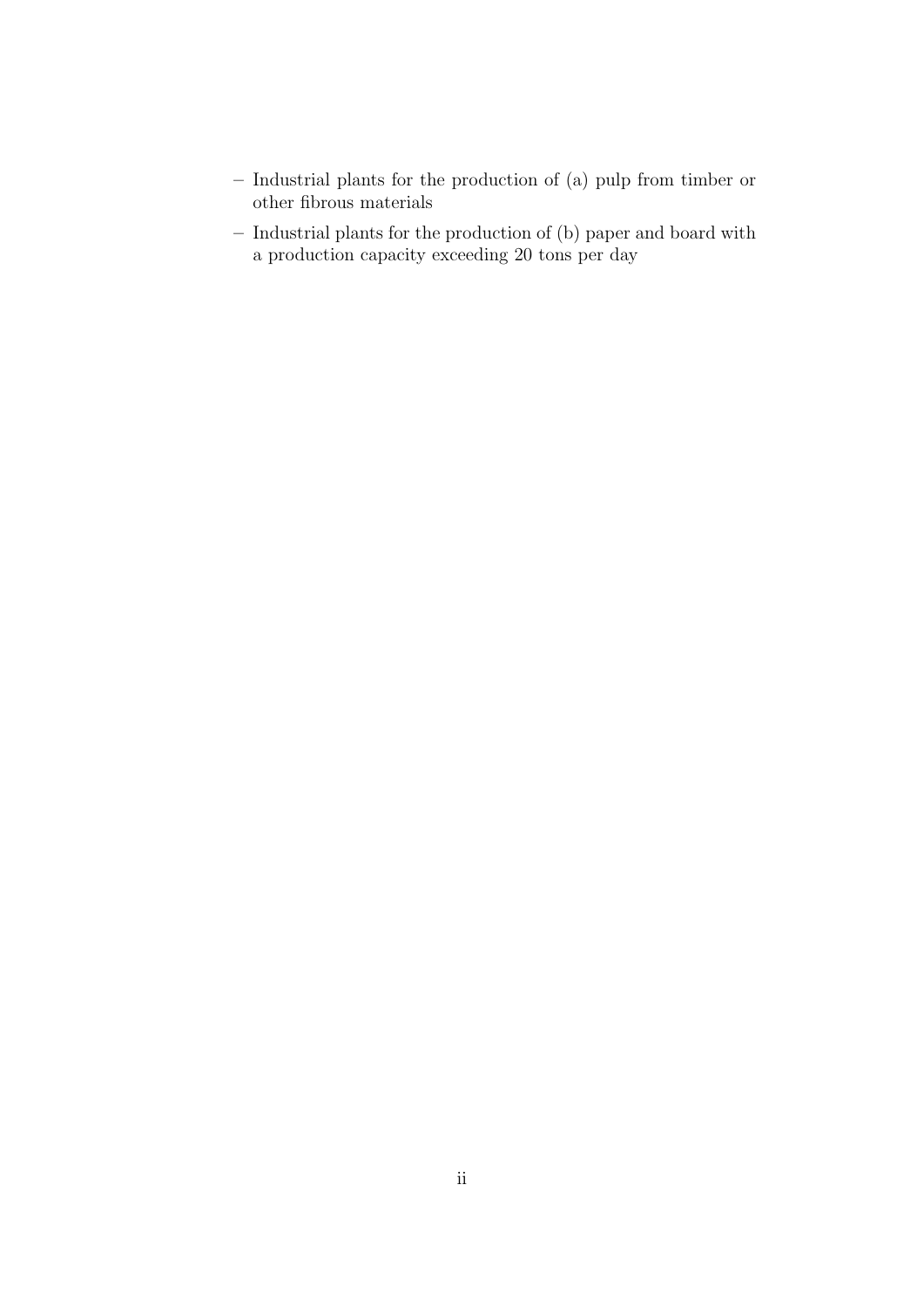- Industrial plants for the production of (a) pulp from timber or other fibrous materials
- Industrial plants for the production of (b) paper and board with a production capacity exceeding 20 tons per day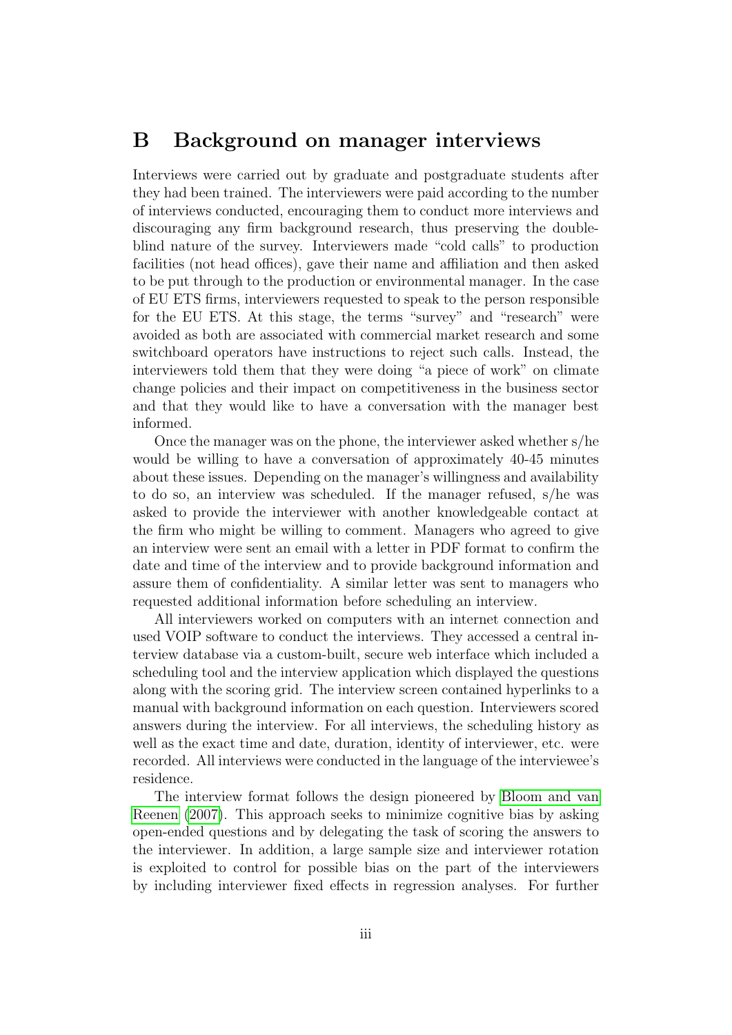# B Background on manager interviews

Interviews were carried out by graduate and postgraduate students after they had been trained. The interviewers were paid according to the number of interviews conducted, encouraging them to conduct more interviews and discouraging any firm background research, thus preserving the double-blind nature of the survey. Interviewers made "cold calls" to production facilities (not head offices), gave their name and affiliation and then asked to be put through to the production or environmental manager. In the case of EU ETS firms, interviewers requested to speak to the person responsible for the EU ETS. At this stage, the terms "survey" and "research" were avoided as both are associated with commercial market research and some switchboard operators have instructions to reject such calls. Instead, the interviewers told them that they were doing "a piece of work" on climate change policies and their impact on competitiveness in the business sector and that they would like to have a conversation with the manager best informed.

Once the manager was on the phone, the interviewer asked whether s/he would be willing to have a conversation of approximately 40-45 minutes about these issues. Depending on the manager's willingness and availability to do so, an interview was scheduled. If the manager refused, s/he was asked to provide the interviewer with another knowledgeable contact at the firm who might be willing to comment. Managers who agreed to give an interview were sent an email with a letter in PDF format to confirm the date and time of the interview and to provide background information and assure them of confidentiality. A similar letter was sent to managers who requested additional information before scheduling an interview.

All interviewers worked on computers with an internet connection and used VOIP software to conduct the interviews. They accessed a central interview database via a custom-built, secure web interface which included a scheduling tool and the interview application which displayed the questions along with the scoring grid. The interview screen contained hyperlinks to a manual with background information on each question. Interviewers scored answers during the interview. For all interviews, the scheduling history as well as the exact time and date, duration, identity of interviewer, etc. were recorded. All interviews were conducted in the language of the interviewee's residence.

The interview format follows the design pioneered by Bloom and van Reenen (2007). This approach seeks to minimize cognitive bias by asking open-ended questions and by delegating the task of scoring the answers to the interviewer. In addition, a large sample size and interviewer rotation is exploited to control for possible bias on the part of the interviewers by including interviewer fixed effects in regression analyses. For further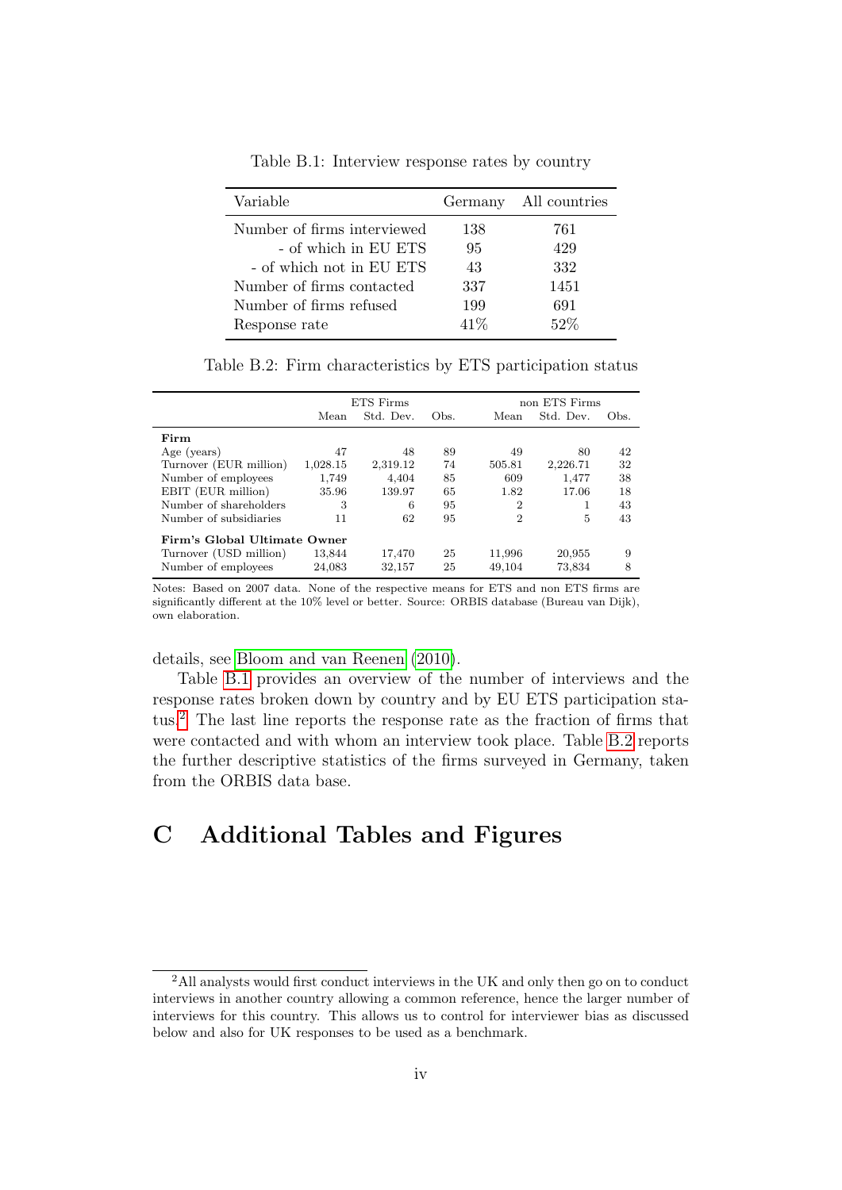Table B.1: Interview response rates by country

| Variable | Germany | All countries |
|---|---|---|
| Number of firms interviewed | 138 | 761 |
| - of which in EU ETS | 95 | 429 |
| - of which not in EU ETS | 43 | 332 |
| Number of firms contacted | 337 | 1451 |
| Number of firms refused | 199 | 691 |
| Response rate | 41% | 52% |

Table B.2: Firm characteristics by ETS participation status

| | ETS Firms | | | non ETS Firms | | |
|---|---|---|---|---|---|---|
| | Mean | Std. Dev. | Obs. | Mean | Std. Dev. | Obs. |
| **Firm** | | | | | | |
| Age (years) | 47 | 48 | 89 | 49 | 80 | 42 |
| Turnover (EUR million) | 1,028.15 | 2,319.12 | 74 | 505.81 | 2,226.71 | 32 |
| Number of employees | 1,749 | 4,404 | 85 | 609 | 1,477 | 38 |
| EBIT (EUR million) | 35.96 | 139.97 | 65 | 1.82 | 17.06 | 18 |
| Number of shareholders | 3 | 6 | 95 | 2 | 1 | 43 |
| Number of subsidiaries | 11 | 62 | 95 | 2 | 5 | 43 |
| **Firm's Global Ultimate Owner** | | | | | | |
| Turnover (USD million) | 13,844 | 17,470 | 25 | 11,996 | 20,955 | 9 |
| Number of employees | 24,083 | 32,157 | 25 | 49,104 | 73,834 | 8 |

Notes: Based on 2007 data. None of the respective means for ETS and non ETS firms are significantly different at the 10% level or better. Source: ORBIS database (Bureau van Dijk), own elaboration.

details, see Bloom and van Reenen (2010).

Table B.1 provides an overview of the number of interviews and the response rates broken down by country and by EU ETS participation status.[2] The last line reports the response rate as the fraction of firms that were contacted and with whom an interview took place. Table B.2 reports the further descriptive statistics of the firms surveyed in Germany, taken from the ORBIS data base.

# C Additional Tables and Figures

[2]All analysts would first conduct interviews in the UK and only then go on to conduct interviews in another country allowing a common reference, hence the larger number of interviews for this country. This allows us to control for interviewer bias as discussed below and also for UK responses to be used as a benchmark.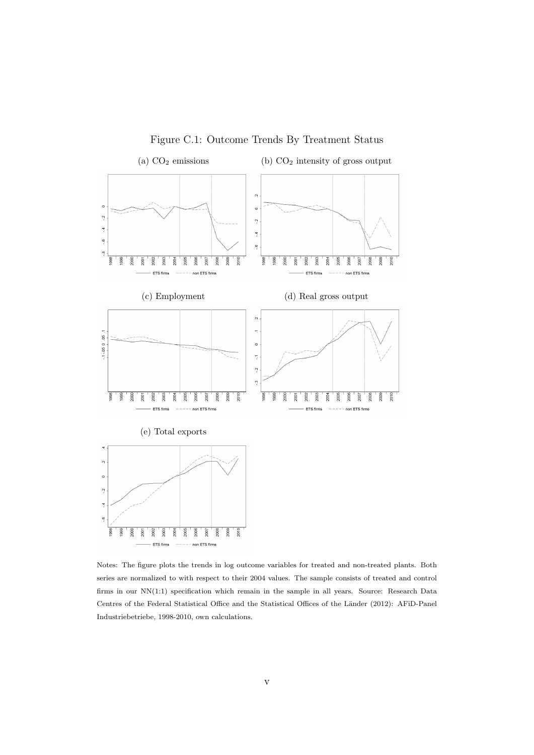Figure C.1: Outcome Trends By Treatment Status

(a) $CO_2$ emissions

(b) $CO_2$ intensity of gross output

(c) Employment

(d) Real gross output

(e) Total exports

Notes: The figure plots the trends in log outcome variables for treated and non-treated plants. Both series are normalized to with respect to their 2004 values. The sample consists of treated and control firms in our NN(1:1) specification which remain in the sample in all years. Source: Research Data Centres of the Federal Statistical Office and the Statistical Offices of the Länder (2012): AFiD-Panel Industriebetriebe, 1998-2010, own calculations.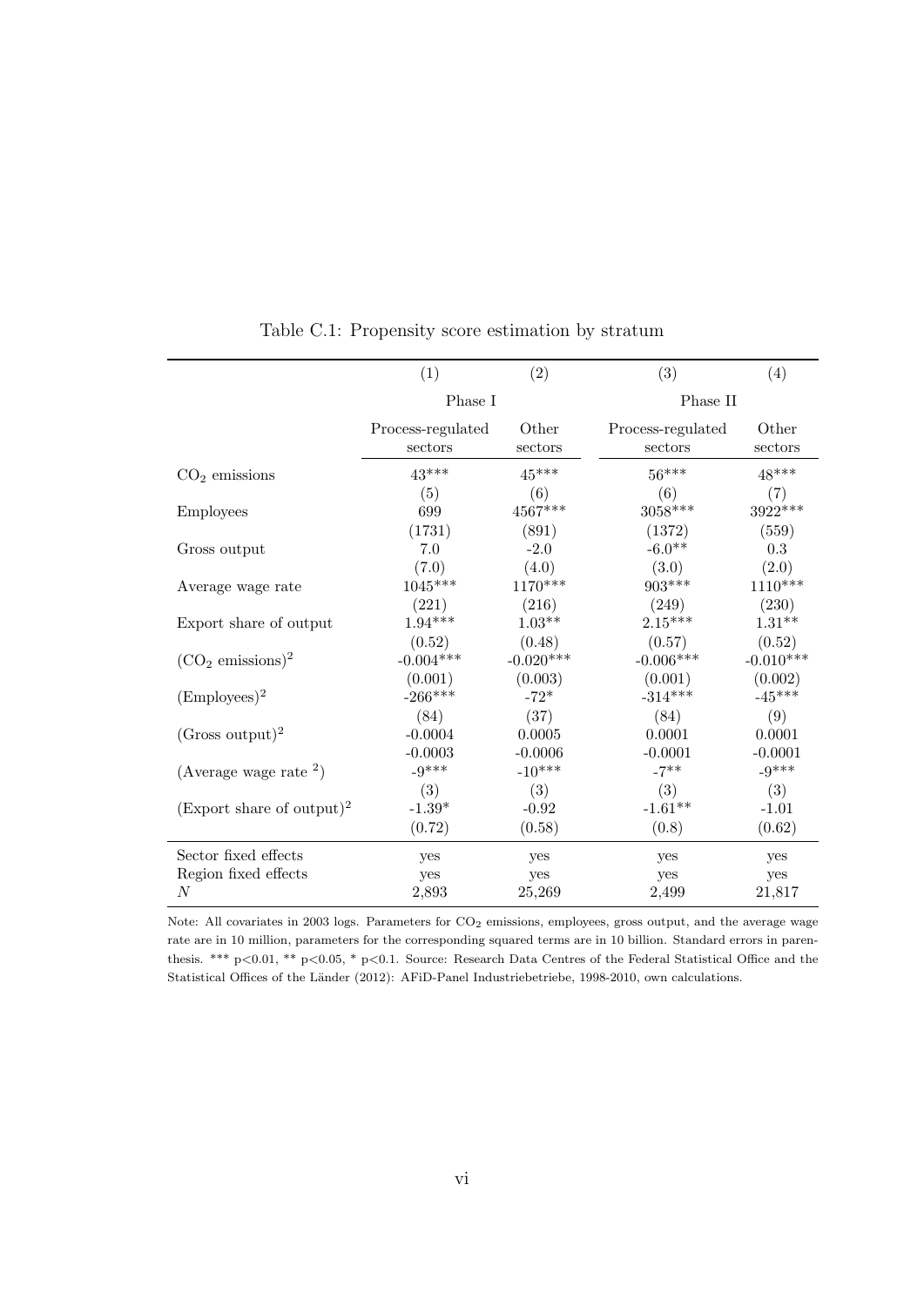Table C.1: Propensity score estimation by stratum

| | (1) | (2) | (3) | (4) |
|---|---|---|---|---|
| | Phase I | | Phase II | |
| | Process-regulated sectors | Other sectors | Process-regulated sectors | Other sectors |
| $CO_2$ emissions | 43*** | 45*** | 56*** | 48*** |
| | (5) | (6) | (6) | (7) |
| Employees | 699 | 4567*** | 3058*** | 3922*** |
| | (1731) | (891) | (1372) | (559) |
| Gross output | 7.0 | -2.0 | -6.0** | 0.3 |
| | (7.0) | (4.0) | (3.0) | (2.0) |
| Average wage rate | 1045*** | 1170*** | 903*** | 1110*** |
| | (221) | (216) | (249) | (230) |
| Export share of output | 1.94*** | 1.03** | 2.15*** | 1.31** |
| | (0.52) | (0.48) | (0.57) | (0.52) |
| $(CO_2 \text{ emissions})^2$ | -0.004*** | -0.020*** | -0.006*** | -0.010*** |
| | (0.001) | (0.003) | (0.001) | (0.002) |
| $(\text{Employees})^2$ | -266*** | -72* | -314*** | -45*** |
| | (84) | (37) | (84) | (9) |
| $(\text{Gross output})^2$ | -0.0004 | 0.0005 | 0.0001 | 0.0001 |
| | -0.0003 | -0.0006 | -0.0001 | -0.0001 |
| (Average wage rate $^2$) | -9*** | -10*** | -7** | -9*** |
| | (3) | (3) | (3) | (3) |
| $(\text{Export share of output})^2$ | -1.39* | -0.92 | -1.61** | -1.01 |
| | (0.72) | (0.58) | (0.8) | (0.62) |
| Sector fixed effects | yes | yes | yes | yes |
| Region fixed effects | yes | yes | yes | yes |
| $N$ | 2,893 | 25,269 | 2,499 | 21,817 |

Note: All covariates in 2003 logs. Parameters for $CO_2$ emissions, employees, gross output, and the average wage rate are in 10 million, parameters for the corresponding squared terms are in 10 billion. Standard errors in parenthesis. *** p<0.01, ** p<0.05, * p<0.1. Source: Research Data Centres of the Federal Statistical Office and the Statistical Offices of the Länder (2012): AFiD-Panel Industriebetriebe, 1998-2010, own calculations.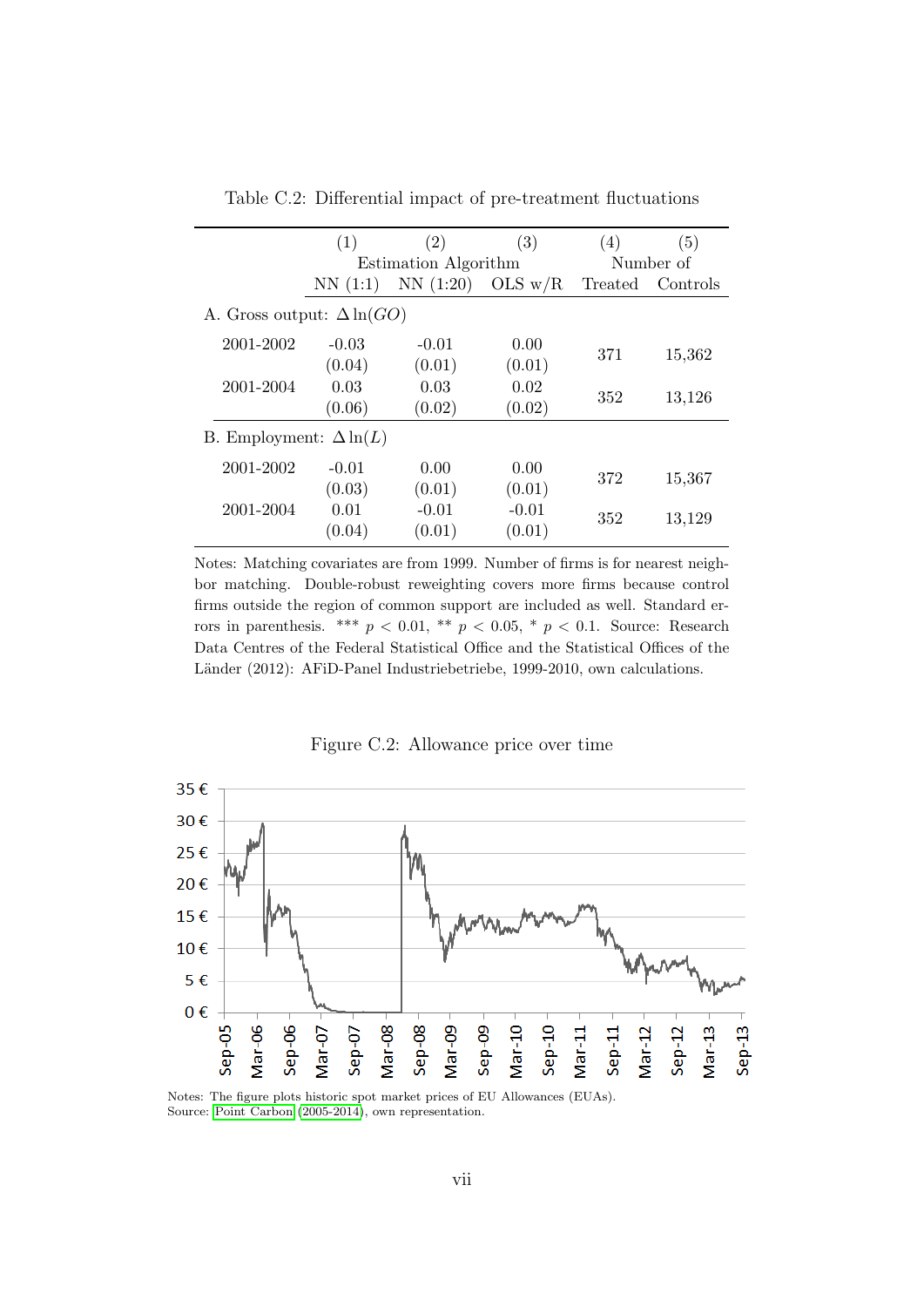Table C.2: Differential impact of pre-treatment fluctuations

| | (1) | (2) | (3) | (4) | (5) |
|---|---|---|---|---|---|
| | Estimation Algorithm | | | Number of | |
| | NN (1:1) | NN (1:20) | OLS w/R | Treated | Controls |
| A. Gross output: $\Delta \ln(GO)$ | | | | | |
| 2001-2002 | -0.03 | -0.01 | 0.00 | 371 | 15,362 |
| | (0.04) | (0.01) | (0.01) | | |
| 2001-2004 | 0.03 | 0.03 | 0.02 | 352 | 13,126 |
| | (0.06) | (0.02) | (0.02) | | |
| B. Employment: $\Delta \ln(L)$ | | | | | |
| 2001-2002 | -0.01 | 0.00 | 0.00 | 372 | 15,367 |
| | (0.03) | (0.01) | (0.01) | | |
| 2001-2004 | 0.01 | -0.01 | -0.01 | 352 | 13,129 |
| | (0.04) | (0.01) | (0.01) | | |

Notes: Matching covariates are from 1999. Number of firms is for nearest neighbor matching. Double-robust reweighting covers more firms because control firms outside the region of common support are included as well. Standard errors in parenthesis. *** $p < 0.01$, ** $p < 0.05$, * $p < 0.1$. Source: Research Data Centres of the Federal Statistical Office and the Statistical Offices of the Länder (2012): AFiD-Panel Industriebetriebe, 1999-2010, own calculations.

Figure C.2: Allowance price over time

Notes: The figure plots historic spot market prices of EU Allowances (EUAs).
Source: Point Carbon (2005-2014), own representation.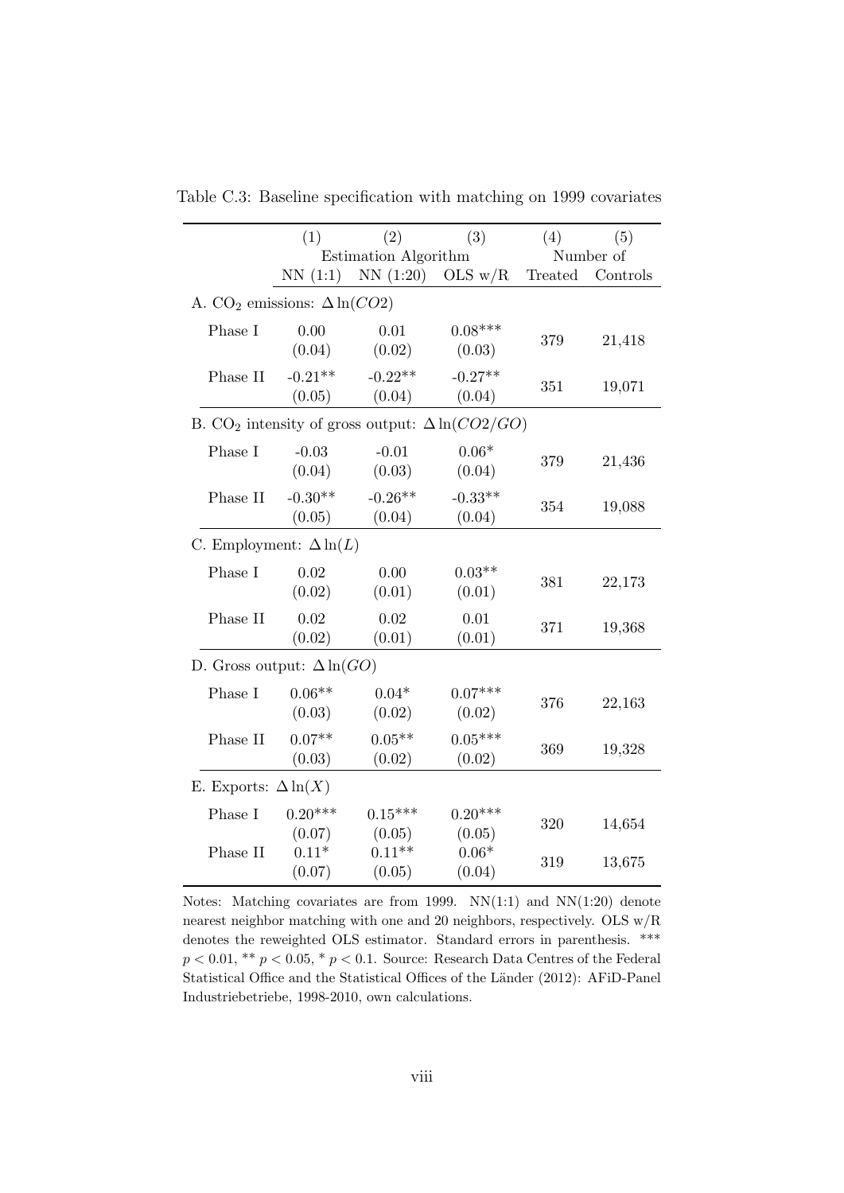Table C.3: Baseline specification with matching on 1999 covariates

| | (1) | (2) | (3) | (4) | (5) |
|---|---|---|---|---|---|
| | Estimation Algorithm | | | Number of | |
| | NN (1:1) | NN (1:20) | OLS w/R | Treated | Controls |
| A. $CO_2$ emissions: $\Delta \ln(CO2)$ | | | | | |
| Phase I | 0.00 | 0.01 | 0.08*** | 379 | 21,418 |
| | (0.04) | (0.02) | (0.03) | | |
| Phase II | -0.21** | -0.22** | -0.27** | 351 | 19,071 |
| | (0.05) | (0.04) | (0.04) | | |
| B. $CO_2$ intensity of gross output: $\Delta \ln(CO2/GO)$ | | | | | |
| Phase I | -0.03 | -0.01 | 0.06* | 379 | 21,436 |
| | (0.04) | (0.03) | (0.04) | | |
| Phase II | -0.30** | -0.26** | -0.33** | 354 | 19,088 |
| | (0.05) | (0.04) | (0.04) | | |
| C. Employment: $\Delta \ln(L)$ | | | | | |
| Phase I | 0.02 | 0.00 | 0.03** | 381 | 22,173 |
| | (0.02) | (0.01) | (0.01) | | |
| Phase II | 0.02 | 0.02 | 0.01 | 371 | 19,368 |
| | (0.02) | (0.01) | (0.01) | | |
| D. Gross output: $\Delta \ln(GO)$ | | | | | |
| Phase I | 0.06** | 0.04* | 0.07*** | 376 | 22,163 |
| | (0.03) | (0.02) | (0.02) | | |
| Phase II | 0.07** | 0.05** | 0.05*** | 369 | 19,328 |
| | (0.03) | (0.02) | (0.02) | | |
| E. Exports: $\Delta \ln(X)$ | | | | | |
| Phase I | 0.20*** | 0.15*** | 0.20*** | 320 | 14,654 |
| | (0.07) | (0.05) | (0.05) | | |
| Phase II | 0.11* | 0.11** | 0.06* | 319 | 13,675 |
| | (0.07) | (0.05) | (0.04) | | |

Notes: Matching covariates are from 1999. NN(1:1) and NN(1:20) denote nearest neighbor matching with one and 20 neighbors, respectively. OLS w/R denotes the reweighted OLS estimator. Standard errors in parenthesis. *** $p < 0.01$, ** $p < 0.05$, * $p < 0.1$. Source: Research Data Centres of the Federal Statistical Office and the Statistical Offices of the Länder (2012): AFiD-Panel Industriebetriebe, 1998-2010, own calculations.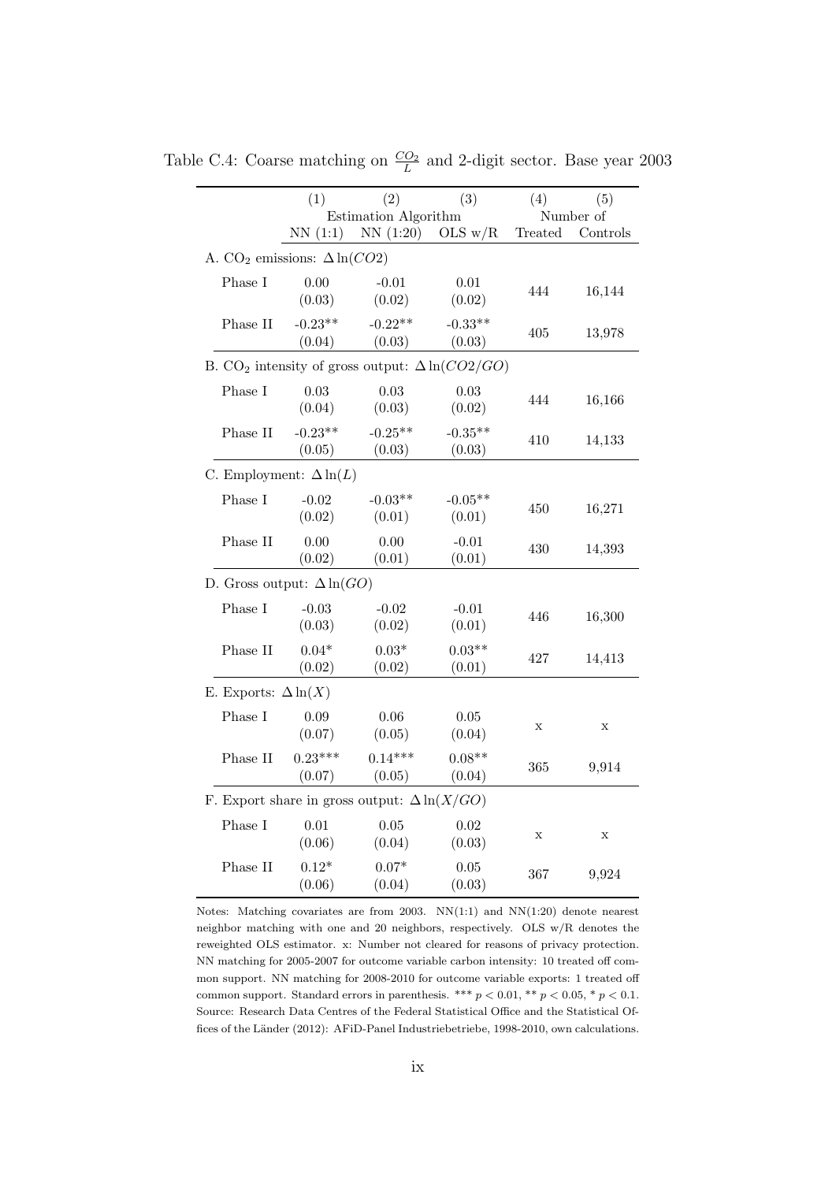Table C.4: Coarse matching on $\frac{CO_2}{L}$ and 2-digit sector. Base year 2003

| | (1) | (2) | (3) | (4) | (5) |
|---|---|---|---|---|---|
| | Estimation Algorithm | | | Number of | |
| | NN (1:1) | NN (1:20) | OLS w/R | Treated | Controls |
| A. $CO_2$ emissions: $\Delta \ln(CO2)$ | | | | | |
| Phase I | 0.00 | -0.01 | 0.01 | 444 | 16,144 |
| | (0.03) | (0.02) | (0.02) | | |
| Phase II | -0.23** | -0.22** | -0.33** | 405 | 13,978 |
| | (0.04) | (0.03) | (0.03) | | |
| B. $CO_2$ intensity of gross output: $\Delta \ln(CO2/GO)$ | | | | | |
| Phase I | 0.03 | 0.03 | 0.03 | 444 | 16,166 |
| | (0.04) | (0.03) | (0.02) | | |
| Phase II | -0.23** | -0.25** | -0.35** | 410 | 14,133 |
| | (0.05) | (0.03) | (0.03) | | |
| C. Employment: $\Delta \ln(L)$ | | | | | |
| Phase I | -0.02 | -0.03** | -0.05** | 450 | 16,271 |
| | (0.02) | (0.01) | (0.01) | | |
| Phase II | 0.00 | 0.00 | -0.01 | 430 | 14,393 |
| | (0.02) | (0.01) | (0.01) | | |
| D. Gross output: $\Delta \ln(GO)$ | | | | | |
| Phase I | -0.03 | -0.02 | -0.01 | 446 | 16,300 |
| | (0.03) | (0.02) | (0.01) | | |
| Phase II | 0.04* | 0.03* | 0.03** | 427 | 14,413 |
| | (0.02) | (0.02) | (0.01) | | |
| E. Exports: $\Delta \ln(X)$ | | | | | |
| Phase I | 0.09 | 0.06 | 0.05 | x | x |
| | (0.07) | (0.05) | (0.04) | | |
| Phase II | 0.23*** | 0.14*** | 0.08** | 365 | 9,914 |
| | (0.07) | (0.05) | (0.04) | | |
| F. Export share in gross output: $\Delta \ln(X/GO)$ | | | | | |
| Phase I | 0.01 | 0.05 | 0.02 | x | x |
| | (0.06) | (0.04) | (0.03) | | |
| Phase II | 0.12* | 0.07* | 0.05 | 367 | 9,924 |
| | (0.06) | (0.04) | (0.03) | | |

Notes: Matching covariates are from 2003. NN(1:1) and NN(1:20) denote nearest neighbor matching with one and 20 neighbors, respectively. OLS w/R denotes the reweighted OLS estimator. x: Number not cleared for reasons of privacy protection. NN matching for 2005-2007 for outcome variable carbon intensity: 10 treated off common support. NN matching for 2008-2010 for outcome variable exports: 1 treated off common support. Standard errors in parenthesis. *** $p < 0.01$, ** $p < 0.05$, * $p < 0.1$. Source: Research Data Centres of the Federal Statistical Office and the Statistical Offices of the Länder (2012): AFiD-Panel Industriebetriebe, 1998-2010, own calculations.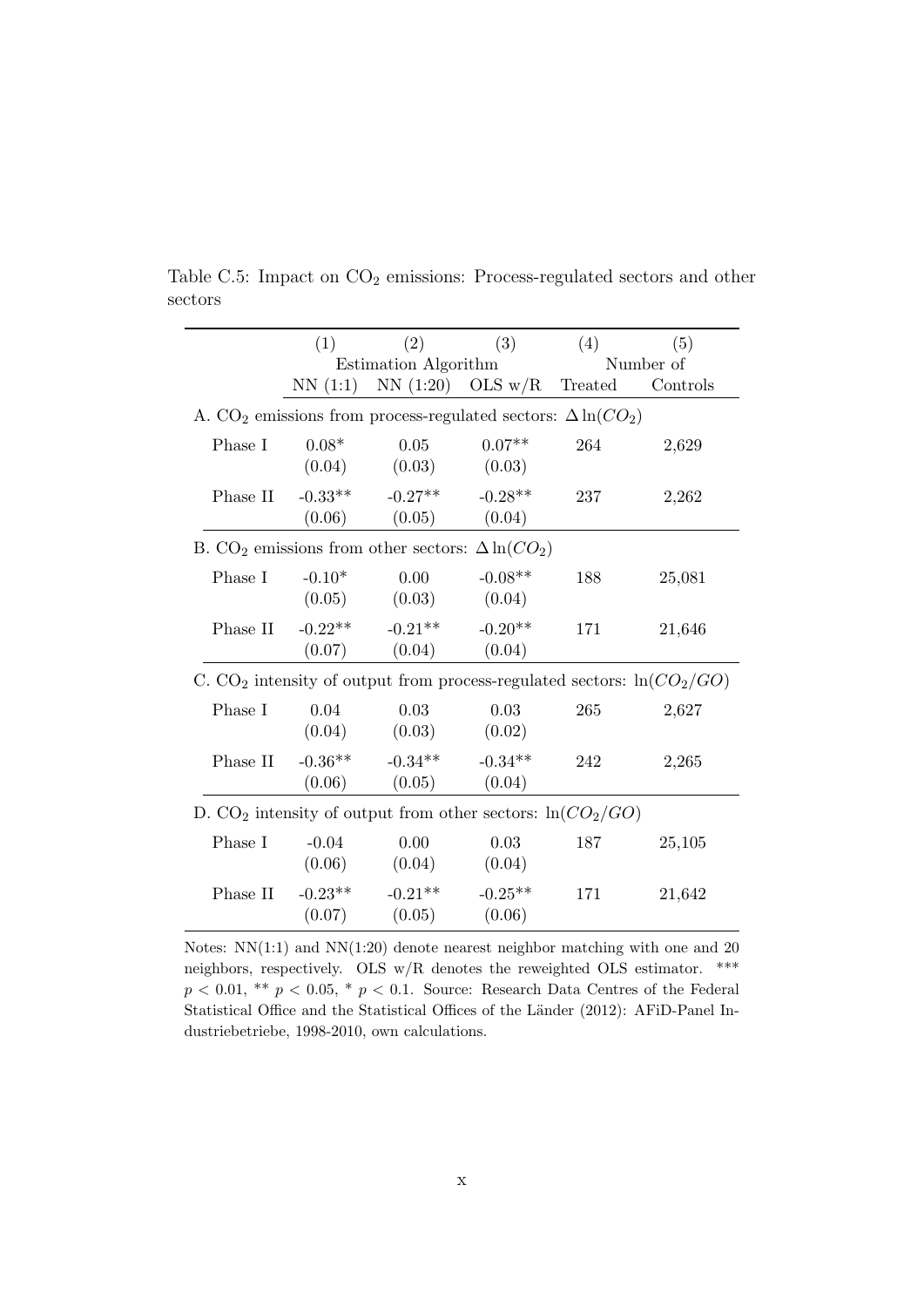Table C.5: Impact on $CO_2$ emissions: Process-regulated sectors and other sectors

| | (1) | (2) | (3) | (4) | (5) |
|---|---|---|---|---|---|
| | Estimation Algorithm | | | Number of | |
| | NN (1:1) | NN (1:20) | OLS w/R | Treated | Controls |
| A. $CO_2$ emissions from process-regulated sectors: $\Delta \ln(CO_2)$ | | | | | |
| Phase I | 0.08* | 0.05 | 0.07** | 264 | 2,629 |
| | (0.04) | (0.03) | (0.03) | | |
| Phase II | -0.33** | -0.27** | -0.28** | 237 | 2,262 |
| | (0.06) | (0.05) | (0.04) | | |
| B. $CO_2$ emissions from other sectors: $\Delta \ln(CO_2)$ | | | | | |
| Phase I | -0.10* | 0.00 | -0.08** | 188 | 25,081 |
| | (0.05) | (0.03) | (0.04) | | |
| Phase II | -0.22** | -0.21** | -0.20** | 171 | 21,646 |
| | (0.07) | (0.04) | (0.04) | | |
| C. $CO_2$ intensity of output from process-regulated sectors: $\ln(CO_2/GO)$ | | | | | |
| Phase I | 0.04 | 0.03 | 0.03 | 265 | 2,627 |
| | (0.04) | (0.03) | (0.02) | | |
| Phase II | -0.36** | -0.34** | -0.34** | 242 | 2,265 |
| | (0.06) | (0.05) | (0.04) | | |
| D. $CO_2$ intensity of output from other sectors: $\ln(CO_2/GO)$ | | | | | |
| Phase I | -0.04 | 0.00 | 0.03 | 187 | 25,105 |
| | (0.06) | (0.04) | (0.04) | | |
| Phase II | -0.23** | -0.21** | -0.25** | 171 | 21,642 |
| | (0.07) | (0.05) | (0.06) | | |

Notes: NN(1:1) and NN(1:20) denote nearest neighbor matching with one and 20 neighbors, respectively. OLS w/R denotes the reweighted OLS estimator. *** $p < 0.01$, ** $p < 0.05$, * $p < 0.1$. Source: Research Data Centres of the Federal Statistical Office and the Statistical Offices of the Länder (2012): AFiD-Panel Industriebetriebe, 1998-2010, own calculations.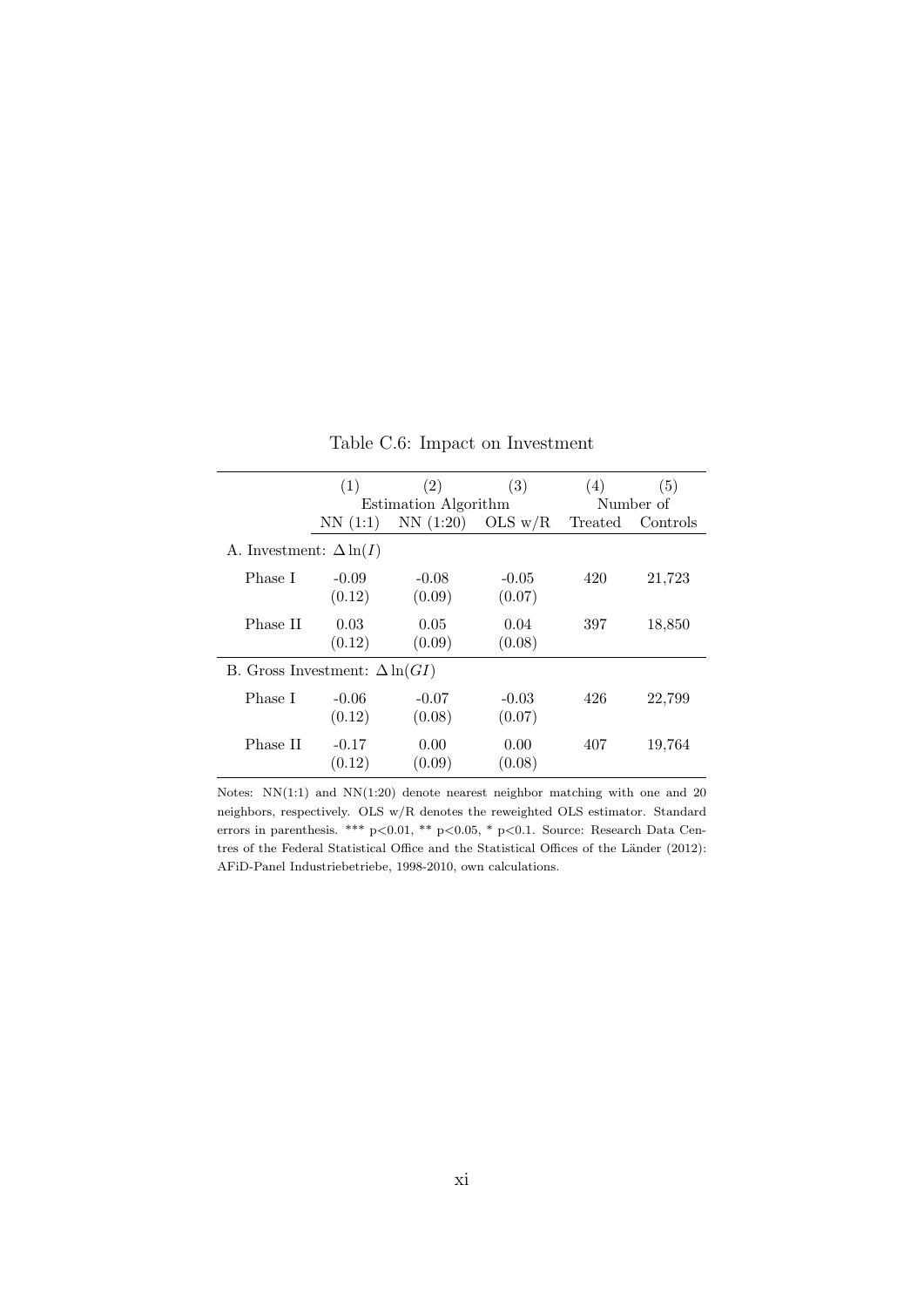Table C.6: Impact on Investment

| | (1) | (2) | (3) | (4) | (5) |
|---|---|---|---|---|---|
| | Estimation Algorithm | | | Number of | |
| | NN (1:1) | NN (1:20) | OLS w/R | Treated | Controls |
| A. Investment: $\Delta \ln(I)$ | | | | | |
| Phase I | -0.09 | -0.08 | -0.05 | 420 | 21,723 |
| | (0.12) | (0.09) | (0.07) | | |
| Phase II | 0.03 | 0.05 | 0.04 | 397 | 18,850 |
| | (0.12) | (0.09) | (0.08) | | |
| B. Gross Investment: $\Delta \ln(GI)$ | | | | | |
| Phase I | -0.06 | -0.07 | -0.03 | 426 | 22,799 |
| | (0.12) | (0.08) | (0.07) | | |
| Phase II | -0.17 | 0.00 | 0.00 | 407 | 19,764 |
| | (0.12) | (0.09) | (0.08) | | |

Notes: NN(1:1) and NN(1:20) denote nearest neighbor matching with one and 20 neighbors, respectively. OLS w/R denotes the reweighted OLS estimator. Standard errors in parenthesis. *** p<0.01, ** p<0.05, * p<0.1. Source: Research Data Centres of the Federal Statistical Office and the Statistical Offices of the Länder (2012): AFiD-Panel Industriebetriebe, 1998-2010, own calculations.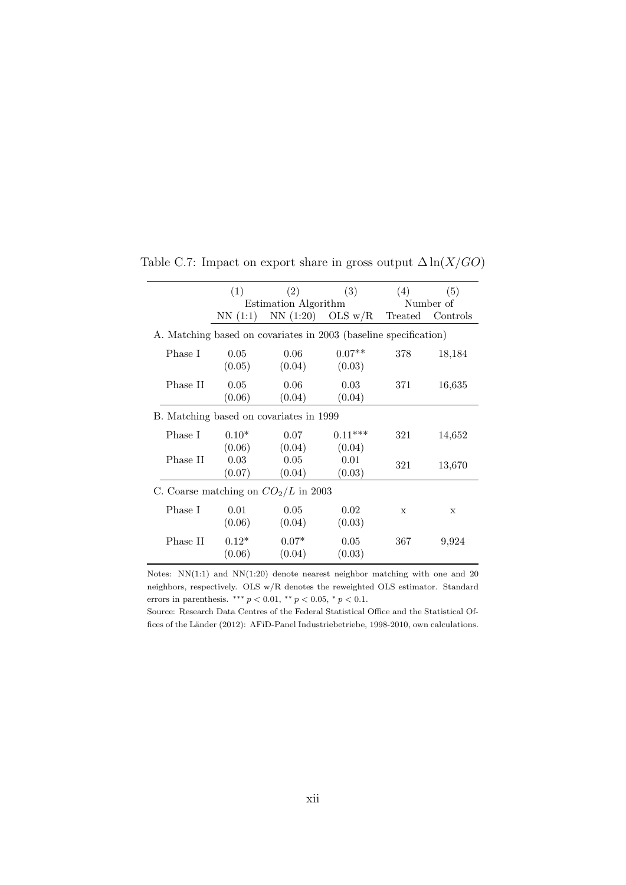Table C.7: Impact on export share in gross output $\Delta \ln(X/GO)$

| | (1) | (2) | (3) | (4) | (5) |
|---|---|---|---|---|---|
| | Estimation Algorithm | | | Number of | |
| | NN (1:1) | NN (1:20) | OLS w/R | Treated | Controls |
| A. Matching based on covariates in 2003 (baseline specification) | | | | | |
| Phase I | 0.05 | 0.06 | 0.07** | 378 | 18,184 |
| | (0.05) | (0.04) | (0.03) | | |
| Phase II | 0.05 | 0.06 | 0.03 | 371 | 16,635 |
| | (0.06) | (0.04) | (0.04) | | |
| B. Matching based on covariates in 1999 | | | | | |
| Phase I | 0.10* | 0.07 | 0.11*** | 321 | 14,652 |
| | (0.06) | (0.04) | (0.04) | | |
| Phase II | 0.03 | 0.05 | 0.01 | 321 | 13,670 |
| | (0.07) | (0.04) | (0.03) | | |
| C. Coarse matching on $CO_2/L$ in 2003 | | | | | |
| Phase I | 0.01 | 0.05 | 0.02 | x | x |
| | (0.06) | (0.04) | (0.03) | | |
| Phase II | 0.12* | 0.07* | 0.05 | 367 | 9,924 |
| | (0.06) | (0.04) | (0.03) | | |

Notes: NN(1:1) and NN(1:20) denote nearest neighbor matching with one and 20 neighbors, respectively. OLS w/R denotes the reweighted OLS estimator. Standard errors in parenthesis. *** $p < 0.01$, ** $p < 0.05$, * $p < 0.1$.

Source: Research Data Centres of the Federal Statistical Office and the Statistical Offices of the Länder (2012): AFiD-Panel Industriebetriebe, 1998-2010, own calculations.